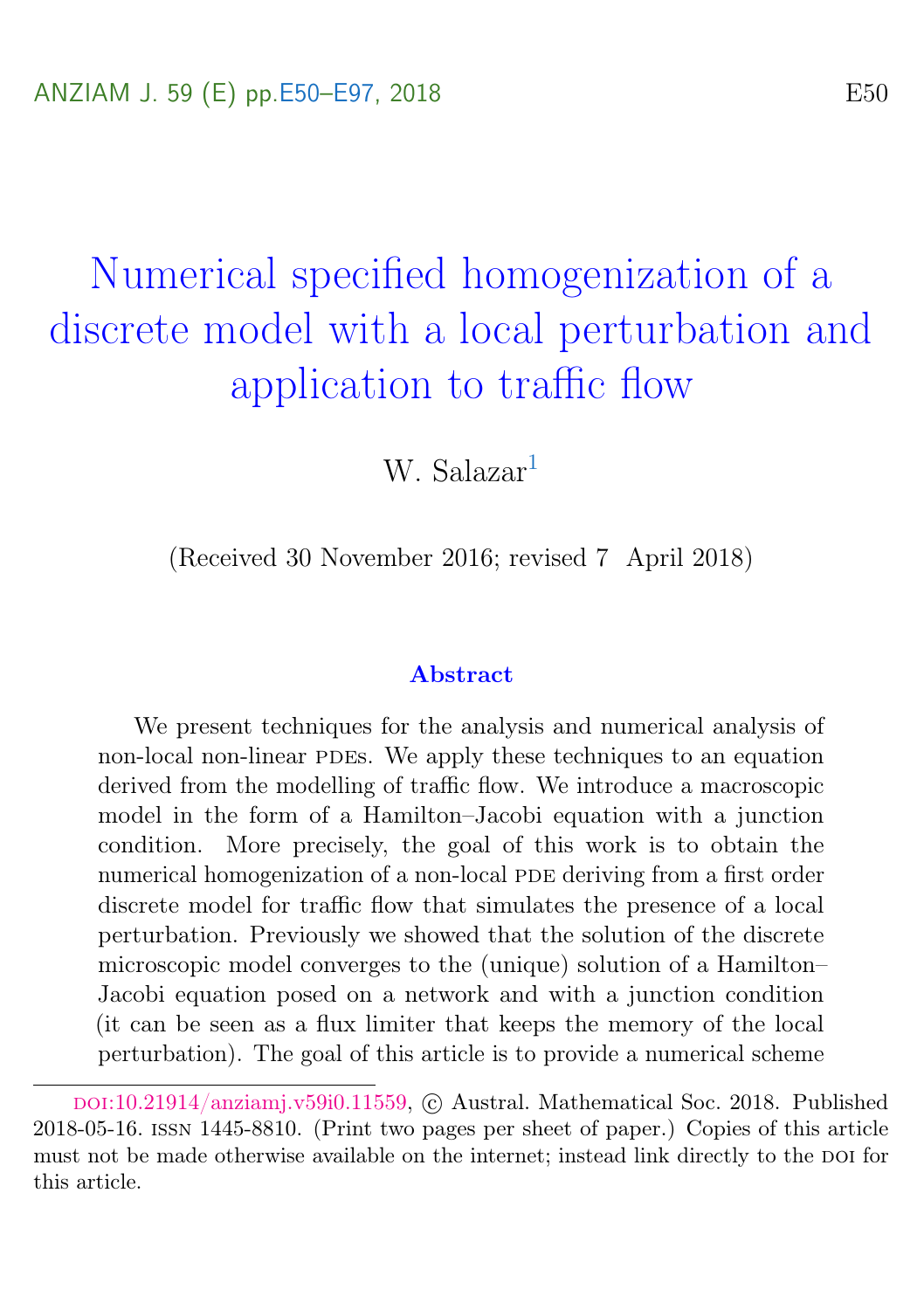# Numerical specified homogenization of a discrete model with a local perturbation and application to traffic flow

W. Salazar[1]

(Received 30 November 2016; revised 7 April 2018)

## Abstract

We present techniques for the analysis and numerical analysis of non-local non-linear PDEs. We apply these techniques to an equation derived from the modelling of traffic flow. We introduce a macroscopic model in the form of a Hamilton–Jacobi equation with a junction condition. More precisely, the goal of this work is to obtain the numerical homogenization of a non-local PDE deriving from a first order discrete model for traffic flow that simulates the presence of a local perturbation. Previously we showed that the solution of the discrete microscopic model converges to the (unique) solution of a Hamilton–Jacobi equation posed on a network and with a junction condition (it can be seen as a flux limiter that keeps the memory of the local perturbation). The goal of this article is to provide a numerical scheme

---

DOI:10.21914/anziamj.v59i0.11559, © Austral. Mathematical Soc. 2018. Published 2018-05-16. ISSN 1445-8810. (Print two pages per sheet of paper.) Copies of this article must not be made otherwise available on the internet; instead link directly to the DOI for this article.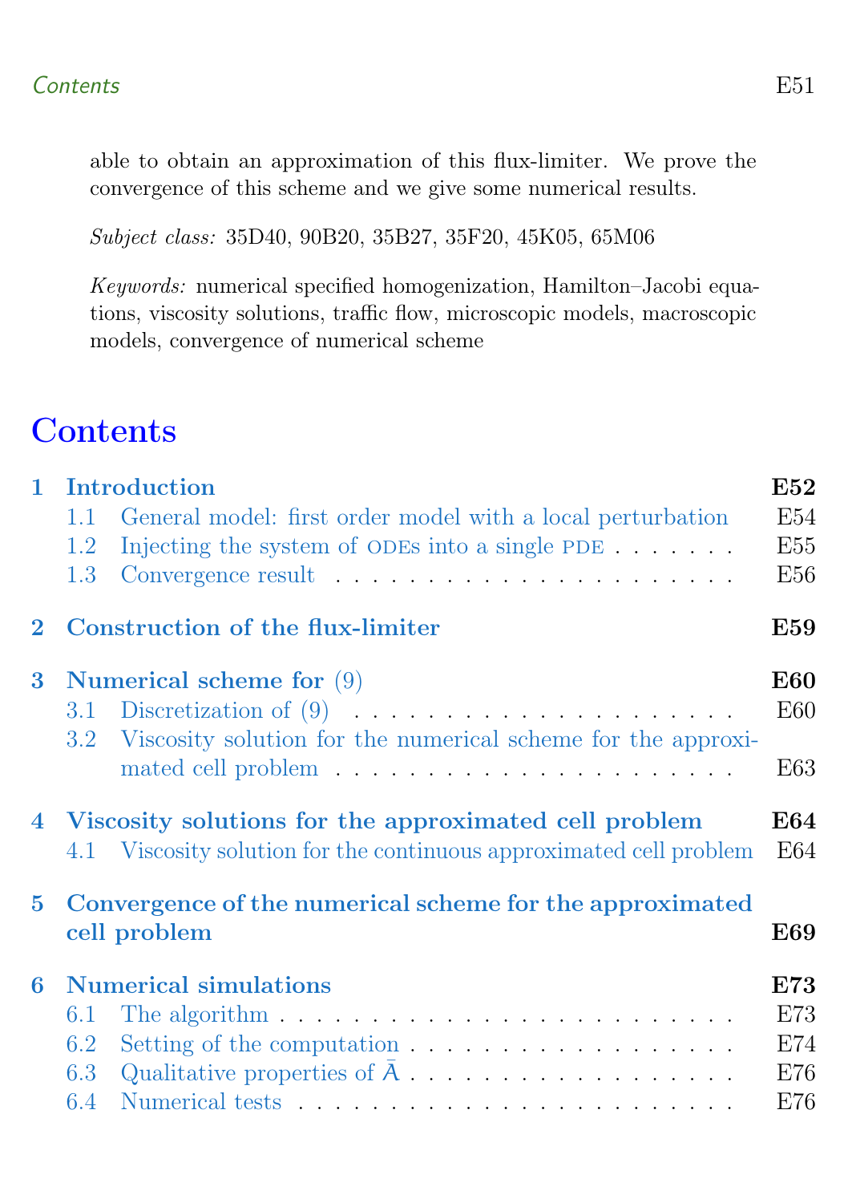able to obtain an approximation of this flux-limiter. We prove the convergence of this scheme and we give some numerical results.

*Subject class:* 35D40, 90B20, 35B27, 35F20, 45K05, 65M06

*Keywords:* numerical specified homogenization, Hamilton–Jacobi equations, viscosity solutions, traffic flow, microscopic models, macroscopic models, convergence of numerical scheme

# Contents

- **1 Introduction** — E52
  - 1.1 General model: first order model with a local perturbation — E54
  - 1.2 Injecting the system of ODEs into a single PDE — E55
  - 1.3 Convergence result — E56
- **2 Construction of the flux-limiter** — E59
- **3 Numerical scheme for (9)** — E60
  - 3.1 Discretization of (9) — E60
  - 3.2 Viscosity solution for the numerical scheme for the approximated cell problem — E63
- **4 Viscosity solutions for the approximated cell problem** — E64
  - 4.1 Viscosity solution for the continuous approximated cell problem — E64
- **5 Convergence of the numerical scheme for the approximated cell problem** — E69
- **6 Numerical simulations** — E73
  - 6.1 The algorithm — E73
  - 6.2 Setting of the computation — E74
  - 6.3 Qualitative properties of $\bar{A}$ — E76
  - 6.4 Numerical tests — E76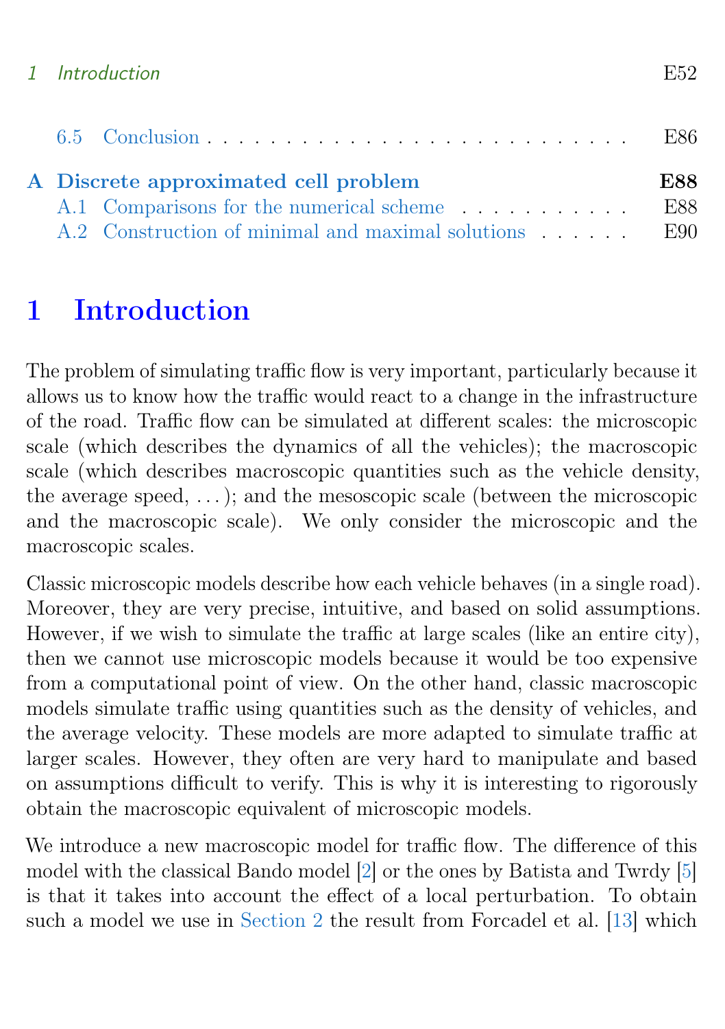6.5 Conclusion . . . . . . . . . . . . . . . . . . . . . . . . . . . . . . E86

**A Discrete approximated cell problem** **E88**

A.1 Comparisons for the numerical scheme . . . . . . . . . . . E88

A.2 Construction of minimal and maximal solutions . . . . . . E90

# 1 Introduction

The problem of simulating traffic flow is very important, particularly because it allows us to know how the traffic would react to a change in the infrastructure of the road. Traffic flow can be simulated at different scales: the microscopic scale (which describes the dynamics of all the vehicles); the macroscopic scale (which describes macroscopic quantities such as the vehicle density, the average speed, ...); and the mesoscopic scale (between the microscopic and the macroscopic scale). We only consider the microscopic and the macroscopic scales.

Classic microscopic models describe how each vehicle behaves (in a single road). Moreover, they are very precise, intuitive, and based on solid assumptions. However, if we wish to simulate the traffic at large scales (like an entire city), then we cannot use microscopic models because it would be too expensive from a computational point of view. On the other hand, classic macroscopic models simulate traffic using quantities such as the density of vehicles, and the average velocity. These models are more adapted to simulate traffic at larger scales. However, they often are very hard to manipulate and based on assumptions difficult to verify. This is why it is interesting to rigorously obtain the macroscopic equivalent of microscopic models.

We introduce a new macroscopic model for traffic flow. The difference of this model with the classical Bando model [2] or the ones by Batista and Twrdy [5] is that it takes into account the effect of a local perturbation. To obtain such a model we use in Section 2 the result from Forcadel et al. [13] which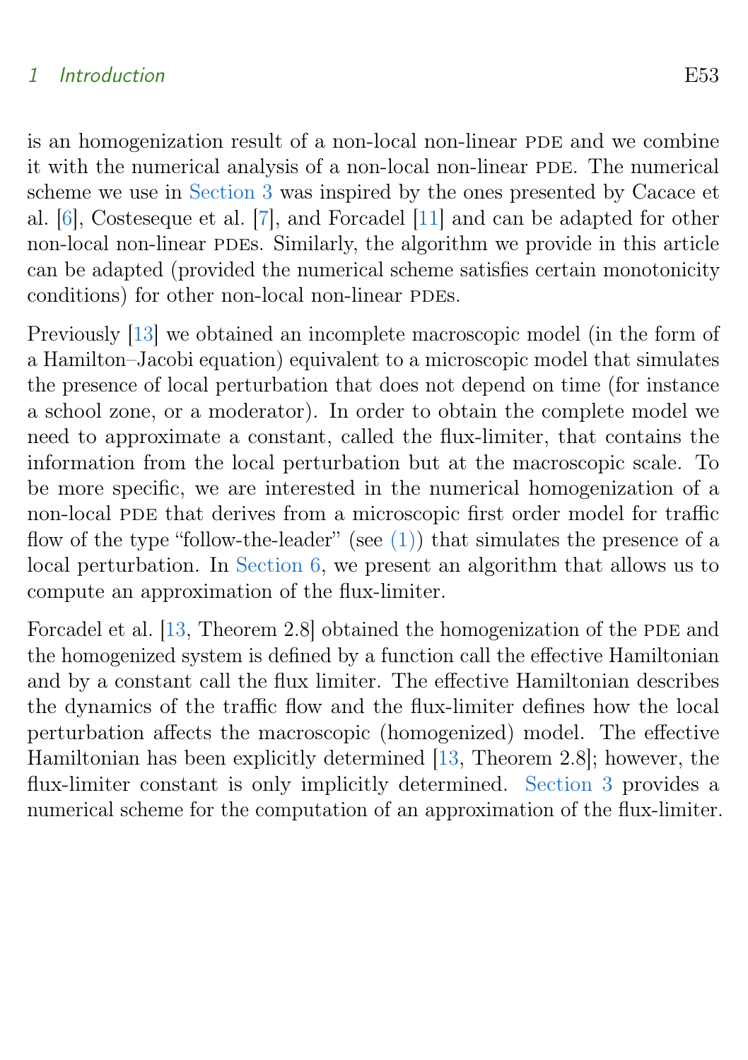is an homogenization result of a non-local non-linear PDE and we combine it with the numerical analysis of a non-local non-linear PDE. The numerical scheme we use in Section 3 was inspired by the ones presented by Cacace et al. [6], Costeseque et al. [7], and Forcadel [11] and can be adapted for other non-local non-linear PDEs. Similarly, the algorithm we provide in this article can be adapted (provided the numerical scheme satisfies certain monotonicity conditions) for other non-local non-linear PDEs.

Previously [13] we obtained an incomplete macroscopic model (in the form of a Hamilton–Jacobi equation) equivalent to a microscopic model that simulates the presence of local perturbation that does not depend on time (for instance a school zone, or a moderator). In order to obtain the complete model we need to approximate a constant, called the flux-limiter, that contains the information from the local perturbation but at the macroscopic scale. To be more specific, we are interested in the numerical homogenization of a non-local PDE that derives from a microscopic first order model for traffic flow of the type "follow-the-leader" (see (1)) that simulates the presence of a local perturbation. In Section 6, we present an algorithm that allows us to compute an approximation of the flux-limiter.

Forcadel et al. [13, Theorem 2.8] obtained the homogenization of the PDE and the homogenized system is defined by a function call the effective Hamiltonian and by a constant call the flux limiter. The effective Hamiltonian describes the dynamics of the traffic flow and the flux-limiter defines how the local perturbation affects the macroscopic (homogenized) model. The effective Hamiltonian has been explicitly determined [13, Theorem 2.8]; however, the flux-limiter constant is only implicitly determined. Section 3 provides a numerical scheme for the computation of an approximation of the flux-limiter.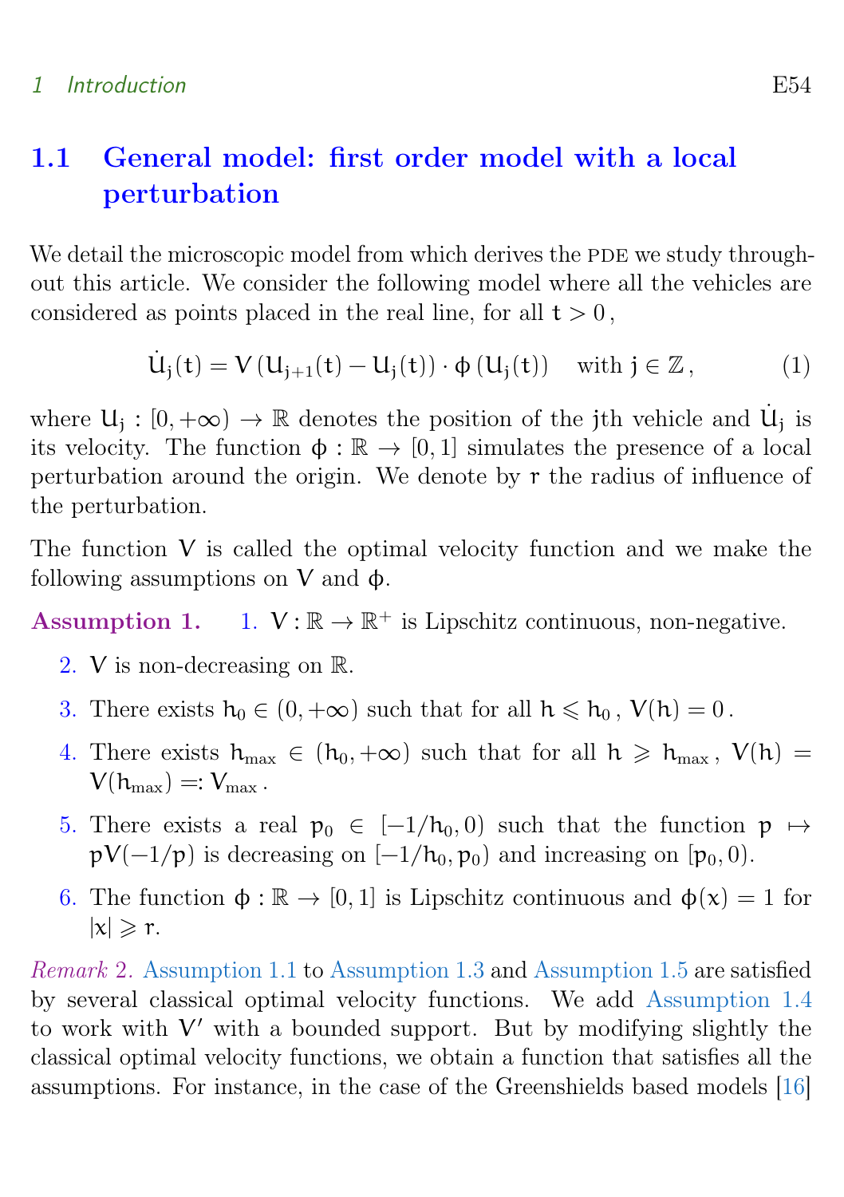## 1.1 General model: first order model with a local perturbation

We detail the microscopic model from which derives the PDE we study throughout this article. We consider the following model where all the vehicles are considered as points placed in the real line, for all $t > 0$,

$$\dot{U}_j(t) = V\left(U_{j+1}(t) - U_j(t)\right) \cdot \phi\left(U_j(t)\right) \quad \text{with } j \in \mathbb{Z}, \tag{1}$$

where $U_j : [0, +\infty) \to \mathbb{R}$ denotes the position of the $j$th vehicle and $\dot{U}_j$ is its velocity. The function $\phi : \mathbb{R} \to [0, 1]$ simulates the presence of a local perturbation around the origin. We denote by $r$ the radius of influence of the perturbation.

The function $V$ is called the optimal velocity function and we make the following assumptions on $V$ and $\phi$.

**Assumption 1.**

1. $V : \mathbb{R} \to \mathbb{R}^+$ is Lipschitz continuous, non-negative.
2. $V$ is non-decreasing on $\mathbb{R}$.
3. There exists $h_0 \in (0, +\infty)$ such that for all $h \leqslant h_0$, $V(h) = 0$.
4. There exists $h_{\max} \in (h_0, +\infty)$ such that for all $h \geqslant h_{\max}$, $V(h) = V(h_{\max}) =: V_{\max}$.
5. There exists a real $p_0 \in [-1/h_0, 0)$ such that the function $p \mapsto pV(-1/p)$ is decreasing on $[-1/h_0, p_0)$ and increasing on $[p_0, 0)$.
6. The function $\phi : \mathbb{R} \to [0, 1]$ is Lipschitz continuous and $\phi(x) = 1$ for $|x| \geqslant r$.

*Remark* 2. Assumption 1.1 to Assumption 1.3 and Assumption 1.5 are satisfied by several classical optimal velocity functions. We add Assumption 1.4 to work with $V'$ with a bounded support. But by modifying slightly the classical optimal velocity functions, we obtain a function that satisfies all the assumptions. For instance, in the case of the Greenshields based models [16]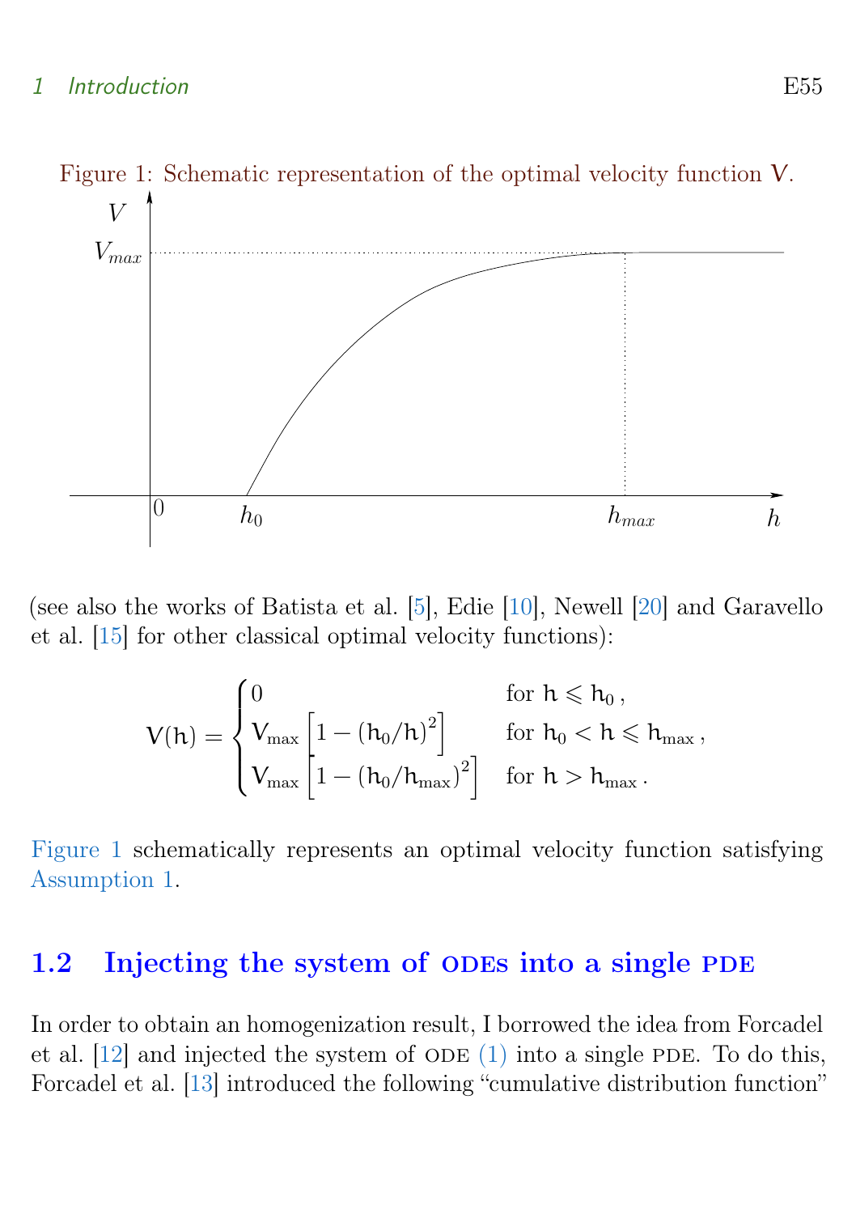Figure 1: Schematic representation of the optimal velocity function $V$.

(see also the works of Batista et al. [5], Edie [10], Newell [20] and Garavello et al. [15] for other classical optimal velocity functions):

$$V(h) = \begin{cases} 0 & \text{for } h \leqslant h_0\,, \\ V_{\max}\left[1 - (h_0/h)^2\right] & \text{for } h_0 < h \leqslant h_{\max}\,, \\ V_{\max}\left[1 - (h_0/h_{\max})^2\right] & \text{for } h > h_{\max}\,. \end{cases}$$

Figure 1 schematically represents an optimal velocity function satisfying Assumption 1.

## 1.2 Injecting the system of ODEs into a single PDE

In order to obtain an homogenization result, I borrowed the idea from Forcadel et al. [12] and injected the system of ODE (1) into a single PDE. To do this, Forcadel et al. [13] introduced the following "cumulative distribution function"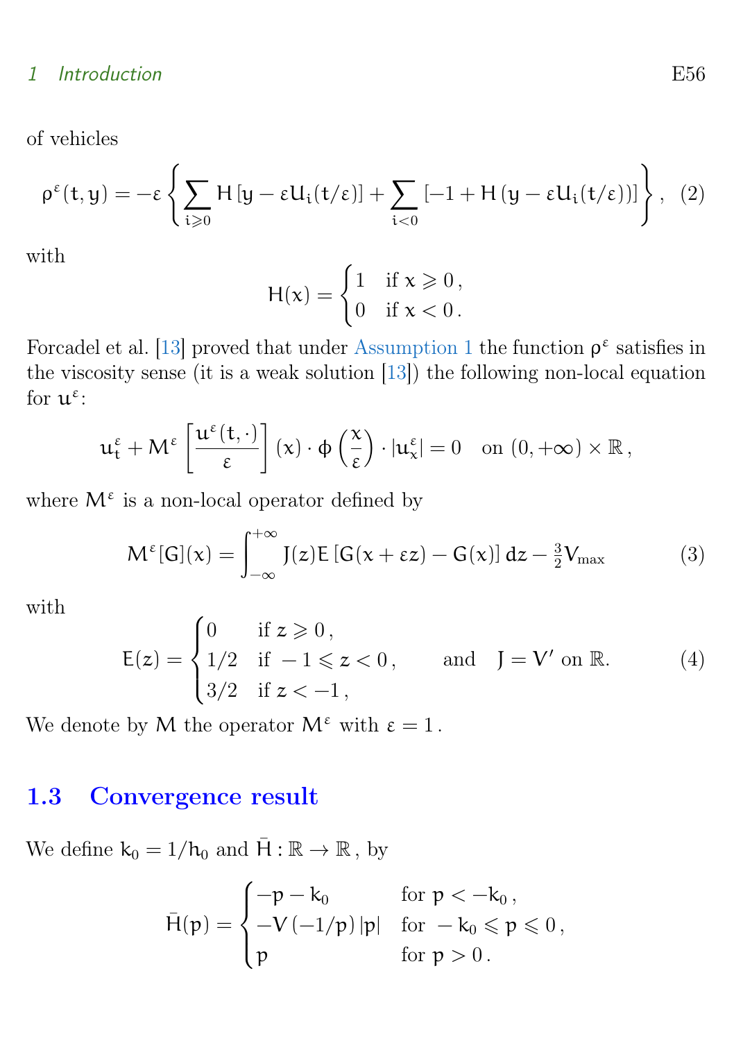of vehicles

$$\rho^\varepsilon(t,y) = -\varepsilon \left\{ \sum_{i\geqslant 0} H\left[y - \varepsilon U_i(t/\varepsilon)\right] + \sum_{i<0} \left[-1 + H\left(y - \varepsilon U_i(t/\varepsilon)\right)\right] \right\}, \quad (2)$$

with

$$H(x) = \begin{cases} 1 & \text{if } x \geqslant 0\,, \\ 0 & \text{if } x < 0\,. \end{cases}$$

Forcadel et al. [13] proved that under Assumption 1 the function $\rho^\varepsilon$ satisfies in the viscosity sense (it is a weak solution [13]) the following non-local equation for $u^\varepsilon$:

$$u_t^\varepsilon + M^\varepsilon\left[\frac{u^\varepsilon(t,\cdot)}{\varepsilon}\right](x) \cdot \phi\left(\frac{x}{\varepsilon}\right) \cdot |u_x^\varepsilon| = 0 \quad \text{on } (0,+\infty) \times \mathbb{R}\,,$$

where $M^\varepsilon$ is a non-local operator defined by

$$M^\varepsilon[G](x) = \int_{-\infty}^{+\infty} J(z) E\left[G(x+\varepsilon z) - G(x)\right] dz - \tfrac{3}{2} V_{\max} \quad (3)$$

with

$$E(z) = \begin{cases} 0 & \text{if } z \geqslant 0\,, \\ 1/2 & \text{if } -1 \leqslant z < 0\,, \\ 3/2 & \text{if } z < -1\,, \end{cases} \qquad \text{and} \quad J = V' \text{ on } \mathbb{R}. \quad (4)$$

We denote by $M$ the operator $M^\varepsilon$ with $\varepsilon = 1$.

### 1.3 Convergence result

We define $k_0 = 1/h_0$ and $\bar{H} : \mathbb{R} \to \mathbb{R}$, by

$$\bar{H}(p) = \begin{cases} -p - k_0 & \text{for } p < -k_0\,, \\ -V\left(-1/p\right)|p| & \text{for } -k_0 \leqslant p \leqslant 0\,, \\ p & \text{for } p > 0\,. \end{cases}$$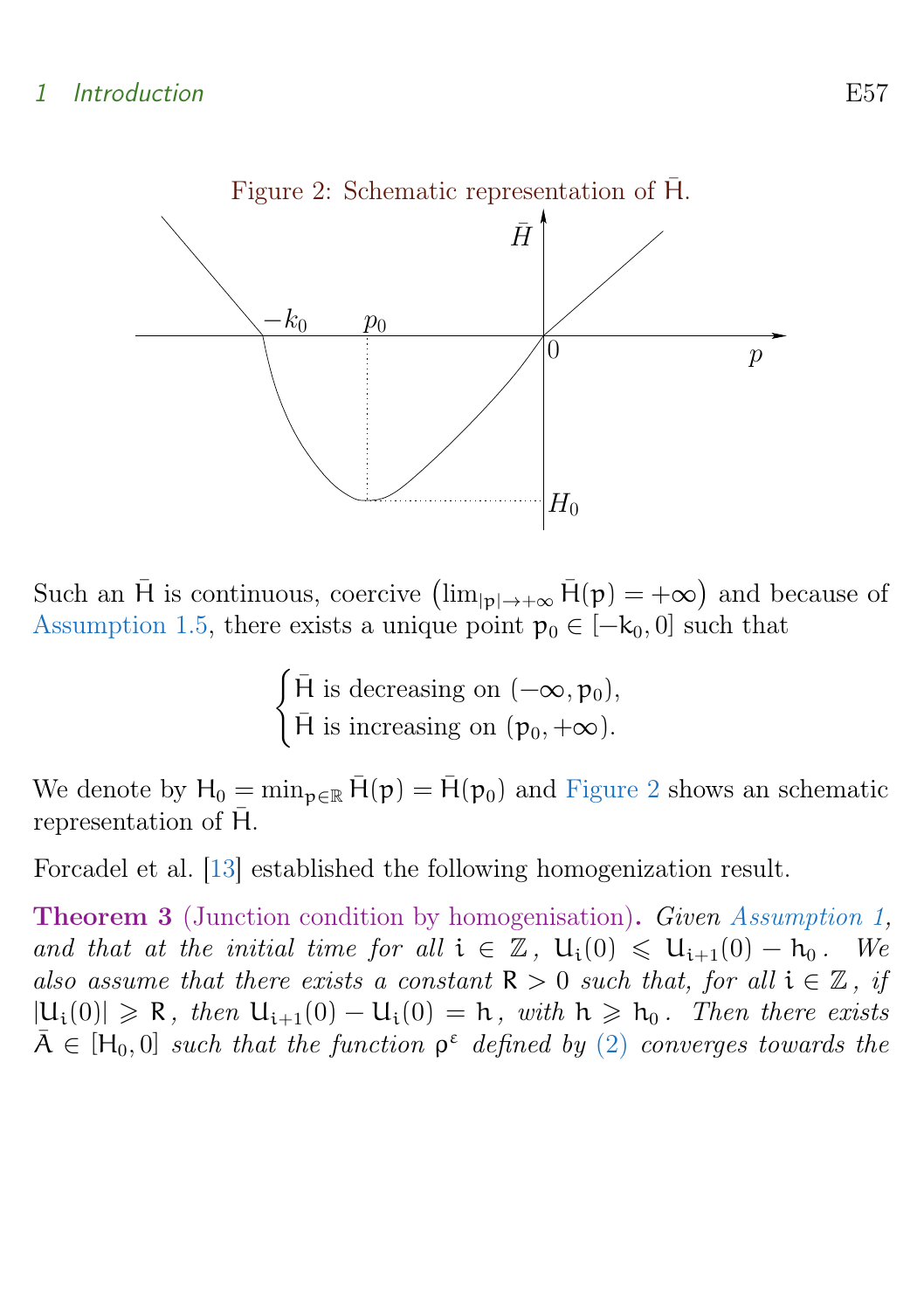Figure 2: Schematic representation of $\bar{H}$.

Such an $\bar{H}$ is continuous, coercive $\left(\lim_{|p|\to+\infty} \bar{H}(p) = +\infty\right)$ and because of Assumption 1.5, there exists a unique point $p_0 \in [-k_0, 0]$ such that

$$\begin{cases} \bar{H} \text{ is decreasing on } (-\infty, p_0), \\ \bar{H} \text{ is increasing on } (p_0, +\infty). \end{cases}$$

We denote by $H_0 = \min_{p\in\mathbb{R}} \bar{H}(p) = \bar{H}(p_0)$ and Figure 2 shows an schematic representation of $\bar{H}$.

Forcadel et al. [13] established the following homogenization result.

**Theorem 3** (Junction condition by homogenisation)**.** *Given Assumption 1, and that at the initial time for all $i \in \mathbb{Z}$, $U_i(0) \leqslant U_{i+1}(0) - h_0$. We also assume that there exists a constant $R > 0$ such that, for all $i \in \mathbb{Z}$, if $|U_i(0)| \geqslant R$, then $U_{i+1}(0) - U_i(0) = h$, with $h \geqslant h_0$. Then there exists $\bar{A} \in [H_0, 0]$ such that the function $\rho^\varepsilon$ defined by (2) converges towards the*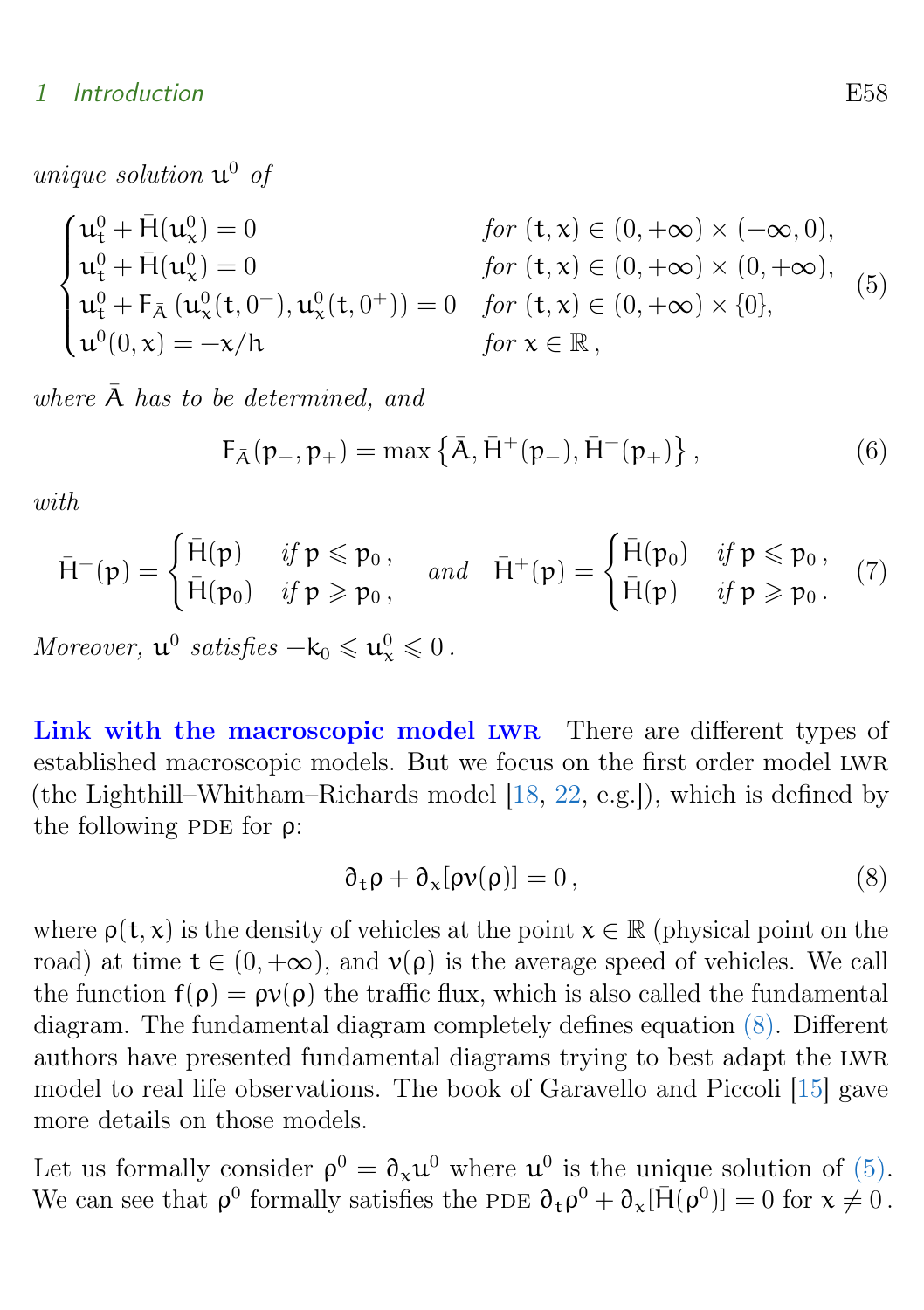*unique solution* $u^0$ *of*

$$\begin{cases} u^0_t + \bar{H}(u^0_x) = 0 & \text{for } (t,x) \in (0,+\infty) \times (-\infty, 0), \\ u^0_t + \bar{H}(u^0_x) = 0 & \text{for } (t,x) \in (0,+\infty) \times (0,+\infty), \\ u^0_t + F_{\bar{A}}\left(u^0_x(t,0^-), u^0_x(t,0^+)\right) = 0 & \text{for } (t,x) \in (0,+\infty) \times \{0\}, \\ u^0(0,x) = -x/h & \text{for } x \in \mathbb{R}\,, \end{cases} \tag{5}$$

*where* $\bar{A}$ *has to be determined, and*

$$F_{\bar{A}}(p_-, p_+) = \max\left\{\bar{A}, \bar{H}^+(p_-), \bar{H}^-(p_+)\right\}, \tag{6}$$

*with*

$$\bar{H}^-(p) = \begin{cases} \bar{H}(p) & \text{if } p \leqslant p_0\,, \\ \bar{H}(p_0) & \text{if } p \geqslant p_0\,, \end{cases} \quad \text{and} \quad \bar{H}^+(p) = \begin{cases} \bar{H}(p_0) & \text{if } p \leqslant p_0\,, \\ \bar{H}(p) & \text{if } p \geqslant p_0\,. \end{cases} \tag{7}$$

*Moreover,* $u^0$ *satisfies* $-k_0 \leqslant u^0_x \leqslant 0$.

**Link with the macroscopic model LWR** There are different types of established macroscopic models. But we focus on the first order model LWR (the Lighthill–Whitham–Richards model [18, 22, e.g.]), which is defined by the following PDE for $\rho$:

$$\partial_t \rho + \partial_x[\rho v(\rho)] = 0\,, \tag{8}$$

where $\rho(t,x)$ is the density of vehicles at the point $x \in \mathbb{R}$ (physical point on the road) at time $t \in (0,+\infty)$, and $v(\rho)$ is the average speed of vehicles. We call the function $f(\rho) = \rho v(\rho)$ the traffic flux, which is also called the fundamental diagram. The fundamental diagram completely defines equation (8). Different authors have presented fundamental diagrams trying to best adapt the LWR model to real life observations. The book of Garavello and Piccoli [15] gave more details on those models.

Let us formally consider $\rho^0 = \partial_x u^0$ where $u^0$ is the unique solution of (5). We can see that $\rho^0$ formally satisfies the PDE $\partial_t \rho^0 + \partial_x[\bar{H}(\rho^0)] = 0$ for $x \neq 0$.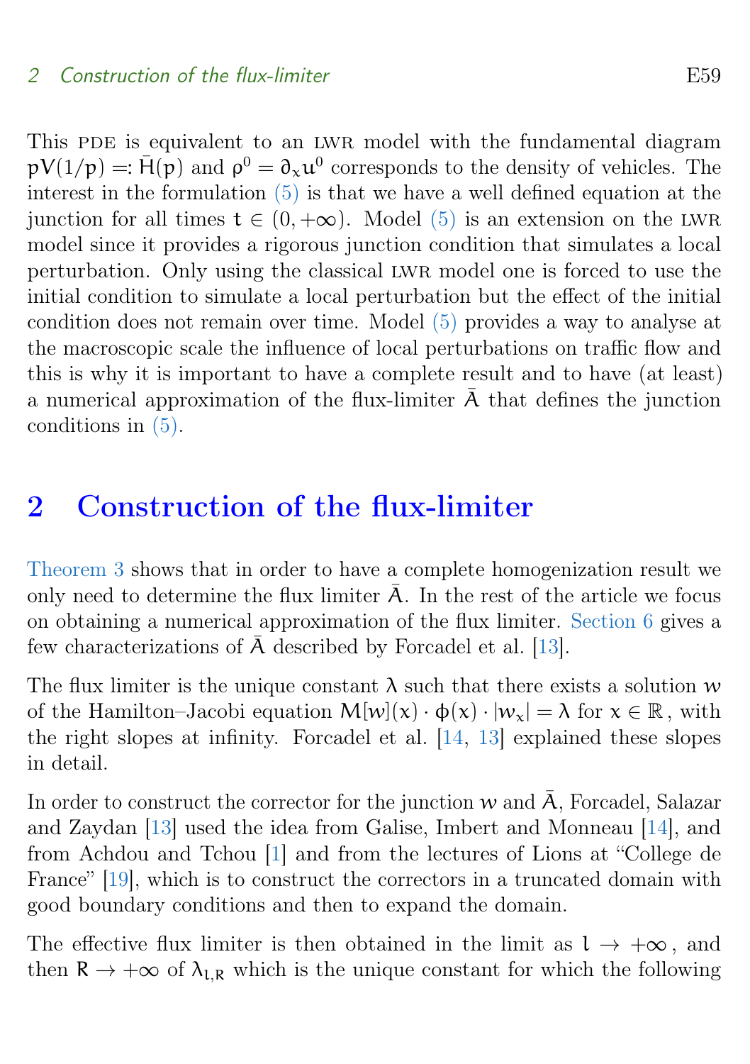This PDE is equivalent to an LWR model with the fundamental diagram $pV(1/p) =: \bar{H}(p)$ and $\rho^0 = \partial_x u^0$ corresponds to the density of vehicles. The interest in the formulation (5) is that we have a well defined equation at the junction for all times $t \in (0, +\infty)$. Model (5) is an extension on the LWR model since it provides a rigorous junction condition that simulates a local perturbation. Only using the classical LWR model one is forced to use the initial condition to simulate a local perturbation but the effect of the initial condition does not remain over time. Model (5) provides a way to analyse at the macroscopic scale the influence of local perturbations on traffic flow and this is why it is important to have a complete result and to have (at least) a numerical approximation of the flux-limiter $\bar{A}$ that defines the junction conditions in (5).

## 2 Construction of the flux-limiter

Theorem 3 shows that in order to have a complete homogenization result we only need to determine the flux limiter $\bar{A}$. In the rest of the article we focus on obtaining a numerical approximation of the flux limiter. Section 6 gives a few characterizations of $\bar{A}$ described by Forcadel et al. [13].

The flux limiter is the unique constant $\lambda$ such that there exists a solution $w$ of the Hamilton–Jacobi equation $M[w](x) \cdot \phi(x) \cdot |w_x| = \lambda$ for $x \in \mathbb{R}$, with the right slopes at infinity. Forcadel et al. [14, 13] explained these slopes in detail.

In order to construct the corrector for the junction $w$ and $\bar{A}$, Forcadel, Salazar and Zaydan [13] used the idea from Galise, Imbert and Monneau [14], and from Achdou and Tchou [1] and from the lectures of Lions at "College de France" [19], which is to construct the correctors in a truncated domain with good boundary conditions and then to expand the domain.

The effective flux limiter is then obtained in the limit as $l \to +\infty$, and then $R \to +\infty$ of $\lambda_{l,R}$ which is the unique constant for which the following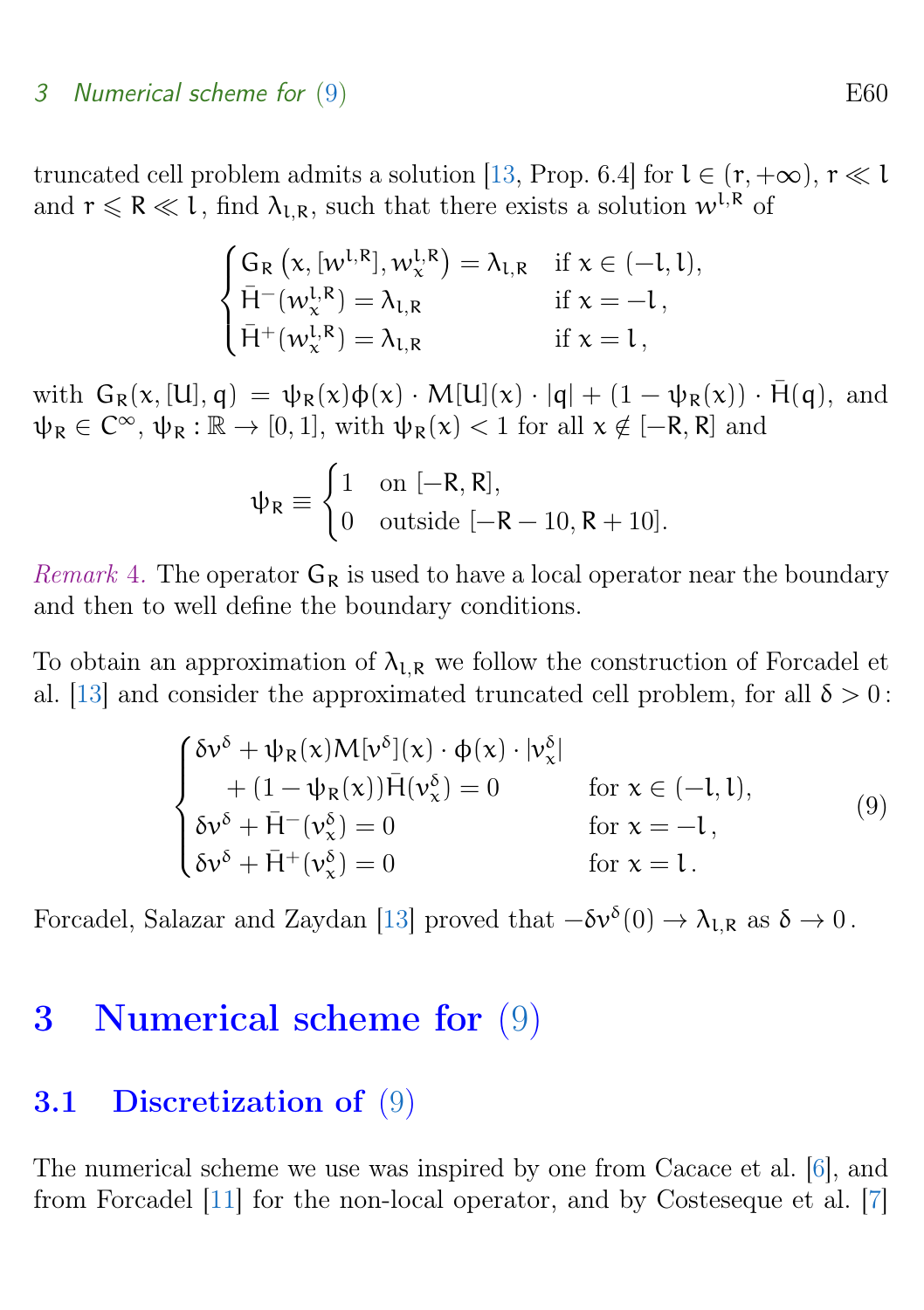truncated cell problem admits a solution [13, Prop. 6.4] for $l \in (r, +\infty)$, $r \ll l$ and $r \leqslant R \ll l$, find $\lambda_{l,R}$, such that there exists a solution $w^{l,R}$ of

$$
\begin{cases}
G_R\left(x, [w^{l,R}], w^{l,R}_x\right) = \lambda_{l,R} & \text{if } x \in (-l, l), \\
\bar{H}^-(w^{l,R}_x) = \lambda_{l,R} & \text{if } x = -l\,, \\
\bar{H}^+(w^{l,R}_x) = \lambda_{l,R} & \text{if } x = l\,,
\end{cases}
$$

with $G_R(x, [U], q) = \psi_R(x)\phi(x) \cdot M[U](x) \cdot |q| + (1 - \psi_R(x)) \cdot \bar{H}(q)$, and $\psi_R \in C^\infty$, $\psi_R : \mathbb{R} \to [0, 1]$, with $\psi_R(x) < 1$ for all $x \notin [-R, R]$ and

$$
\psi_R \equiv \begin{cases}
1 & \text{on } [-R, R], \\
0 & \text{outside } [-R-10, R+10].
\end{cases}
$$

*Remark 4.* The operator $G_R$ is used to have a local operator near the boundary and then to well define the boundary conditions.

To obtain an approximation of $\lambda_{l,R}$ we follow the construction of Forcadel et al. [13] and consider the approximated truncated cell problem, for all $\delta > 0$:

$$
\begin{cases}
\delta v^\delta + \psi_R(x) M[v^\delta](x) \cdot \phi(x) \cdot |v^\delta_x| \\
\quad + (1 - \psi_R(x))\bar{H}(v^\delta_x) = 0 & \text{for } x \in (-l, l), \\
\delta v^\delta + \bar{H}^-(v^\delta_x) = 0 & \text{for } x = -l\,, \\
\delta v^\delta + \bar{H}^+(v^\delta_x) = 0 & \text{for } x = l\,.
\end{cases}
\tag{9}
$$

Forcadel, Salazar and Zaydan [13] proved that $-\delta v^\delta(0) \to \lambda_{l,R}$ as $\delta \to 0$.

# 3 Numerical scheme for (9)

## 3.1 Discretization of (9)

The numerical scheme we use was inspired by one from Cacace et al. [6], and from Forcadel [11] for the non-local operator, and by Costeseque et al. [7]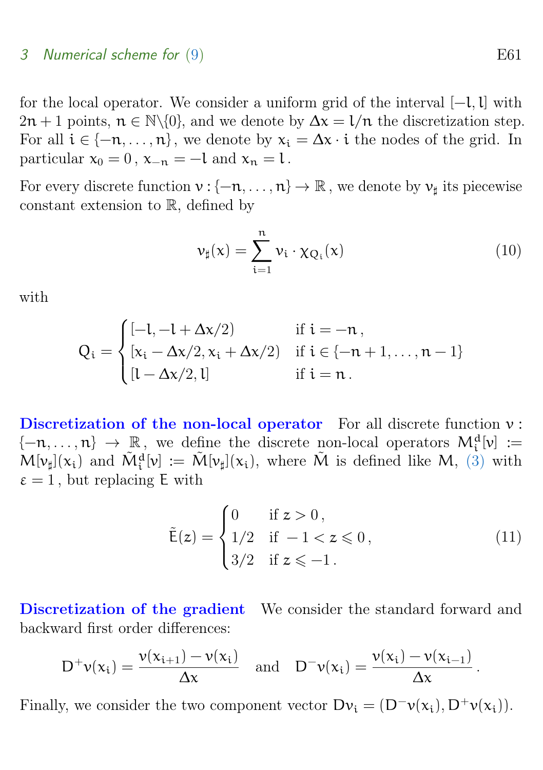for the local operator. We consider a uniform grid of the interval $[-l, l]$ with $2n+1$ points, $n \in \mathbb{N}\backslash\{0\}$, and we denote by $\Delta x = l/n$ the discretization step. For all $i \in \{-n, \dots, n\}$, we denote by $x_i = \Delta x \cdot i$ the nodes of the grid. In particular $x_0 = 0$, $x_{-n} = -l$ and $x_n = l$.

For every discrete function $v : \{-n, \dots, n\} \to \mathbb{R}$, we denote by $v_\sharp$ its piecewise constant extension to $\mathbb{R}$, defined by

$$v_\sharp(x) = \sum_{i=1}^{n} v_i \cdot \chi_{Q_i}(x) \tag{10}$$

with

$$Q_i = \begin{cases} [-l, -l + \Delta x/2) & \text{if } i = -n\,, \\ [x_i - \Delta x/2, x_i + \Delta x/2) & \text{if } i \in \{-n+1, \dots, n-1\} \\ [l - \Delta x/2, l] & \text{if } i = n\,. \end{cases}$$

**Discretization of the non-local operator** For all discrete function $v : \{-n, \dots, n\} \to \mathbb{R}$, we define the discrete non-local operators $M_i^d[v] := M[v_\sharp](x_i)$ and $\tilde{M}_i^d[v] := \tilde{M}[v_\sharp](x_i)$, where $\tilde{M}$ is defined like $M$, (3) with $\varepsilon = 1$, but replacing $E$ with

$$\tilde{E}(z) = \begin{cases} 0 & \text{if } z > 0\,, \\ 1/2 & \text{if } -1 < z \leqslant 0\,, \\ 3/2 & \text{if } z \leqslant -1\,. \end{cases} \tag{11}$$

**Discretization of the gradient** We consider the standard forward and backward first order differences:

$$D^+v(x_i) = \frac{v(x_{i+1}) - v(x_i)}{\Delta x} \quad \text{and} \quad D^-v(x_i) = \frac{v(x_i) - v(x_{i-1})}{\Delta x}\,.$$

Finally, we consider the two component vector $Dv_i = (D^-v(x_i), D^+v(x_i))$.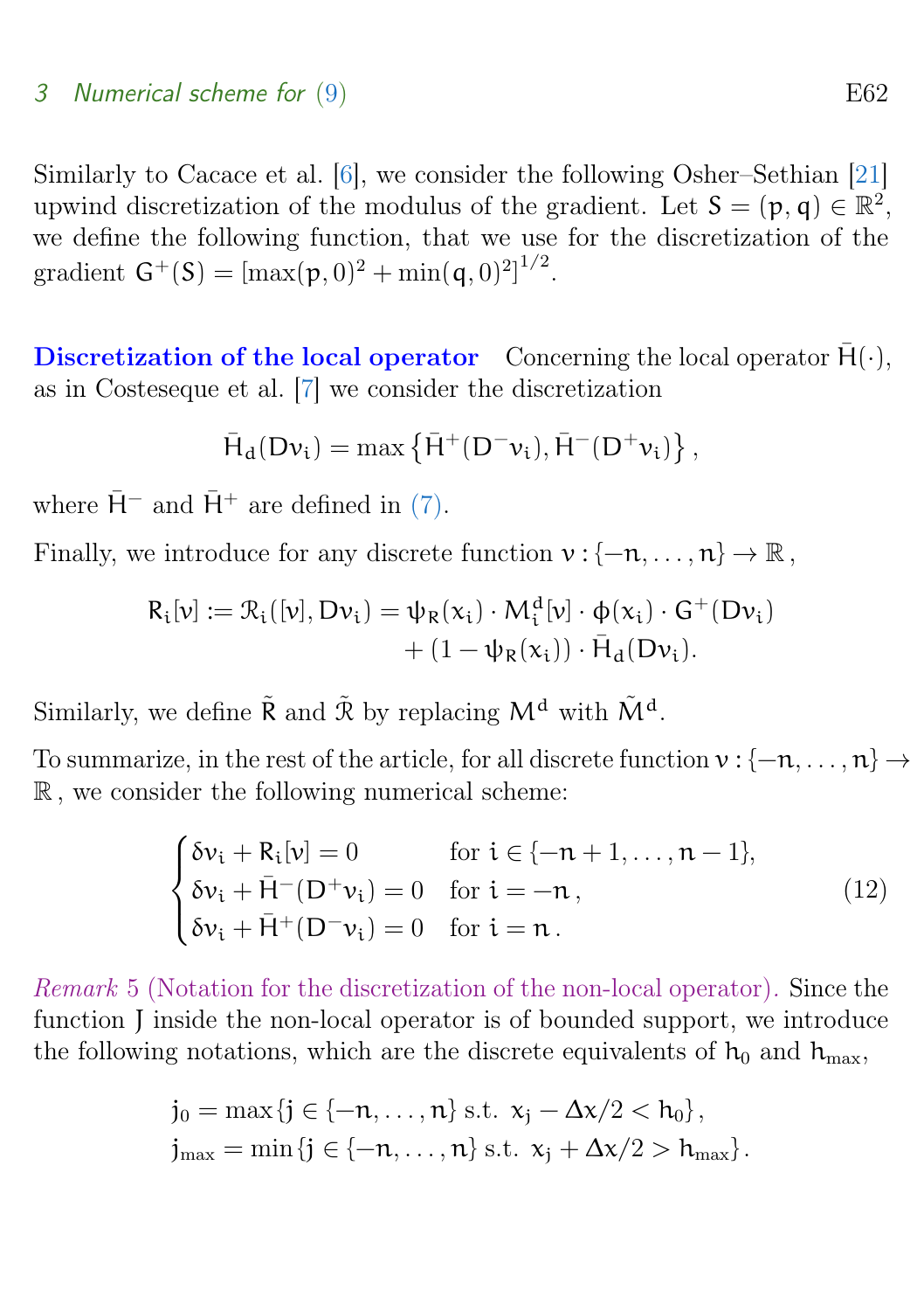Similarly to Cacace et al. [6], we consider the following Osher–Sethian [21] upwind discretization of the modulus of the gradient. Let $S = (p, q) \in \mathbb{R}^2$, we define the following function, that we use for the discretization of the gradient $G^+(S) = [\max(p, 0)^2 + \min(q, 0)^2]^{1/2}$.

**Discretization of the local operator** Concerning the local operator $\bar{H}(\cdot)$, as in Costeseque et al. [7] we consider the discretization

$$\bar{H}_d(Dv_i) = \max\left\{\bar{H}^+(D^- v_i), \bar{H}^-(D^+ v_i)\right\},$$

where $\bar{H}^-$ and $\bar{H}^+$ are defined in (7).

Finally, we introduce for any discrete function $v : \{-n, \dots, n\} \to \mathbb{R}$,

$$\begin{aligned} R_i[v] := \mathcal{R}_i([v], Dv_i) = \psi_R(x_i) \cdot M_i^d[v] \cdot \phi(x_i) \cdot G^+(Dv_i) \\ + (1 - \psi_R(x_i)) \cdot \bar{H}_d(Dv_i). \end{aligned}$$

Similarly, we define $\tilde{R}$ and $\tilde{\mathcal{R}}$ by replacing $M^d$ with $\tilde{M}^d$.

To summarize, in the rest of the article, for all discrete function $v : \{-n, \dots, n\} \to \mathbb{R}$, we consider the following numerical scheme:

$$\begin{cases} \delta v_i + R_i[v] = 0 & \text{for } i \in \{-n+1, \dots, n-1\}, \\ \delta v_i + \bar{H}^-(D^+ v_i) = 0 & \text{for } i = -n, \\ \delta v_i + \bar{H}^+(D^- v_i) = 0 & \text{for } i = n. \end{cases} \tag{12}$$

*Remark* 5 (Notation for the discretization of the non-local operator). Since the function $J$ inside the non-local operator is of bounded support, we introduce the following notations, which are the discrete equivalents of $h_0$ and $h_{\max}$,

$$\begin{aligned} j_0 &= \max\{j \in \{-n, \dots, n\} \text{ s.t. } x_j - \Delta x/2 < h_0\}, \\ j_{\max} &= \min\{j \in \{-n, \dots, n\} \text{ s.t. } x_j + \Delta x/2 > h_{\max}\}. \end{aligned}$$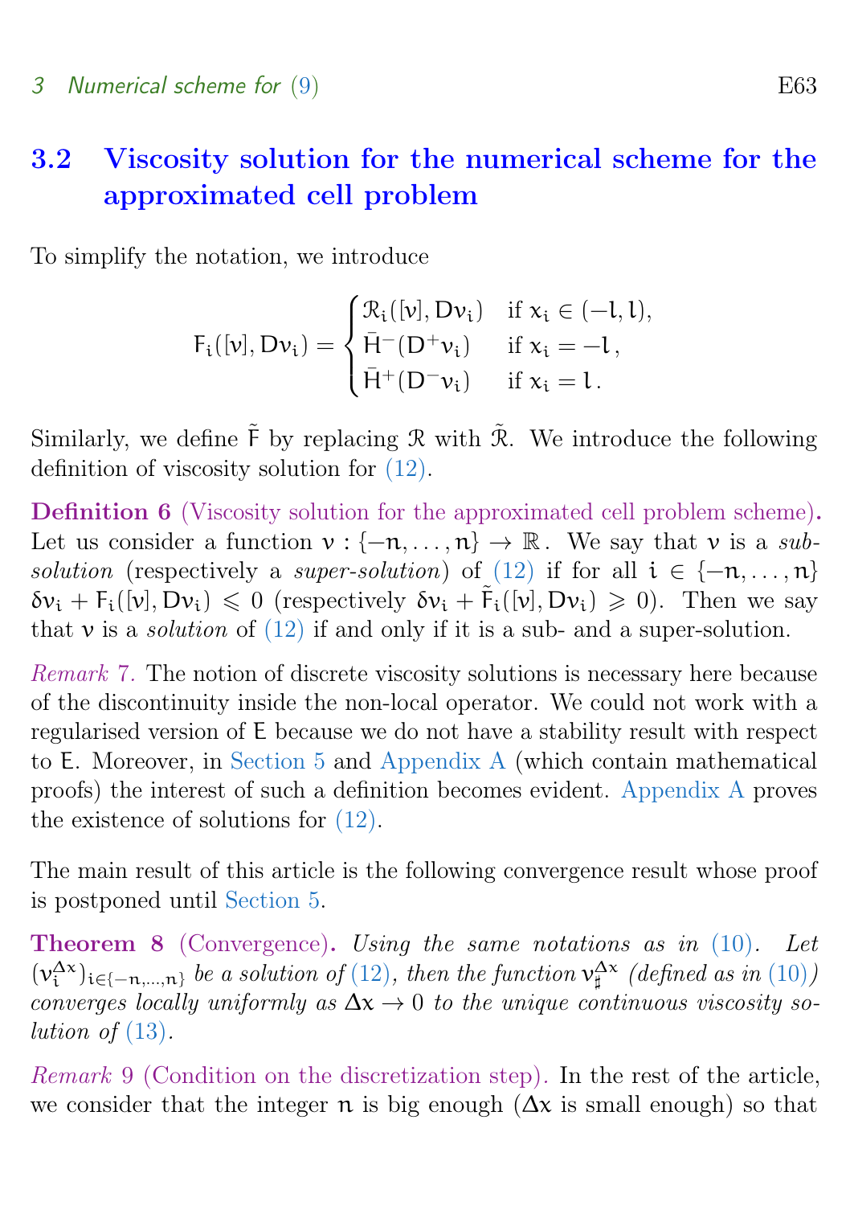## 3.2 Viscosity solution for the numerical scheme for the approximated cell problem

To simplify the notation, we introduce

$$F_i([v], Dv_i) = \begin{cases} \mathcal{R}_i([v], Dv_i) & \text{if } x_i \in (-l, l), \\ \bar{H}^-(D^+v_i) & \text{if } x_i = -l\,, \\ \bar{H}^+(D^-v_i) & \text{if } x_i = l\,. \end{cases}$$

Similarly, we define $\tilde{F}$ by replacing $\mathcal{R}$ with $\tilde{\mathcal{R}}$. We introduce the following definition of viscosity solution for (12).

**Definition 6** (Viscosity solution for the approximated cell problem scheme)**.** Let us consider a function $v : \{-n, \dots, n\} \to \mathbb{R}$. We say that $v$ is a *sub-solution* (respectively a *super-solution*) of (12) if for all $i \in \{-n, \dots, n\}$ $\delta v_i + F_i([v], Dv_i) \leqslant 0$ (respectively $\delta v_i + \tilde{F}_i([v], Dv_i) \geqslant 0$). Then we say that $v$ is a *solution* of (12) if and only if it is a sub- and a super-solution.

*Remark 7.* The notion of discrete viscosity solutions is necessary here because of the discontinuity inside the non-local operator. We could not work with a regularised version of $E$ because we do not have a stability result with respect to $E$. Moreover, in Section 5 and Appendix A (which contain mathematical proofs) the interest of such a definition becomes evident. Appendix A proves the existence of solutions for (12).

The main result of this article is the following convergence result whose proof is postponed until Section 5.

**Theorem 8** (Convergence)**.** *Using the same notations as in (10). Let $(v_i^{\Delta x})_{i \in \{-n,\dots,n\}}$ be a solution of (12), then the function $v_\sharp^{\Delta x}$ (defined as in (10)) converges locally uniformly as $\Delta x \to 0$ to the unique continuous viscosity solution of (13).*

*Remark 9* (Condition on the discretization step)*.* In the rest of the article, we consider that the integer $n$ is big enough ($\Delta x$ is small enough) so that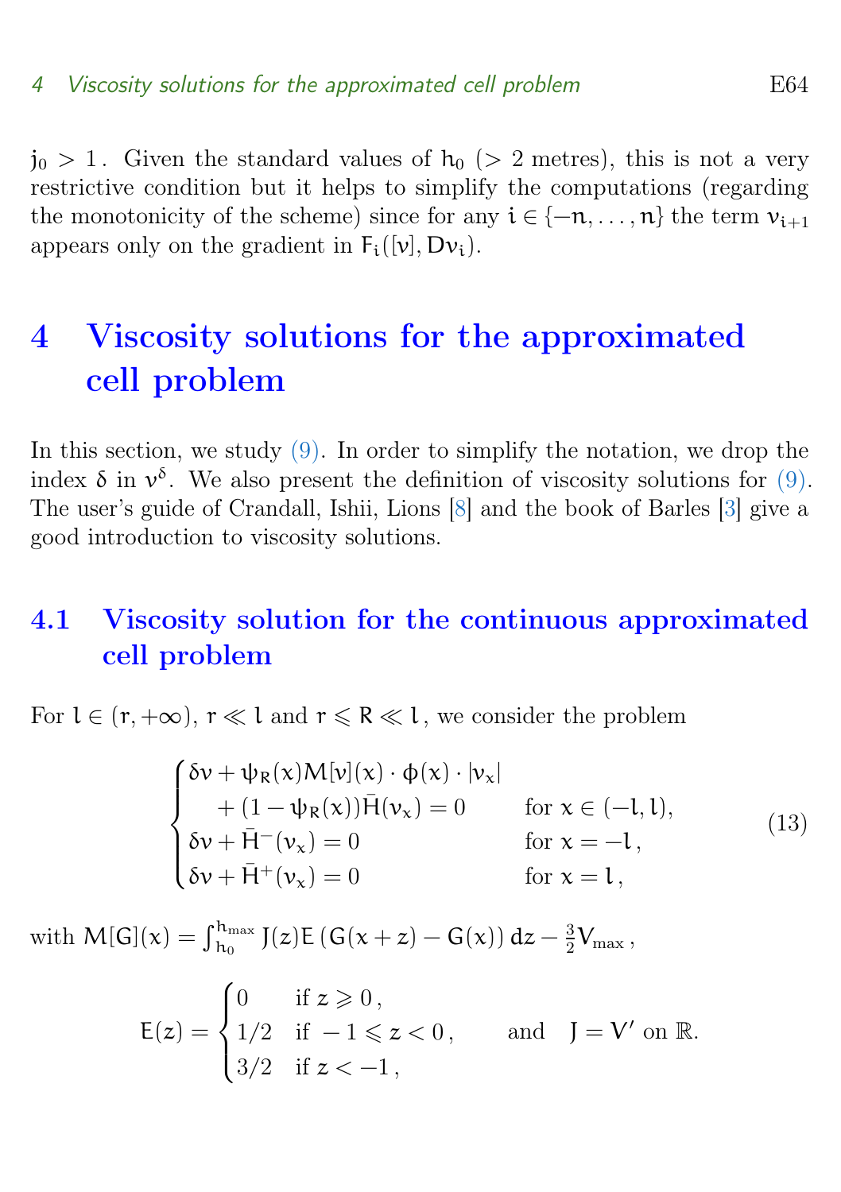$j_0 > 1$. Given the standard values of $h_0$ ($> 2$ metres), this is not a very restrictive condition but it helps to simplify the computations (regarding the monotonicity of the scheme) since for any $i \in \{-n, \dots, n\}$ the term $v_{i+1}$ appears only on the gradient in $F_i([v], Dv_i)$.

# 4 Viscosity solutions for the approximated cell problem

In this section, we study (9). In order to simplify the notation, we drop the index $\delta$ in $v^\delta$. We also present the definition of viscosity solutions for (9). The user's guide of Crandall, Ishii, Lions [8] and the book of Barles [3] give a good introduction to viscosity solutions.

## 4.1 Viscosity solution for the continuous approximated cell problem

For $l \in (r, +\infty)$, $r \ll l$ and $r \leqslant R \ll l$, we consider the problem

$$
\begin{cases}
\delta v + \psi_R(x) M[v](x) \cdot \phi(x) \cdot |v_x| \\
\qquad + (1 - \psi_R(x)) \bar{H}(v_x) = 0 & \text{for } x \in (-l, l), \\
\delta v + \bar{H}^-(v_x) = 0 & \text{for } x = -l, \\
\delta v + \bar{H}^+(v_x) = 0 & \text{for } x = l,
\end{cases}
\tag{13}
$$

with $M[G](x) = \int_{h_0}^{h_{\max}} J(z) E\left(G(x+z) - G(x)\right) dz - \frac{3}{2} V_{\max}$,

$$
E(z) = \begin{cases}
0 & \text{if } z \geqslant 0, \\
1/2 & \text{if } -1 \leqslant z < 0, \\
3/2 & \text{if } z < -1,
\end{cases}
\qquad \text{and} \qquad J = V' \text{ on } \mathbb{R}.
$$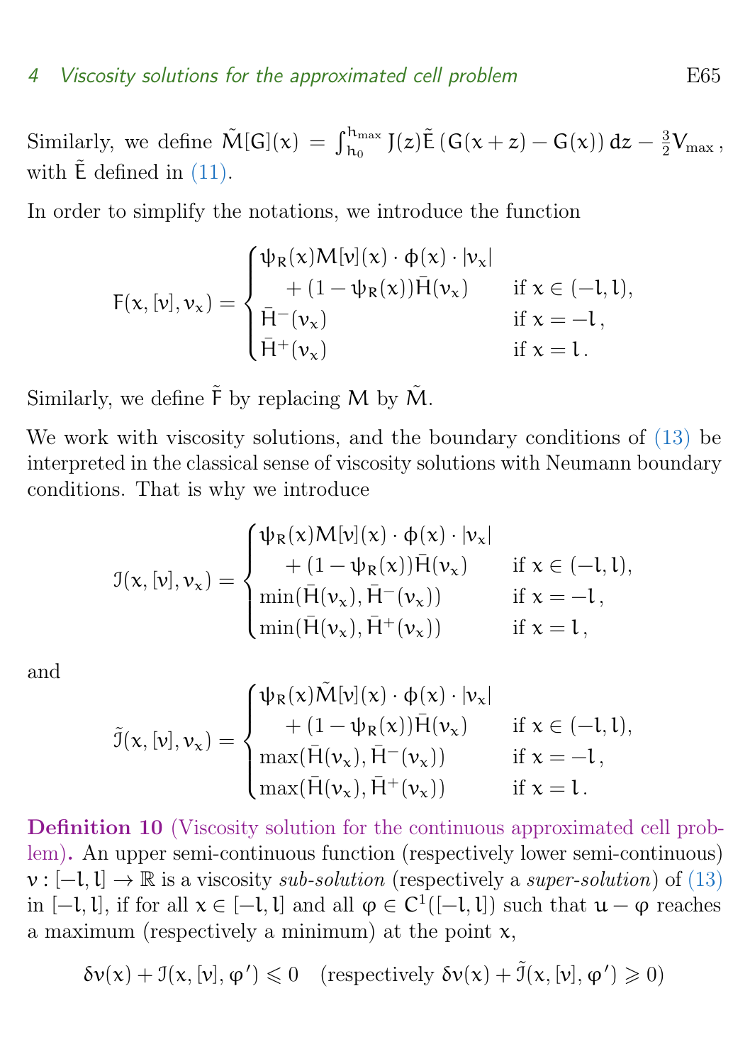Similarly, we define $\tilde{M}[G](x) = \int_{h_0}^{h_{\max}} J(z)\tilde{E}\left(G(x+z) - G(x)\right) dz - \frac{3}{2}V_{\max}$, with $\tilde{E}$ defined in (11).

In order to simplify the notations, we introduce the function

$$F(x,[v],v_x) = \begin{cases} \psi_R(x) M[v](x) \cdot \phi(x) \cdot |v_x| \\ \quad + (1-\psi_R(x))\bar{H}(v_x) & \text{if } x \in (-l,l), \\ \bar{H}^-(v_x) & \text{if } x = -l, \\ \bar{H}^+(v_x) & \text{if } x = l. \end{cases}$$

Similarly, we define $\tilde{F}$ by replacing $M$ by $\tilde{M}$.

We work with viscosity solutions, and the boundary conditions of (13) be interpreted in the classical sense of viscosity solutions with Neumann boundary conditions. That is why we introduce

$$\mathcal{I}(x,[v],v_x) = \begin{cases} \psi_R(x) M[v](x) \cdot \phi(x) \cdot |v_x| \\ \quad + (1-\psi_R(x))\bar{H}(v_x) & \text{if } x \in (-l,l), \\ \min(\bar{H}(v_x), \bar{H}^-(v_x)) & \text{if } x = -l, \\ \min(\bar{H}(v_x), \bar{H}^+(v_x)) & \text{if } x = l, \end{cases}$$

and

$$\tilde{\mathcal{I}}(x,[v],v_x) = \begin{cases} \psi_R(x) \tilde{M}[v](x) \cdot \phi(x) \cdot |v_x| \\ \quad + (1-\psi_R(x))\bar{H}(v_x) & \text{if } x \in (-l,l), \\ \max(\bar{H}(v_x), \bar{H}^-(v_x)) & \text{if } x = -l, \\ \max(\bar{H}(v_x), \bar{H}^+(v_x)) & \text{if } x = l. \end{cases}$$

**Definition 10** (Viscosity solution for the continuous approximated cell problem)**.** An upper semi-continuous function (respectively lower semi-continuous) $v : [-l,l] \to \mathbb{R}$ is a viscosity *sub-solution* (respectively a *super-solution*) of (13) in $[-l,l]$, if for all $x \in [-l,l]$ and all $\varphi \in C^1([-l,l])$ such that $u - \varphi$ reaches a maximum (respectively a minimum) at the point $x$,

$$\delta v(x) + \mathcal{I}(x,[v],\varphi') \leqslant 0 \quad \text{(respectively } \delta v(x) + \tilde{\mathcal{I}}(x,[v],\varphi') \geqslant 0\text{)}$$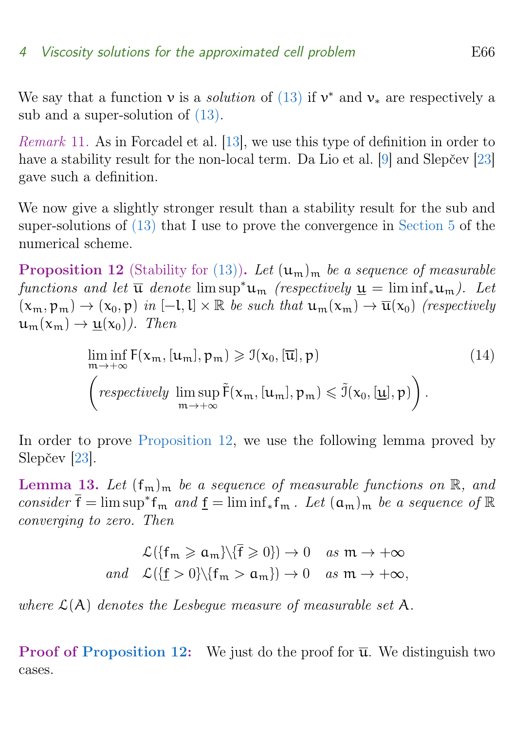We say that a function $v$ is a *solution* of (13) if $v^*$ and $v_*$ are respectively a sub and a super-solution of (13).

*Remark 11.* As in Forcadel et al. [13], we use this type of definition in order to have a stability result for the non-local term. Da Lio et al. [9] and Slepčev [23] gave such a definition.

We now give a slightly stronger result than a stability result for the sub and super-solutions of (13) that I use to prove the convergence in Section 5 of the numerical scheme.

**Proposition 12** (Stability for (13))**.** *Let $(u_m)_m$ be a sequence of measurable functions and let $\overline{u}$ denote $\limsup^* u_m$ (respectively $\underline{u} = \liminf_* u_m$). Let $(x_m, p_m) \to (x_0, p)$ in $[-l, l] \times \mathbb{R}$ be such that $u_m(x_m) \to \overline{u}(x_0)$ (respectively $u_m(x_m) \to \underline{u}(x_0)$). Then*

$$\liminf_{m\to+\infty} F(x_m, [u_m], p_m) \geqslant \mathcal{I}(x_0, [\overline{u}], p) \tag{14}$$
$$\left(\textit{respectively } \limsup_{m\to+\infty} \tilde{F}(x_m, [u_m], p_m) \leqslant \tilde{\mathcal{I}}(x_0, [\underline{u}], p)\right).$$

In order to prove Proposition 12, we use the following lemma proved by Slepčev [23].

**Lemma 13.** *Let $(f_m)_m$ be a sequence of measurable functions on $\mathbb{R}$, and consider $\overline{f} = \limsup^* f_m$ and $\underline{f} = \liminf_* f_m$. Let $(a_m)_m$ be a sequence of $\mathbb{R}$ converging to zero. Then*

$$\mathcal{L}(\{f_m \geqslant a_m\} \backslash \{\overline{f} \geqslant 0\}) \to 0 \quad \textit{as } m \to +\infty$$
$$\textit{and} \quad \mathcal{L}(\{\underline{f} > 0\} \backslash \{f_m > a_m\}) \to 0 \quad \textit{as } m \to +\infty,$$

*where $\mathcal{L}(A)$ denotes the Lesbegue measure of measurable set $A$.*

**Proof of Proposition 12:** We just do the proof for $\overline{u}$. We distinguish two cases.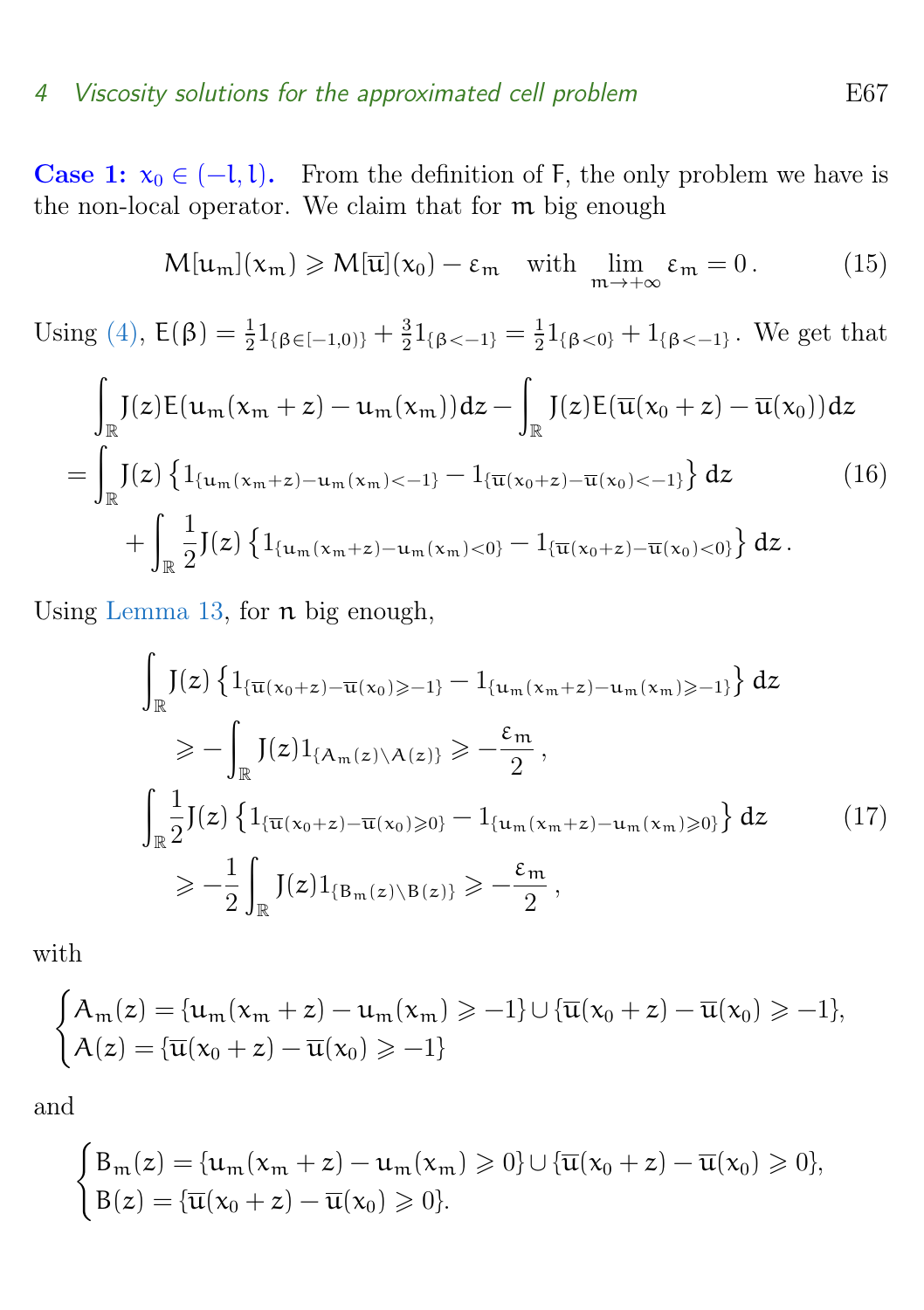**Case 1: $x_0 \in (-l, l)$.** From the definition of F, the only problem we have is the non-local operator. We claim that for $m$ big enough

$$M[u_m](x_m) \geqslant M[\overline{u}](x_0) - \varepsilon_m \quad \text{with} \ \lim_{m\to+\infty} \varepsilon_m = 0\,. \tag{15}$$

Using (4), $E(\beta) = \frac{1}{2}1_{\{\beta\in[-1,0)\}} + \frac{3}{2}1_{\{\beta<-1\}} = \frac{1}{2}1_{\{\beta<0\}} + 1_{\{\beta<-1\}}$. We get that

$$\begin{aligned}
&\int_{\mathbb{R}} J(z)E(u_m(x_m+z)-u_m(x_m))dz - \int_{\mathbb{R}} J(z)E(\overline{u}(x_0+z)-\overline{u}(x_0))dz \\
&= \int_{\mathbb{R}} J(z)\left\{1_{\{u_m(x_m+z)-u_m(x_m)<-1\}} - 1_{\{\overline{u}(x_0+z)-\overline{u}(x_0)<-1\}}\right\}dz \\
&\qquad + \int_{\mathbb{R}} \frac{1}{2}J(z)\left\{1_{\{u_m(x_m+z)-u_m(x_m)<0\}} - 1_{\{\overline{u}(x_0+z)-\overline{u}(x_0)<0\}}\right\}dz\,.
\end{aligned} \tag{16}$$

Using Lemma 13, for $n$ big enough,

$$\begin{aligned}
&\int_{\mathbb{R}} J(z)\left\{1_{\{\overline{u}(x_0+z)-\overline{u}(x_0)\geqslant-1\}} - 1_{\{u_m(x_m+z)-u_m(x_m)\geqslant-1\}}\right\}dz \\
&\qquad \geqslant -\int_{\mathbb{R}} J(z)1_{\{A_m(z)\setminus A(z)\}} \geqslant -\frac{\varepsilon_m}{2}\,, \\
&\int_{\mathbb{R}} \frac{1}{2}J(z)\left\{1_{\{\overline{u}(x_0+z)-\overline{u}(x_0)\geqslant 0\}} - 1_{\{u_m(x_m+z)-u_m(x_m)\geqslant 0\}}\right\}dz \\
&\qquad \geqslant -\frac{1}{2}\int_{\mathbb{R}} J(z)1_{\{B_m(z)\setminus B(z)\}} \geqslant -\frac{\varepsilon_m}{2}\,,
\end{aligned} \tag{17}$$

with

$$\begin{cases}
A_m(z) = \{u_m(x_m+z)-u_m(x_m) \geqslant -1\} \cup \{\overline{u}(x_0+z)-\overline{u}(x_0) \geqslant -1\}, \\
A(z) = \{\overline{u}(x_0+z)-\overline{u}(x_0) \geqslant -1\}
\end{cases}$$

and

$$\begin{cases}
B_m(z) = \{u_m(x_m+z)-u_m(x_m) \geqslant 0\} \cup \{\overline{u}(x_0+z)-\overline{u}(x_0) \geqslant 0\}, \\
B(z) = \{\overline{u}(x_0+z)-\overline{u}(x_0) \geqslant 0\}.
\end{cases}$$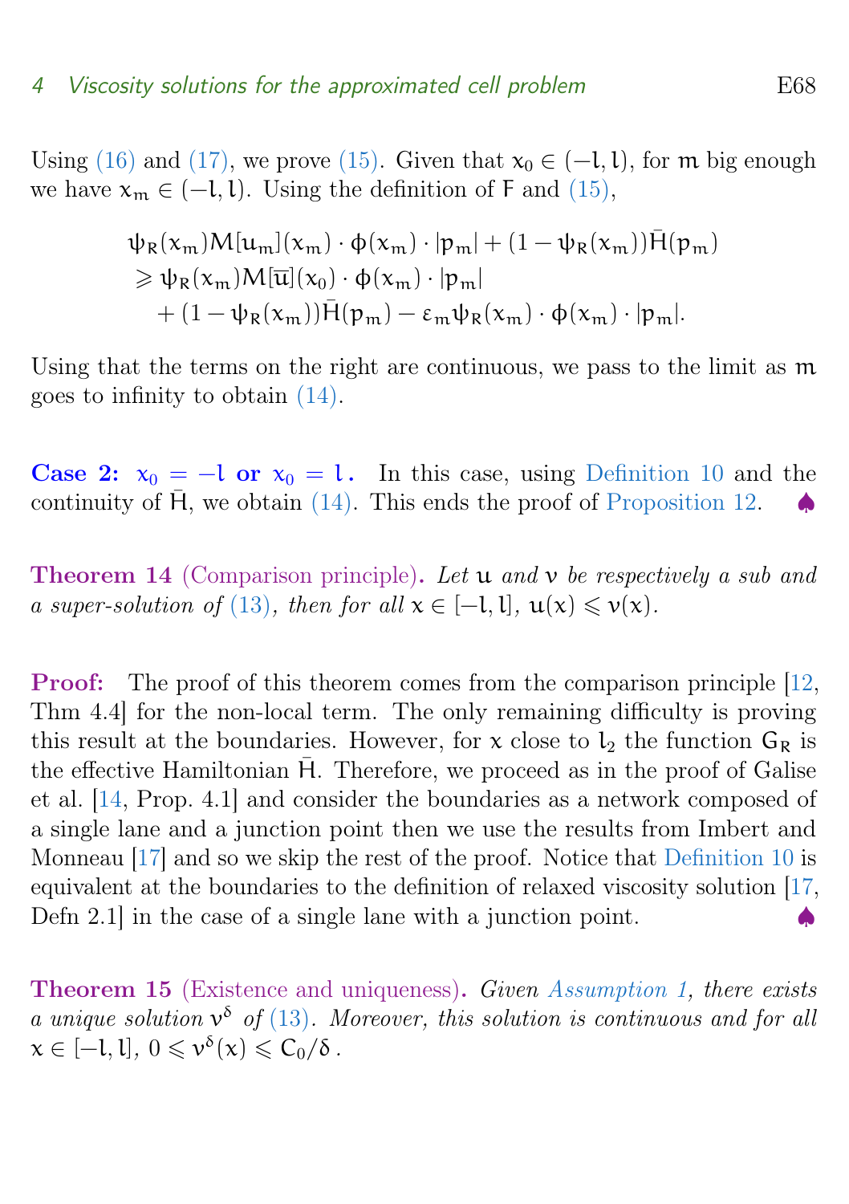Using (16) and (17), we prove (15). Given that $x_0 \in (-l, l)$, for $m$ big enough we have $x_m \in (-l, l)$. Using the definition of $F$ and (15),

$$
\begin{aligned}
&\psi_R(x_m) M[u_m](x_m) \cdot \phi(x_m) \cdot |p_m| + (1 - \psi_R(x_m)) \bar{H}(p_m) \\
&\geqslant \psi_R(x_m) M[\overline{u}](x_0) \cdot \phi(x_m) \cdot |p_m| \\
&\quad + (1 - \psi_R(x_m)) \bar{H}(p_m) - \varepsilon_m \psi_R(x_m) \cdot \phi(x_m) \cdot |p_m|.
\end{aligned}
$$

Using that the terms on the right are continuous, we pass to the limit as $m$ goes to infinity to obtain (14).

**Case 2: $x_0 = -l$ or $x_0 = l$.** In this case, using Definition 10 and the continuity of $\bar{H}$, we obtain (14). This ends the proof of Proposition 12. ♠

**Theorem 14** (Comparison principle)**.** *Let $u$ and $v$ be respectively a sub and a super-solution of (13), then for all $x \in [-l, l]$, $u(x) \leqslant v(x)$.*

**Proof:** The proof of this theorem comes from the comparison principle [12, Thm 4.4] for the non-local term. The only remaining difficulty is proving this result at the boundaries. However, for $x$ close to $l_2$ the function $G_R$ is the effective Hamiltonian $\bar{H}$. Therefore, we proceed as in the proof of Galise et al. [14, Prop. 4.1] and consider the boundaries as a network composed of a single lane and a junction point then we use the results from Imbert and Monneau [17] and so we skip the rest of the proof. Notice that Definition 10 is equivalent at the boundaries to the definition of relaxed viscosity solution [17, Defn 2.1] in the case of a single lane with a junction point. ♠

**Theorem 15** (Existence and uniqueness)**.** *Given Assumption 1, there exists a unique solution $v^\delta$ of (13). Moreover, this solution is continuous and for all $x \in [-l, l]$, $0 \leqslant v^\delta(x) \leqslant C_0/\delta$.*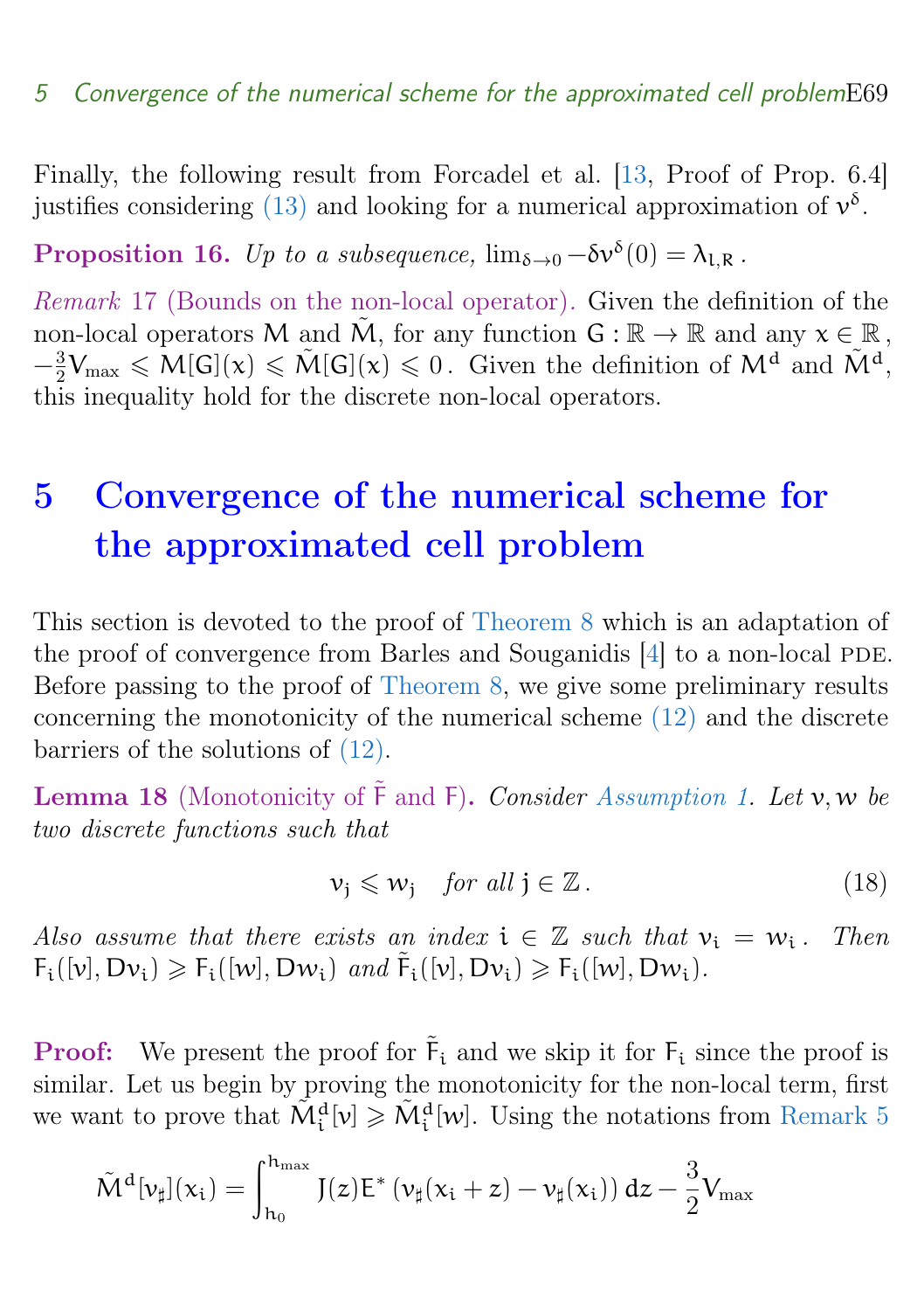Finally, the following result from Forcadel et al. [13, Proof of Prop. 6.4] justifies considering (13) and looking for a numerical approximation of $v^\delta$.

**Proposition 16.** *Up to a subsequence,* $\lim_{\delta \to 0} -\delta v^\delta(0) = \lambda_{l,R}$ *.*

*Remark* 17 (Bounds on the non-local operator). Given the definition of the non-local operators $M$ and $\tilde{M}$, for any function $G : \mathbb{R} \to \mathbb{R}$ and any $x \in \mathbb{R}$, $-\frac{3}{2}V_{\max} \leqslant M[G](x) \leqslant \tilde{M}[G](x) \leqslant 0$. Given the definition of $M^d$ and $\tilde{M}^d$, this inequality hold for the discrete non-local operators.

# 5 Convergence of the numerical scheme for the approximated cell problem

This section is devoted to the proof of Theorem 8 which is an adaptation of the proof of convergence from Barles and Souganidis [4] to a non-local PDE. Before passing to the proof of Theorem 8, we give some preliminary results concerning the monotonicity of the numerical scheme (12) and the discrete barriers of the solutions of (12).

**Lemma 18** (Monotonicity of $\tilde{F}$ and $F$)**.** *Consider Assumption 1. Let $v, w$ be two discrete functions such that*

$$v_j \leqslant w_j \quad \textit{for all } j \in \mathbb{Z}\,. \tag{18}$$

*Also assume that there exists an index $i \in \mathbb{Z}$ such that $v_i = w_i$. Then $F_i([v], Dv_i) \geqslant F_i([w], Dw_i)$ and $\tilde{F}_i([v], Dv_i) \geqslant F_i([w], Dw_i)$.*

**Proof:** We present the proof for $\tilde{F}_i$ and we skip it for $F_i$ since the proof is similar. Let us begin by proving the monotonicity for the non-local term, first we want to prove that $\tilde{M}^d_i[v] \geqslant \tilde{M}^d_i[w]$. Using the notations from Remark 5

$$\tilde{M}^d[v_\sharp](x_i) = \int_{h_0}^{h_{\max}} J(z) E^* \left(v_\sharp(x_i + z) - v_\sharp(x_i)\right) dz - \frac{3}{2}V_{\max}$$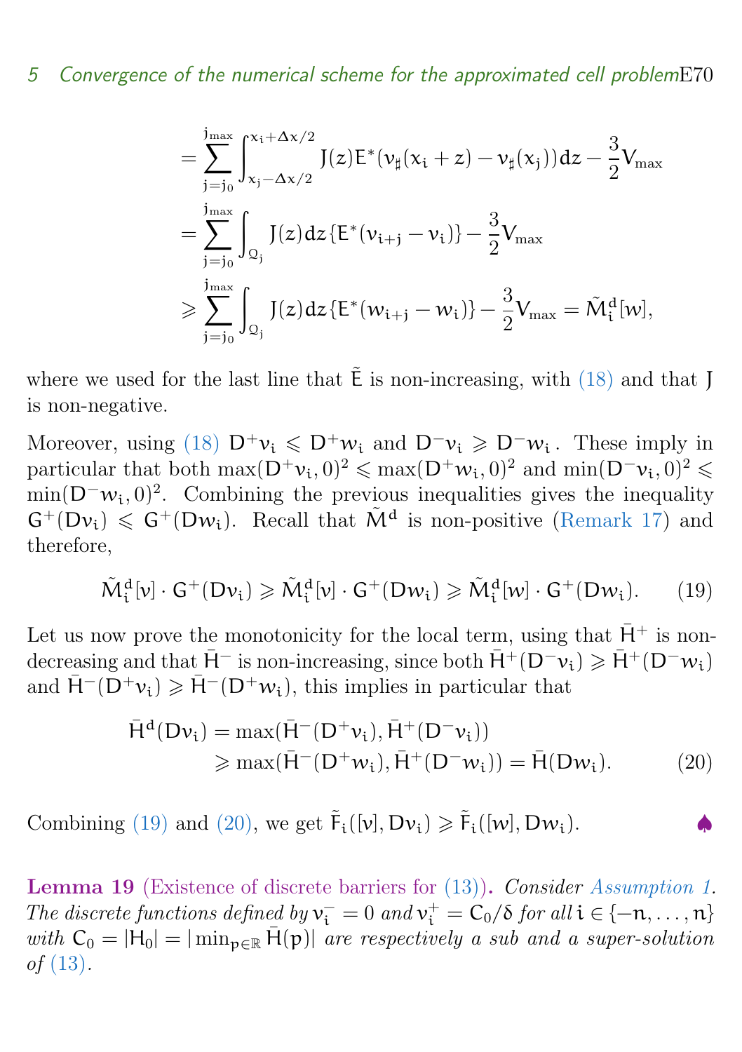$$
\begin{aligned}
&= \sum_{j=j_0}^{j_{\max}} \int_{x_j-\Delta x/2}^{x_i+\Delta x/2} J(z) E^*(v_\sharp(x_i+z) - v_\sharp(x_j))\,dz - \frac{3}{2}V_{\max} \\
&= \sum_{j=j_0}^{j_{\max}} \int_{Q_j} J(z)\,dz \{E^*(v_{i+j} - v_i)\} - \frac{3}{2}V_{\max} \\
&\geqslant \sum_{j=j_0}^{j_{\max}} \int_{Q_j} J(z)\,dz \{E^*(w_{i+j} - w_i)\} - \frac{3}{2}V_{\max} = \tilde{M}_i^d[w],
\end{aligned}
$$

where we used for the last line that $\tilde{E}$ is non-increasing, with (18) and that $J$ is non-negative.

Moreover, using (18) $D^+v_i \leqslant D^+w_i$ and $D^-v_i \geqslant D^-w_i$. These imply in particular that both $\max(D^+v_i, 0)^2 \leqslant \max(D^+w_i, 0)^2$ and $\min(D^-v_i, 0)^2 \leqslant \min(D^-w_i, 0)^2$. Combining the previous inequalities gives the inequality $G^+(Dv_i) \leqslant G^+(Dw_i)$. Recall that $\tilde{M}^d$ is non-positive (Remark 17) and therefore,

$$
\tilde{M}_i^d[v] \cdot G^+(Dv_i) \geqslant \tilde{M}_i^d[v] \cdot G^+(Dw_i) \geqslant \tilde{M}_i^d[w] \cdot G^+(Dw_i). \tag{19}
$$

Let us now prove the monotonicity for the local term, using that $\bar{H}^+$ is non-decreasing and that $\bar{H}^-$ is non-increasing, since both $\bar{H}^+(D^-v_i) \geqslant \bar{H}^+(D^-w_i)$ and $\bar{H}^-(D^+v_i) \geqslant \bar{H}^-(D^+w_i)$, this implies in particular that

$$
\begin{aligned}
\bar{H}^d(Dv_i) &= \max(\bar{H}^-(D^+v_i), \bar{H}^+(D^-v_i)) \\
&\geqslant \max(\bar{H}^-(D^+w_i), \bar{H}^+(D^-w_i)) = \bar{H}(Dw_i).
\end{aligned} \tag{20}
$$

Combining (19) and (20), we get $\tilde{F}_i([v], Dv_i) \geqslant \tilde{F}_i([w], Dw_i)$. ♠

**Lemma 19** (Existence of discrete barriers for (13))**.** *Consider Assumption 1. The discrete functions defined by $v_i^- = 0$ and $v_i^+ = C_0/\delta$ for all $i \in \{-n, \dots, n\}$ with $C_0 = |H_0| = |\min_{p\in\mathbb{R}} \bar{H}(p)|$ are respectively a sub and a super-solution of (13).*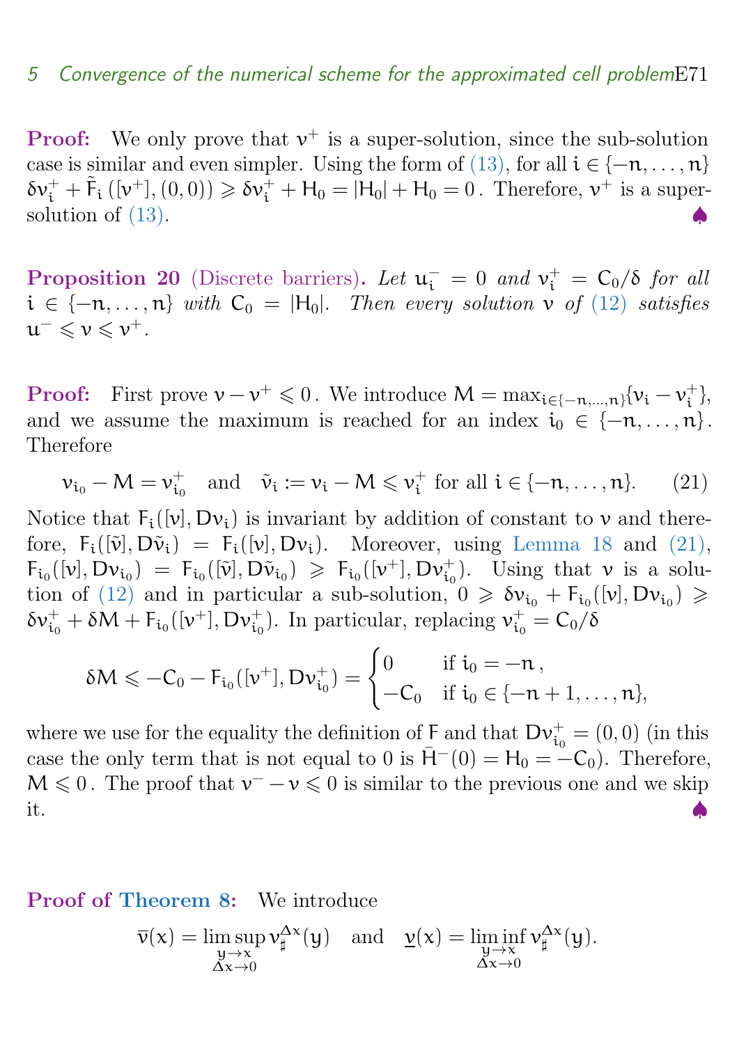**Proof:** We only prove that $v^+$ is a super-solution, since the sub-solution case is similar and even simpler. Using the form of (13), for all $i \in \{-n, \dots, n\}$ $\delta v_i^+ + \tilde{F}_i\left([v^+], (0,0)\right) \geqslant \delta v_i^+ + H_0 = |H_0| + H_0 = 0$. Therefore, $v^+$ is a super-solution of (13). ♠

**Proposition 20** (Discrete barriers). *Let $u_i^- = 0$ and $v_i^+ = C_0/\delta$ for all $i \in \{-n, \dots, n\}$ with $C_0 = |H_0|$. Then every solution $v$ of (12) satisfies $u^- \leqslant v \leqslant v^+$.*

**Proof:** First prove $v - v^+ \leqslant 0$. We introduce $M = \max_{i \in \{-n,\dots,n\}}\{v_i - v_i^+\}$, and we assume the maximum is reached for an index $i_0 \in \{-n, \dots, n\}$. Therefore

$$v_{i_0} - M = v_{i_0}^+ \quad \text{and} \quad \tilde{v}_i := v_i - M \leqslant v_i^+ \text{ for all } i \in \{-n, \dots, n\}. \tag{21}$$

Notice that $F_i([v], Dv_i)$ is invariant by addition of constant to $v$ and therefore, $F_i([\tilde{v}], D\tilde{v}_i) = F_i([v], Dv_i)$. Moreover, using Lemma 18 and (21), $F_{i_0}([v], Dv_{i_0}) = F_{i_0}([\tilde{v}], D\tilde{v}_{i_0}) \geqslant F_{i_0}([v^+], Dv_{i_0}^+)$. Using that $v$ is a solution of (12) and in particular a sub-solution, $0 \geqslant \delta v_{i_0} + F_{i_0}([v], Dv_{i_0}) \geqslant \delta v_{i_0}^+ + \delta M + F_{i_0}([v^+], Dv_{i_0}^+)$. In particular, replacing $v_{i_0}^+ = C_0/\delta$

$$\delta M \leqslant -C_0 - F_{i_0}([v^+], Dv_{i_0}^+) = \begin{cases} 0 & \text{if } i_0 = -n\,, \\ -C_0 & \text{if } i_0 \in \{-n+1, \dots, n\}, \end{cases}$$

where we use for the equality the definition of $F$ and that $Dv_{i_0}^+ = (0,0)$ (in this case the only term that is not equal to 0 is $\bar{H}^-(0) = H_0 = -C_0$). Therefore, $M \leqslant 0$. The proof that $v^- - v \leqslant 0$ is similar to the previous one and we skip it. ♠

**Proof of Theorem 8:** We introduce

$$\overline{v}(x) = \limsup_{\substack{y \to x \\ \Delta x \to 0}} v_\sharp^{\Delta x}(y) \quad \text{and} \quad \underline{v}(x) = \liminf_{\substack{y \to x \\ \Delta x \to 0}} v_\sharp^{\Delta x}(y).$$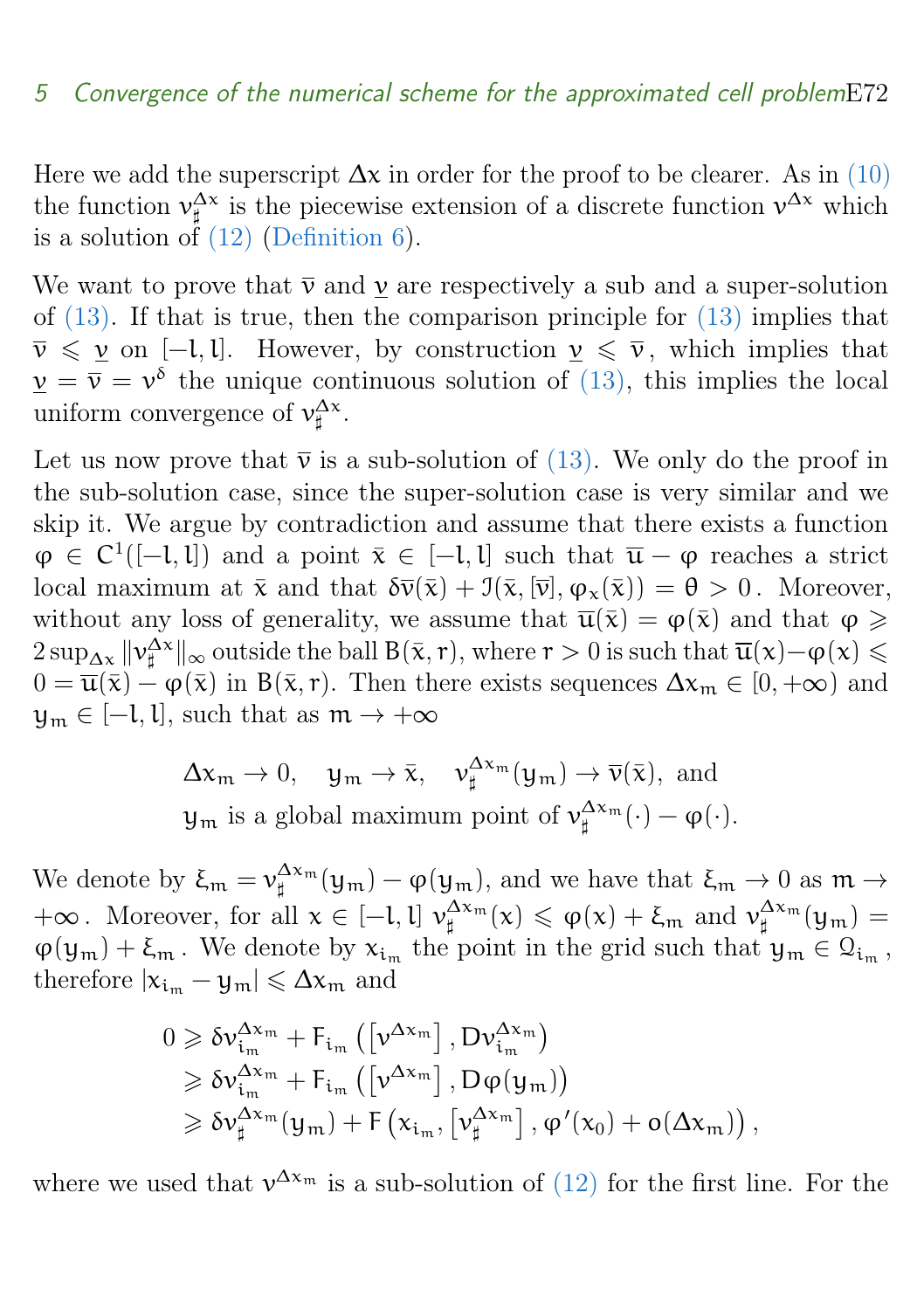Here we add the superscript $\Delta x$ in order for the proof to be clearer. As in (10) the function $v_\sharp^{\Delta x}$ is the piecewise extension of a discrete function $v^{\Delta x}$ which is a solution of (12) (Definition 6).

We want to prove that $\bar{v}$ and $\underline{v}$ are respectively a sub and a super-solution of (13). If that is true, then the comparison principle for (13) implies that $\bar{v} \leqslant \underline{v}$ on $[-l, l]$. However, by construction $\underline{v} \leqslant \bar{v}$, which implies that $\underline{v} = \bar{v} = v^\delta$ the unique continuous solution of (13), this implies the local uniform convergence of $v_\sharp^{\Delta x}$.

Let us now prove that $\bar{v}$ is a sub-solution of (13). We only do the proof in the sub-solution case, since the super-solution case is very similar and we skip it. We argue by contradiction and assume that there exists a function $\varphi \in C^1([-l, l])$ and a point $\bar{x} \in [-l, l]$ such that $\overline{u} - \varphi$ reaches a strict local maximum at $\bar{x}$ and that $\delta \bar{v}(\bar{x}) + \mathcal{I}(\bar{x}, [\bar{v}], \varphi_x(\bar{x})) = \theta > 0$. Moreover, without any loss of generality, we assume that $\overline{u}(\bar{x}) = \varphi(\bar{x})$ and that $\varphi \geqslant 2 \sup_{\Delta x} \|v_\sharp^{\Delta x}\|_\infty$ outside the ball $B(\bar{x}, r)$, where $r > 0$ is such that $\overline{u}(x) - \varphi(x) \leqslant 0 = \overline{u}(\bar{x}) - \varphi(\bar{x})$ in $B(\bar{x}, r)$. Then there exists sequences $\Delta x_m \in [0, +\infty)$ and $y_m \in [-l, l]$, such that as $m \to +\infty$

$$\Delta x_m \to 0, \quad y_m \to \bar{x}, \quad v_\sharp^{\Delta x_m}(y_m) \to \bar{v}(\bar{x}), \text{ and}$$
$$y_m \text{ is a global maximum point of } v_\sharp^{\Delta x_m}(\cdot) - \varphi(\cdot).$$

We denote by $\xi_m = v_\sharp^{\Delta x_m}(y_m) - \varphi(y_m)$, and we have that $\xi_m \to 0$ as $m \to +\infty$. Moreover, for all $x \in [-l, l]$ $v_\sharp^{\Delta x_m}(x) \leqslant \varphi(x) + \xi_m$ and $v_\sharp^{\Delta x_m}(y_m) = \varphi(y_m) + \xi_m$. We denote by $x_{i_m}$ the point in the grid such that $y_m \in \mathcal{Q}_{i_m}$, therefore $|x_{i_m} - y_m| \leqslant \Delta x_m$ and

$$
\begin{aligned}
0 &\geqslant \delta v_{i_m}^{\Delta x_m} + F_{i_m}\left(\left[v^{\Delta x_m}\right], D v_{i_m}^{\Delta x_m}\right) \\
&\geqslant \delta v_{i_m}^{\Delta x_m} + F_{i_m}\left(\left[v^{\Delta x_m}\right], D\varphi(y_m)\right) \\
&\geqslant \delta v_\sharp^{\Delta x_m}(y_m) + F\left(x_{i_m}, \left[v_\sharp^{\Delta x_m}\right], \varphi'(x_0) + o(\Delta x_m)\right),
\end{aligned}
$$

where we used that $v^{\Delta x_m}$ is a sub-solution of (12) for the first line. For the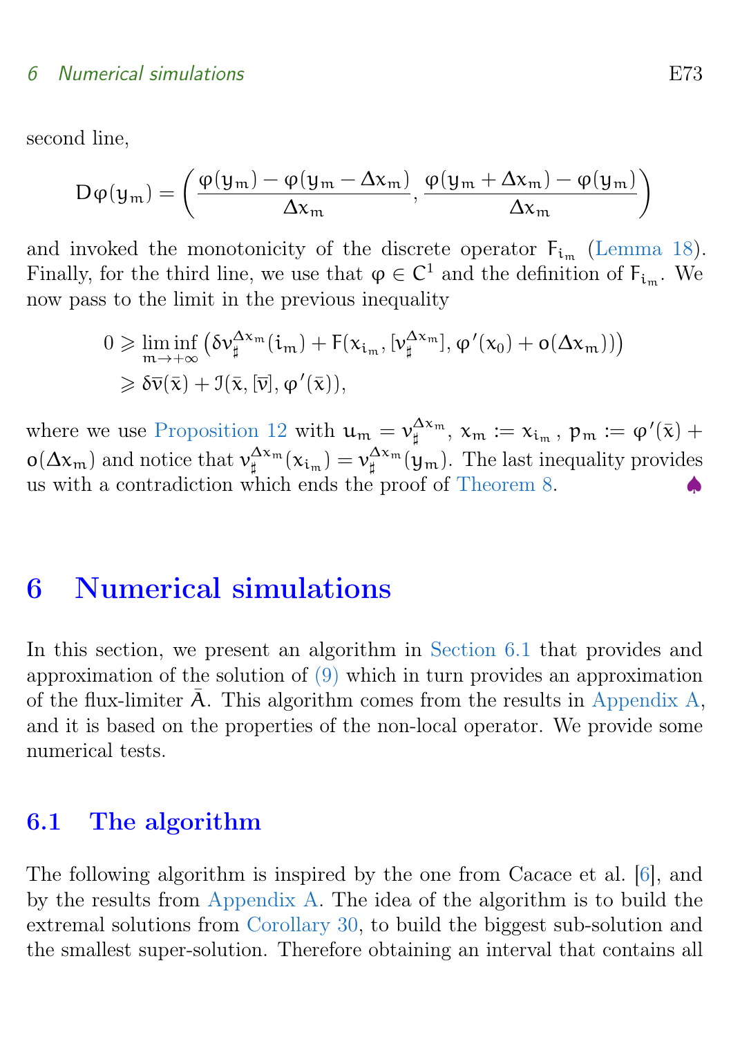second line,

$$D\varphi(y_m) = \left( \frac{\varphi(y_m) - \varphi(y_m - \Delta x_m)}{\Delta x_m}, \frac{\varphi(y_m + \Delta x_m) - \varphi(y_m)}{\Delta x_m} \right)$$

and invoked the monotonicity of the discrete operator $F_{i_m}$ (Lemma 18). Finally, for the third line, we use that $\varphi \in C^1$ and the definition of $F_{i_m}$. We now pass to the limit in the previous inequality

$$\begin{aligned} 0 &\geqslant \liminf_{m \to +\infty} \left( \delta v_\sharp^{\Delta x_m}(i_m) + F(x_{i_m}, [v_\sharp^{\Delta x_m}], \varphi'(x_0) + o(\Delta x_m)) \right) \\ &\geqslant \delta \bar{v}(\bar{x}) + \mathcal{I}(\bar{x}, [\bar{v}], \varphi'(\bar{x})), \end{aligned}$$

where we use Proposition 12 with $u_m = v_\sharp^{\Delta x_m}$, $x_m := x_{i_m}$, $p_m := \varphi'(\bar{x}) + o(\Delta x_m)$ and notice that $v_\sharp^{\Delta x_m}(x_{i_m}) = v_\sharp^{\Delta x_m}(y_m)$. The last inequality provides us with a contradiction which ends the proof of Theorem 8. ♠

# 6 Numerical simulations

In this section, we present an algorithm in Section 6.1 that provides and approximation of the solution of (9) which in turn provides an approximation of the flux-limiter $\bar{A}$. This algorithm comes from the results in Appendix A, and it is based on the properties of the non-local operator. We provide some numerical tests.

## 6.1 The algorithm

The following algorithm is inspired by the one from Cacace et al. [6], and by the results from Appendix A. The idea of the algorithm is to build the extremal solutions from Corollary 30, to build the biggest sub-solution and the smallest super-solution. Therefore obtaining an interval that contains all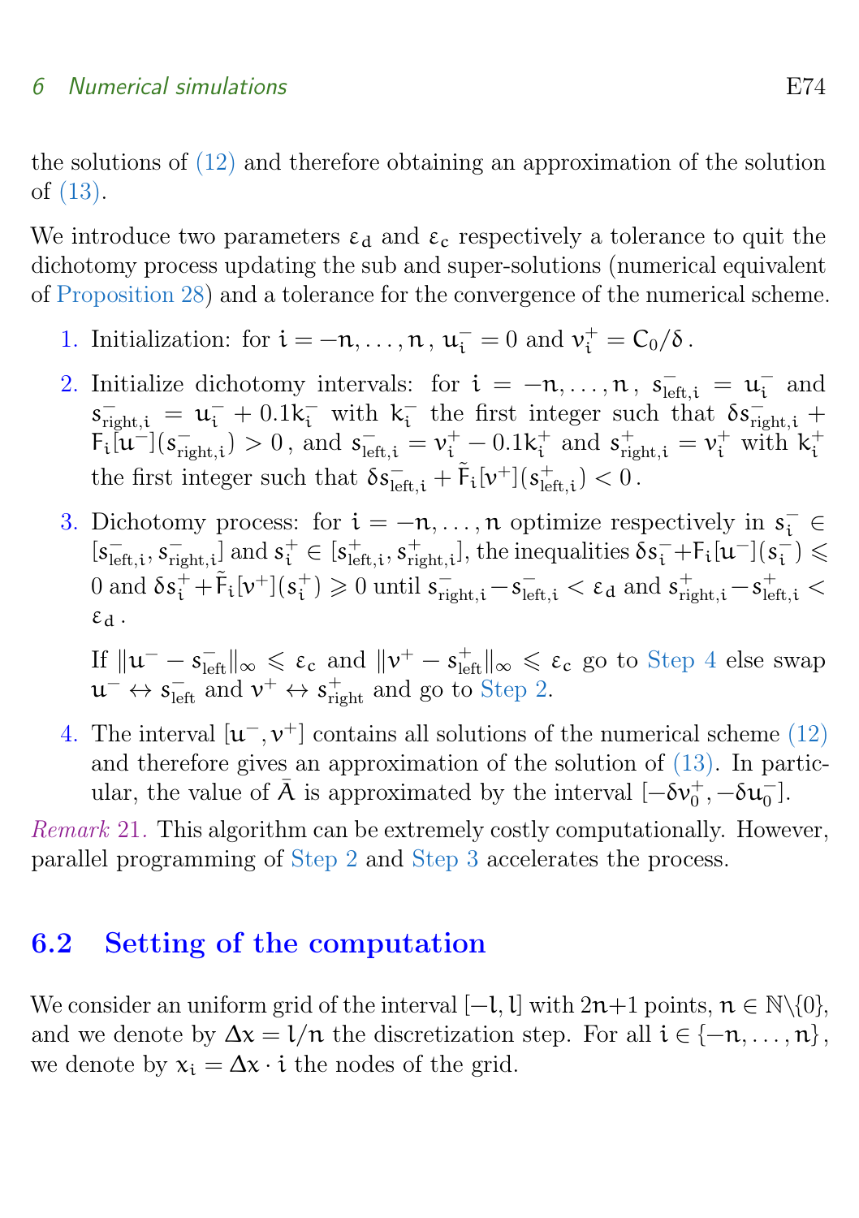the solutions of (12) and therefore obtaining an approximation of the solution of (13).

We introduce two parameters $\varepsilon_d$ and $\varepsilon_c$ respectively a tolerance to quit the dichotomy process updating the sub and super-solutions (numerical equivalent of Proposition 28) and a tolerance for the convergence of the numerical scheme.

1. Initialization: for $i = -n, \ldots, n$, $u_i^- = 0$ and $v_i^+ = C_0/\delta$.
2. Initialize dichotomy intervals: for $i = -n, \ldots, n$, $s_{\text{left},i}^- = u_i^-$ and $s_{\text{right},i}^- = u_i^- + 0.1k_i^-$ with $k_i^-$ the first integer such that $\delta s_{\text{right},i}^- + F_i[u^-](s_{\text{right},i}^-) > 0$, and $s_{\text{left},i}^- = v_i^+ - 0.1k_i^+$ and $s_{\text{right},i}^+ = v_i^+$ with $k_i^+$ the first integer such that $\delta s_{\text{left},i}^- + \tilde{F}_i[v^+](s_{\text{left},i}^+) < 0$.
3. Dichotomy process: for $i = -n, \ldots, n$ optimize respectively in $s_i^- \in [s_{\text{left},i}^-, s_{\text{right},i}^-]$ and $s_i^+ \in [s_{\text{left},i}^+, s_{\text{right},i}^+]$, the inequalities $\delta s_i^- + F_i[u^-](s_i^-) \leqslant 0$ and $\delta s_i^+ + \tilde{F}_i[v^+](s_i^+) \geqslant 0$ until $s_{\text{right},i}^- - s_{\text{left},i}^- < \varepsilon_d$ and $s_{\text{right},i}^+ - s_{\text{left},i}^+ < \varepsilon_d$.

   If $\|u^- - s_{\text{left}}^-\|_\infty \leqslant \varepsilon_c$ and $\|v^+ - s_{\text{left}}^+\|_\infty \leqslant \varepsilon_c$ go to Step 4 else swap $u^- \leftrightarrow s_{\text{left}}^-$ and $v^+ \leftrightarrow s_{\text{right}}^+$ and go to Step 2.
4. The interval $[u^-, v^+]$ contains all solutions of the numerical scheme (12) and therefore gives an approximation of the solution of (13). In particular, the value of $\bar{A}$ is approximated by the interval $[-\delta v_0^+, -\delta u_0^-]$.

*Remark* 21. This algorithm can be extremely costly computationally. However, parallel programming of Step 2 and Step 3 accelerates the process.

## 6.2 Setting of the computation

We consider an uniform grid of the interval $[-l, l]$ with $2n+1$ points, $n \in \mathbb{N}\backslash\{0\}$, and we denote by $\Delta x = l/n$ the discretization step. For all $i \in \{-n, \ldots, n\}$, we denote by $x_i = \Delta x \cdot i$ the nodes of the grid.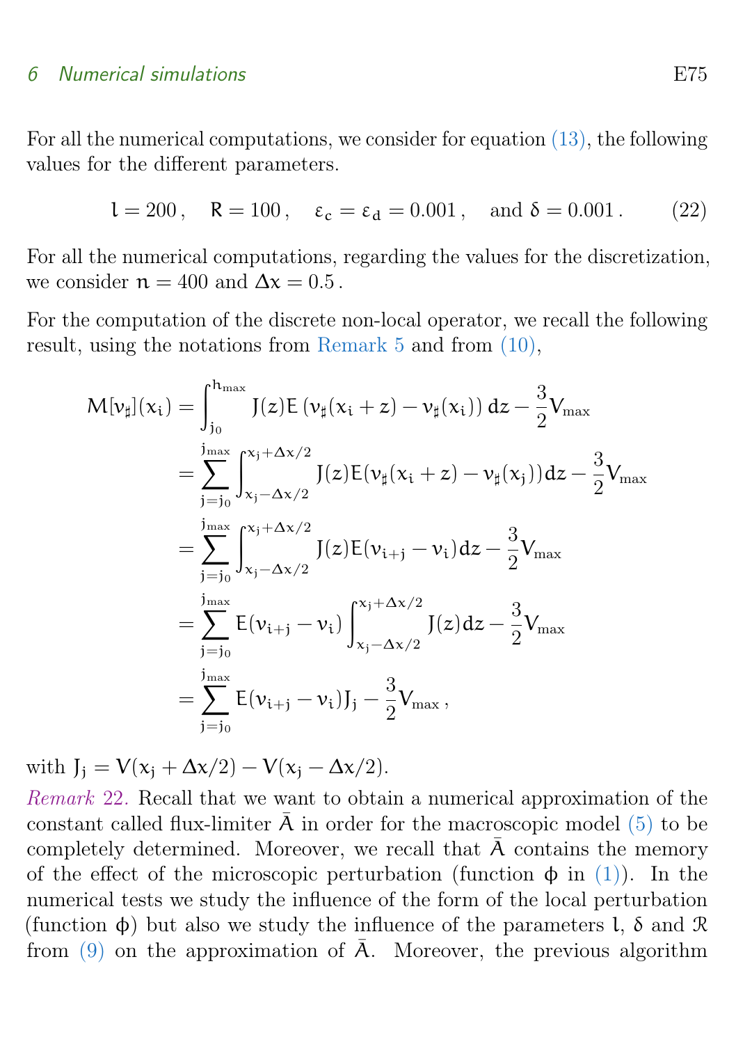For all the numerical computations, we consider for equation (13), the following values for the different parameters.

$$l = 200\,, \quad R = 100\,, \quad \varepsilon_c = \varepsilon_d = 0.001\,, \quad \text{and } \delta = 0.001\,. \tag{22}$$

For all the numerical computations, regarding the values for the discretization, we consider $n = 400$ and $\Delta x = 0.5$.

For the computation of the discrete non-local operator, we recall the following result, using the notations from Remark 5 and from (10),

$$\begin{aligned}
M[\nu_\sharp](x_i) &= \int_{j_0}^{h_{\max}} J(z) E\left(\nu_\sharp(x_i + z) - \nu_\sharp(x_i)\right) dz - \frac{3}{2} V_{\max} \\
&= \sum_{j=j_0}^{j_{\max}} \int_{x_j - \Delta x/2}^{x_j + \Delta x/2} J(z) E(\nu_\sharp(x_i + z) - \nu_\sharp(x_j)) dz - \frac{3}{2} V_{\max} \\
&= \sum_{j=j_0}^{j_{\max}} \int_{x_j - \Delta x/2}^{x_j + \Delta x/2} J(z) E(\nu_{i+j} - \nu_i) dz - \frac{3}{2} V_{\max} \\
&= \sum_{j=j_0}^{j_{\max}} E(\nu_{i+j} - \nu_i) \int_{x_j - \Delta x/2}^{x_j + \Delta x/2} J(z) dz - \frac{3}{2} V_{\max} \\
&= \sum_{j=j_0}^{j_{\max}} E(\nu_{i+j} - \nu_i) J_j - \frac{3}{2} V_{\max}\,,
\end{aligned}$$

with $J_j = V(x_j + \Delta x/2) - V(x_j - \Delta x/2)$.

*Remark 22.* Recall that we want to obtain a numerical approximation of the constant called flux-limiter $\bar{A}$ in order for the macroscopic model (5) to be completely determined. Moreover, we recall that $\bar{A}$ contains the memory of the effect of the microscopic perturbation (function $\phi$ in (1)). In the numerical tests we study the influence of the form of the local perturbation (function $\phi$) but also we study the influence of the parameters $l$, $\delta$ and $\mathcal{R}$ from (9) on the approximation of $\bar{A}$. Moreover, the previous algorithm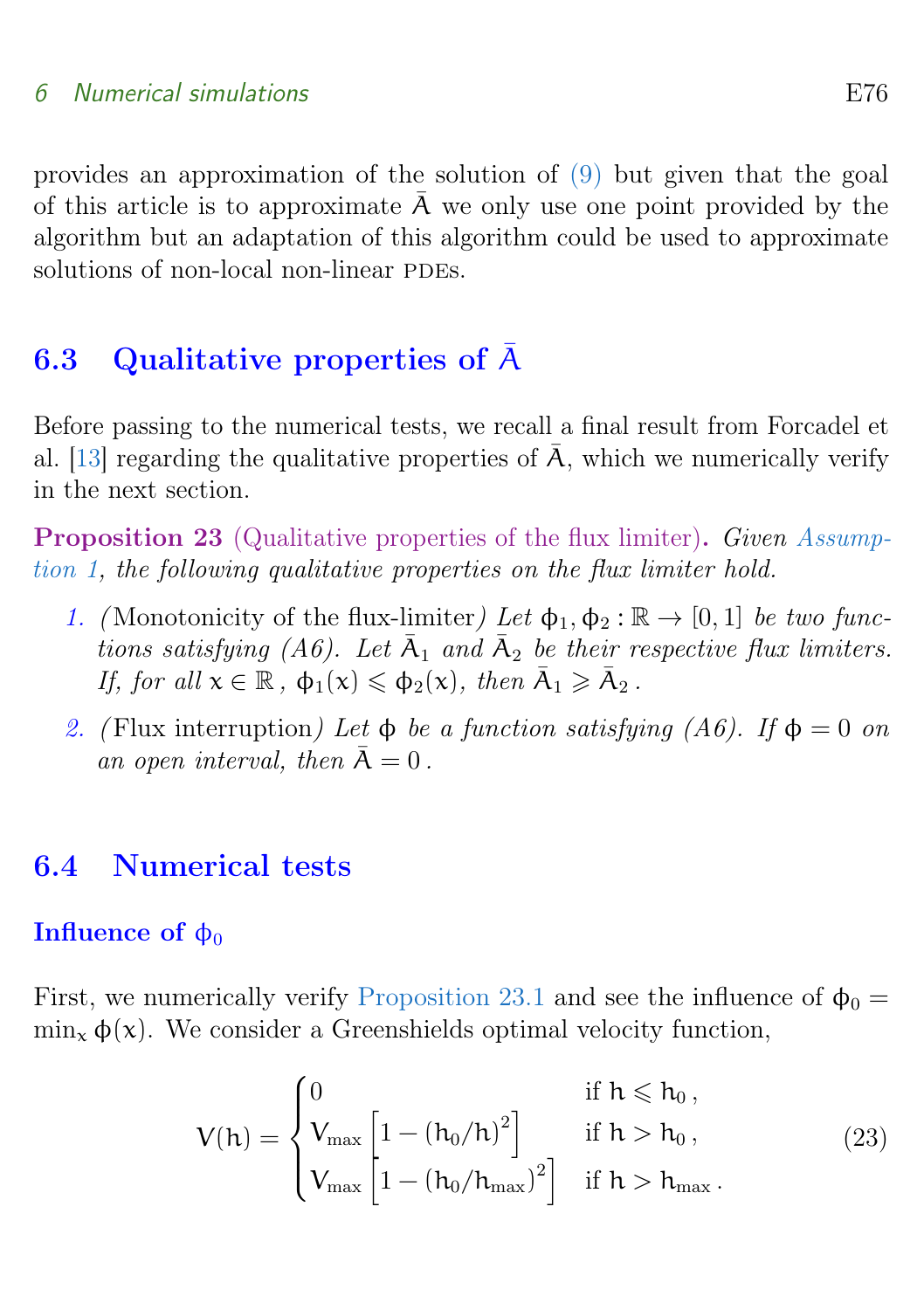provides an approximation of the solution of (9) but given that the goal of this article is to approximate $\bar{A}$ we only use one point provided by the algorithm but an adaptation of this algorithm could be used to approximate solutions of non-local non-linear PDEs.

## 6.3 Qualitative properties of $\bar{A}$

Before passing to the numerical tests, we recall a final result from Forcadel et al. [13] regarding the qualitative properties of $\bar{A}$, which we numerically verify in the next section.

**Proposition 23** (Qualitative properties of the flux limiter)**.** *Given Assumption 1, the following qualitative properties on the flux limiter hold.*

1. (Monotonicity of the flux-limiter) *Let $\phi_1, \phi_2 : \mathbb{R} \to [0,1]$ be two functions satisfying (A6). Let $\bar{A}_1$ and $\bar{A}_2$ be their respective flux limiters. If, for all $x \in \mathbb{R}$, $\phi_1(x) \leqslant \phi_2(x)$, then $\bar{A}_1 \geqslant \bar{A}_2$.*
2. (Flux interruption) *Let $\phi$ be a function satisfying (A6). If $\phi = 0$ on an open interval, then $\bar{A} = 0$.*

## 6.4 Numerical tests

### Influence of $\phi_0$

First, we numerically verify Proposition 23.1 and see the influence of $\phi_0 = \min_x \phi(x)$. We consider a Greenshields optimal velocity function,

$$V(h) = \begin{cases} 0 & \text{if } h \leqslant h_0\,, \\ V_{\max}\left[1 - (h_0/h)^2\right] & \text{if } h > h_0\,, \\ V_{\max}\left[1 - (h_0/h_{\max})^2\right] & \text{if } h > h_{\max}\,. \end{cases} \tag{23}$$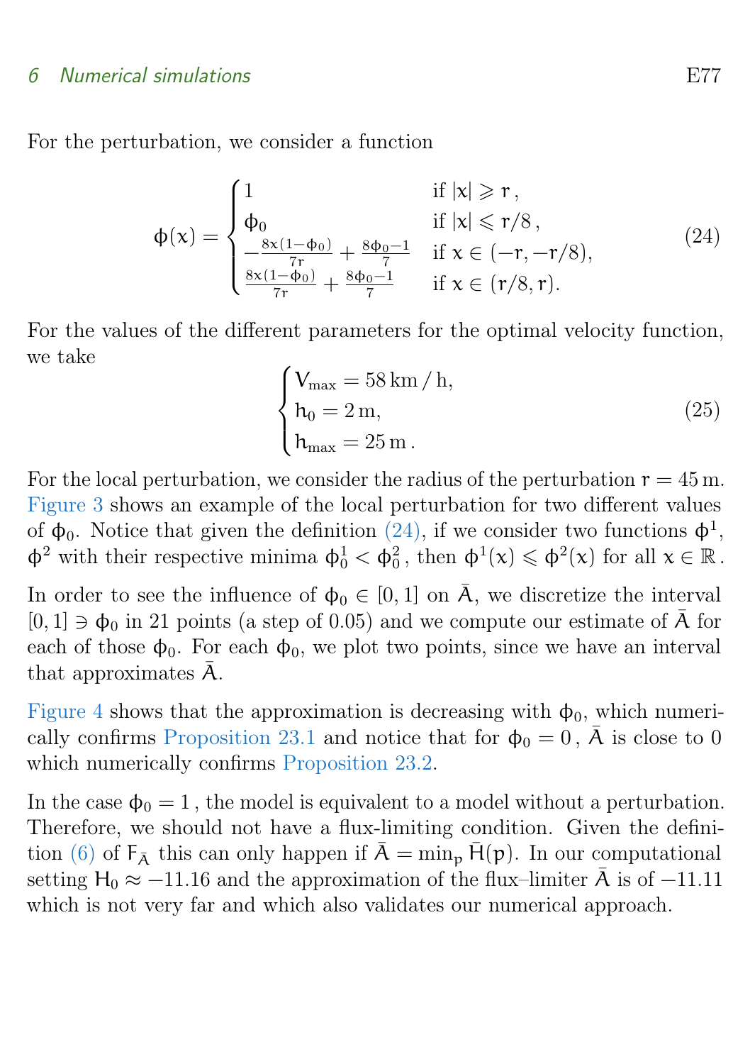For the perturbation, we consider a function

$$\phi(x) = \begin{cases} 1 & \text{if } |x| \geqslant r\,, \\ \phi_0 & \text{if } |x| \leqslant r/8\,, \\ -\frac{8x(1-\phi_0)}{7r} + \frac{8\phi_0 - 1}{7} & \text{if } x \in (-r, -r/8), \\ \frac{8x(1-\phi_0)}{7r} + \frac{8\phi_0 - 1}{7} & \text{if } x \in (r/8, r). \end{cases} \tag{24}$$

For the values of the different parameters for the optimal velocity function, we take

$$\begin{cases} V_{\max} = 58\,\text{km}\,/\,\text{h}, \\ h_0 = 2\,\text{m}, \\ h_{\max} = 25\,\text{m}\,. \end{cases} \tag{25}$$

For the local perturbation, we consider the radius of the perturbation $r = 45\,\text{m}$. Figure 3 shows an example of the local perturbation for two different values of $\phi_0$. Notice that given the definition (24), if we consider two functions $\phi^1$, $\phi^2$ with their respective minima $\phi_0^1 < \phi_0^2$, then $\phi^1(x) \leqslant \phi^2(x)$ for all $x \in \mathbb{R}$.

In order to see the influence of $\phi_0 \in [0,1]$ on $\bar{A}$, we discretize the interval $[0,1] \ni \phi_0$ in 21 points (a step of 0.05) and we compute our estimate of $\bar{A}$ for each of those $\phi_0$. For each $\phi_0$, we plot two points, since we have an interval that approximates $\bar{A}$.

Figure 4 shows that the approximation is decreasing with $\phi_0$, which numerically confirms Proposition 23.1 and notice that for $\phi_0 = 0$, $\bar{A}$ is close to 0 which numerically confirms Proposition 23.2.

In the case $\phi_0 = 1$, the model is equivalent to a model without a perturbation. Therefore, we should not have a flux-limiting condition. Given the definition (6) of $F_{\bar{A}}$ this can only happen if $\bar{A} = \min_p \bar{H}(p)$. In our computational setting $H_0 \approx -11.16$ and the approximation of the flux–limiter $\bar{A}$ is of $-11.11$ which is not very far and which also validates our numerical approach.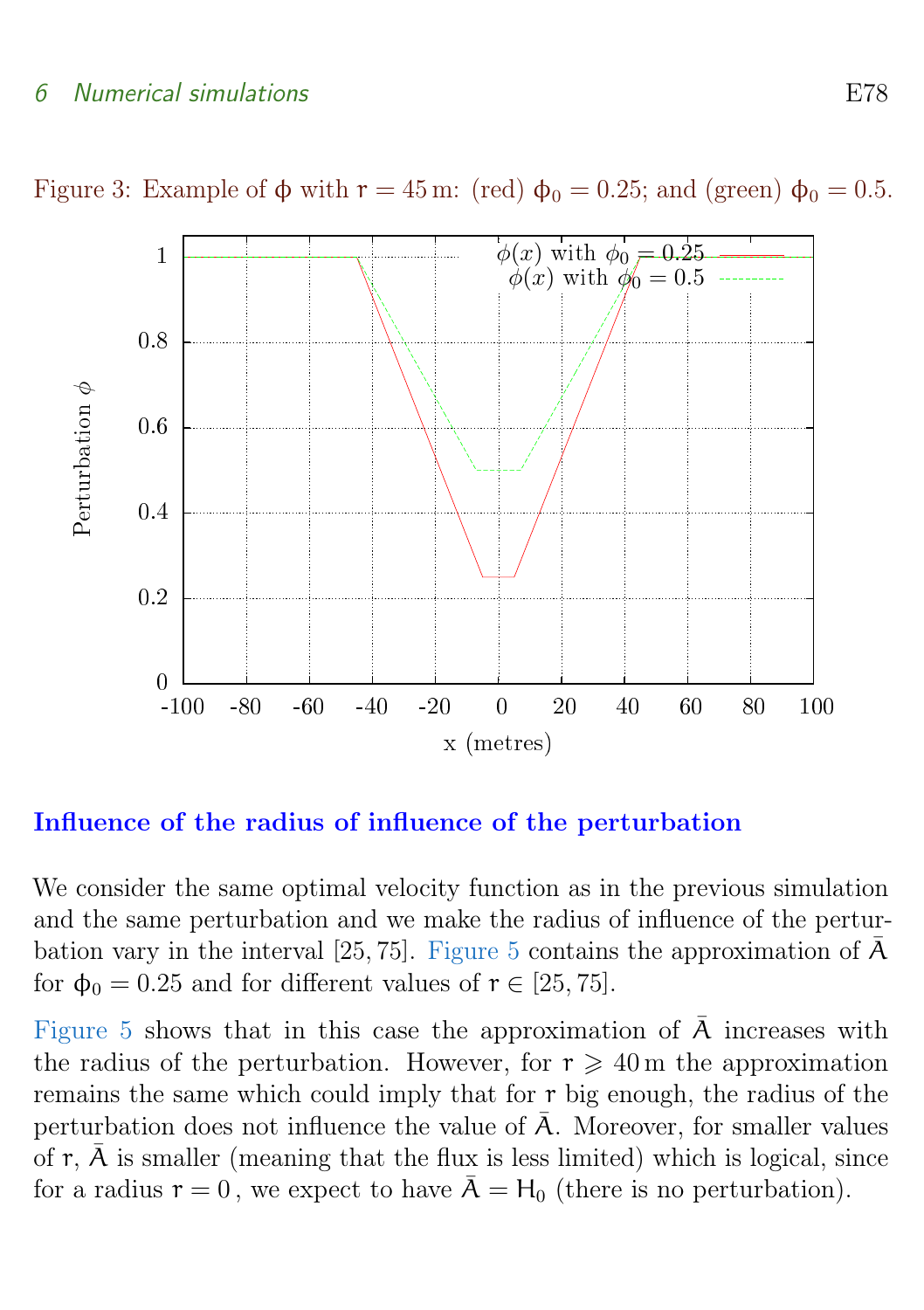Figure 3: Example of $\phi$ with $r = 45\,\mathrm{m}$: (red) $\phi_0 = 0.25$; and (green) $\phi_0 = 0.5$.

### Influence of the radius of influence of the perturbation

We consider the same optimal velocity function as in the previous simulation and the same perturbation and we make the radius of influence of the perturbation vary in the interval $[25, 75]$. Figure 5 contains the approximation of $\bar{A}$ for $\phi_0 = 0.25$ and for different values of $r \in [25, 75]$.

Figure 5 shows that in this case the approximation of $\bar{A}$ increases with the radius of the perturbation. However, for $r \geqslant 40\,\mathrm{m}$ the approximation remains the same which could imply that for $r$ big enough, the radius of the perturbation does not influence the value of $\bar{A}$. Moreover, for smaller values of $r$, $\bar{A}$ is smaller (meaning that the flux is less limited) which is logical, since for a radius $r = 0$, we expect to have $\bar{A} = H_0$ (there is no perturbation).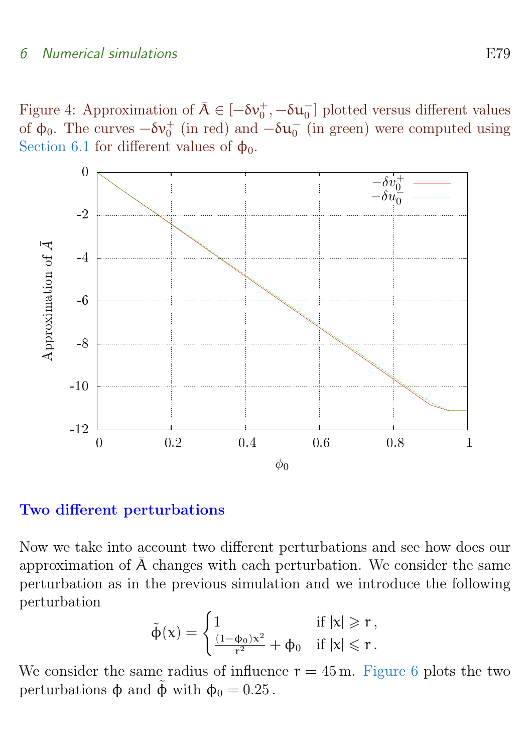Figure 4: Approximation of $\bar{A} \in [-\delta v_0^+, -\delta u_0^-]$ plotted versus different values of $\phi_0$. The curves $-\delta v_0^+$ (in red) and $-\delta u_0^-$ (in green) were computed using Section 6.1 for different values of $\phi_0$.

### Two different perturbations

Now we take into account two different perturbations and see how does our approximation of $\bar{A}$ changes with each perturbation. We consider the same perturbation as in the previous simulation and we introduce the following perturbation

$$\tilde{\phi}(x) = \begin{cases} 1 & \text{if } |x| \geqslant r\,, \\ \frac{(1-\phi_0)x^2}{r^2} + \phi_0 & \text{if } |x| \leqslant r\,. \end{cases}$$

We consider the same radius of influence $r = 45\,\text{m}$. Figure 6 plots the two perturbations $\phi$ and $\tilde{\phi}$ with $\phi_0 = 0.25$.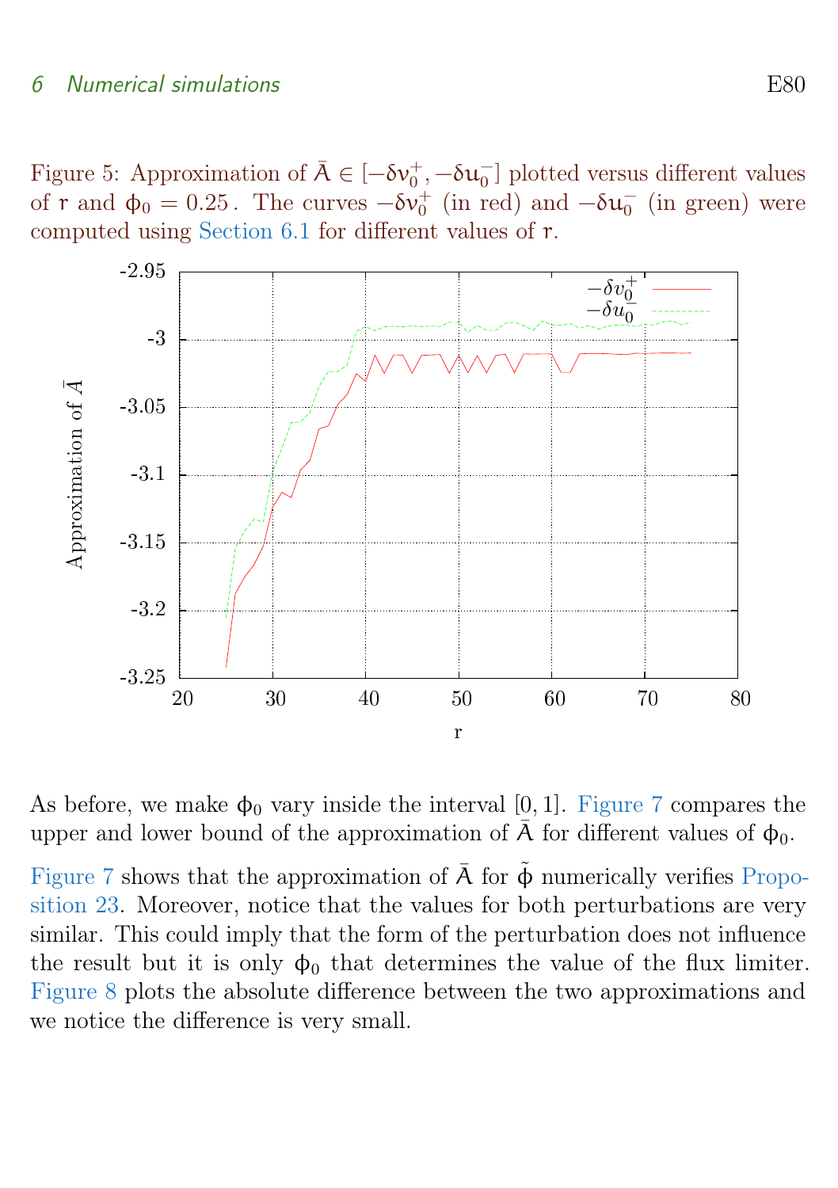Figure 5: Approximation of $\bar{A} \in [-\delta v_0^+, -\delta u_0^-]$ plotted versus different values of $r$ and $\phi_0 = 0.25$. The curves $-\delta v_0^+$ (in red) and $-\delta u_0^-$ (in green) were computed using Section 6.1 for different values of $r$.

As before, we make $\phi_0$ vary inside the interval $[0, 1]$. Figure 7 compares the upper and lower bound of the approximation of $\bar{A}$ for different values of $\phi_0$.

Figure 7 shows that the approximation of $\bar{A}$ for $\tilde{\phi}$ numerically verifies Proposition 23. Moreover, notice that the values for both perturbations are very similar. This could imply that the form of the perturbation does not influence the result but it is only $\phi_0$ that determines the value of the flux limiter. Figure 8 plots the absolute difference between the two approximations and we notice the difference is very small.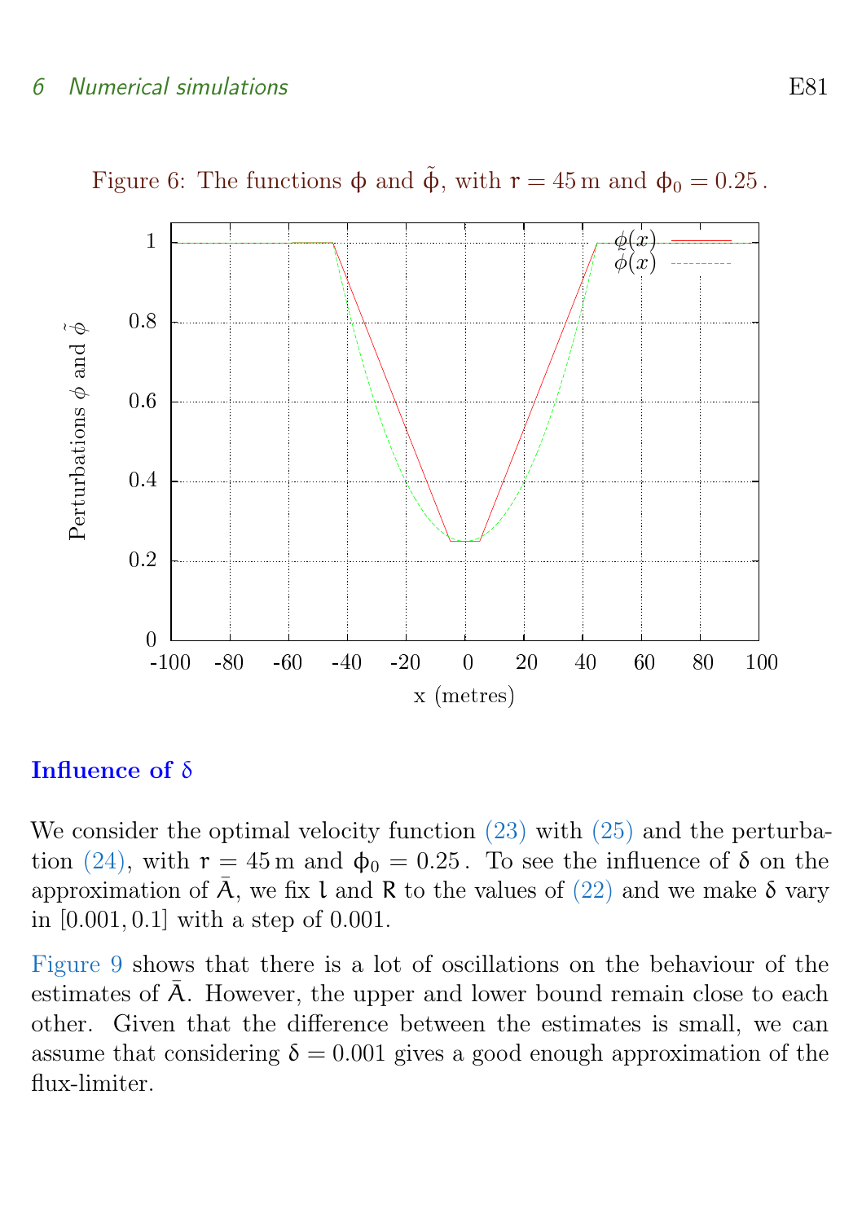Figure 6: The functions $\phi$ and $\tilde{\phi}$, with $r = 45\,\text{m}$ and $\phi_0 = 0.25$.

### Influence of $\delta$

We consider the optimal velocity function (23) with (25) and the perturbation (24), with $r = 45\,\text{m}$ and $\phi_0 = 0.25$. To see the influence of $\delta$ on the approximation of $\bar{A}$, we fix $l$ and $R$ to the values of (22) and we make $\delta$ vary in $[0.001, 0.1]$ with a step of $0.001$.

Figure 9 shows that there is a lot of oscillations on the behaviour of the estimates of $\bar{A}$. However, the upper and lower bound remain close to each other. Given that the difference between the estimates is small, we can assume that considering $\delta = 0.001$ gives a good enough approximation of the flux-limiter.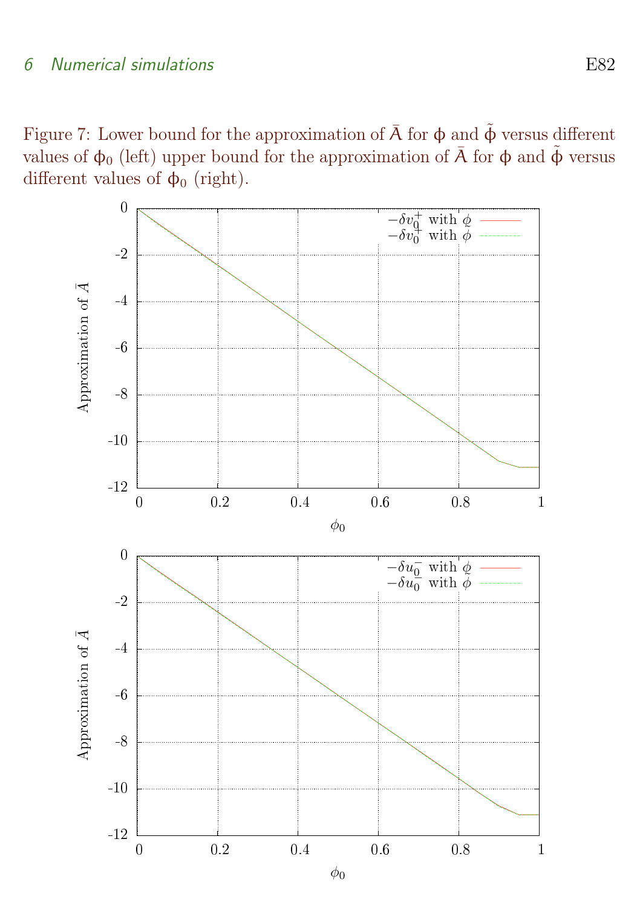Figure 7: Lower bound for the approximation of $\bar{A}$ for $\phi$ and $\tilde{\phi}$ versus different values of $\phi_0$ (left) upper bound for the approximation of $\bar{A}$ for $\phi$ and $\tilde{\phi}$ versus different values of $\phi_0$ (right).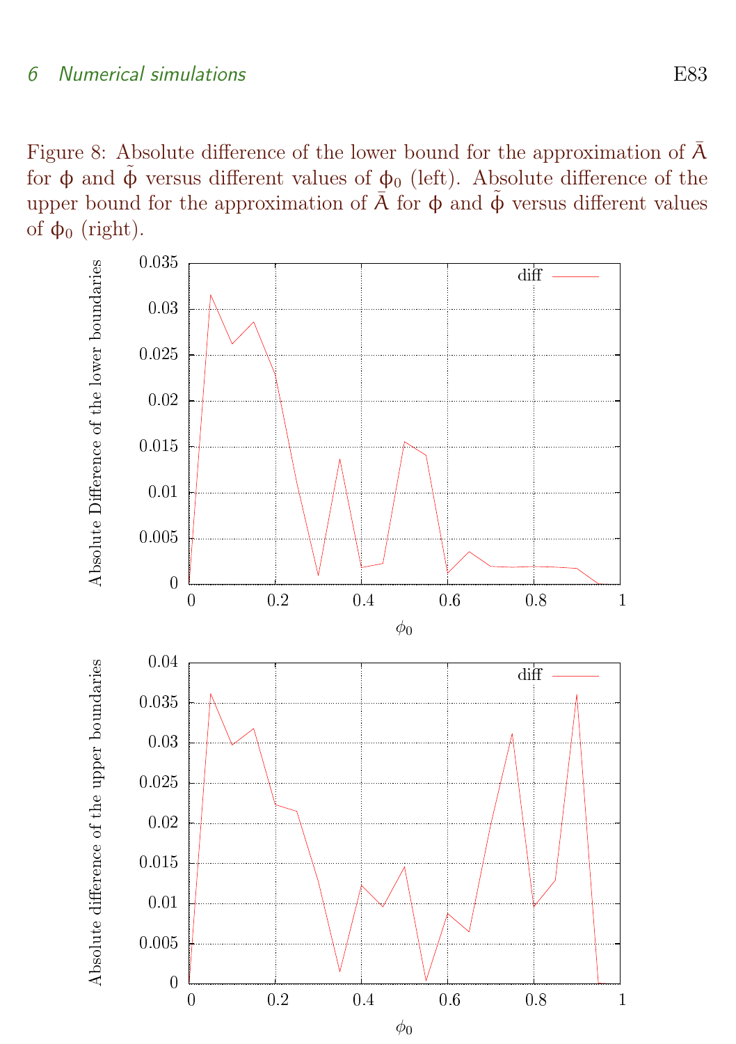Figure 8: Absolute difference of the lower bound for the approximation of $\bar{A}$ for $\phi$ and $\tilde{\phi}$ versus different values of $\phi_0$ (left). Absolute difference of the upper bound for the approximation of $\bar{A}$ for $\phi$ and $\tilde{\phi}$ versus different values of $\phi_0$ (right).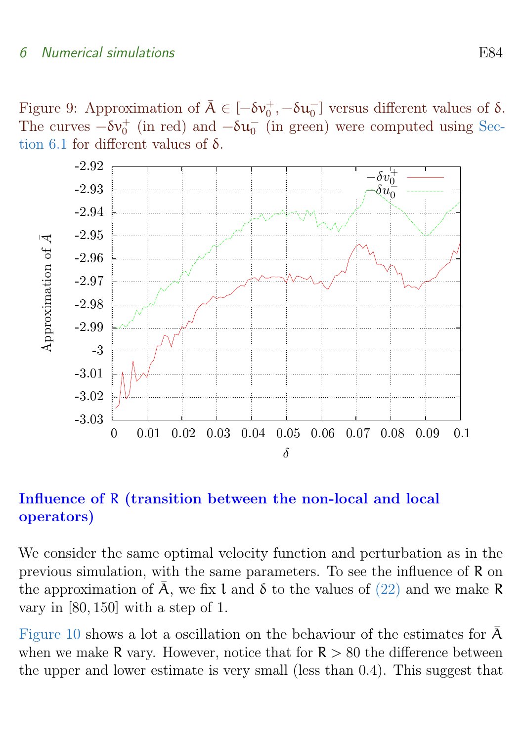Figure 9: Approximation of $\bar{A} \in [-\delta v_0^+, -\delta u_0^-]$ versus different values of $\delta$. The curves $-\delta v_0^+$ (in red) and $-\delta u_0^-$ (in green) were computed using Section 6.1 for different values of $\delta$.

**Influence of $R$ (transition between the non-local and local operators)**

We consider the same optimal velocity function and perturbation as in the previous simulation, with the same parameters. To see the influence of $R$ on the approximation of $\bar{A}$, we fix $l$ and $\delta$ to the values of (22) and we make $R$ vary in $[80, 150]$ with a step of 1.

Figure 10 shows a lot a oscillation on the behaviour of the estimates for $\bar{A}$ when we make $R$ vary. However, notice that for $R > 80$ the difference between the upper and lower estimate is very small (less than 0.4). This suggest that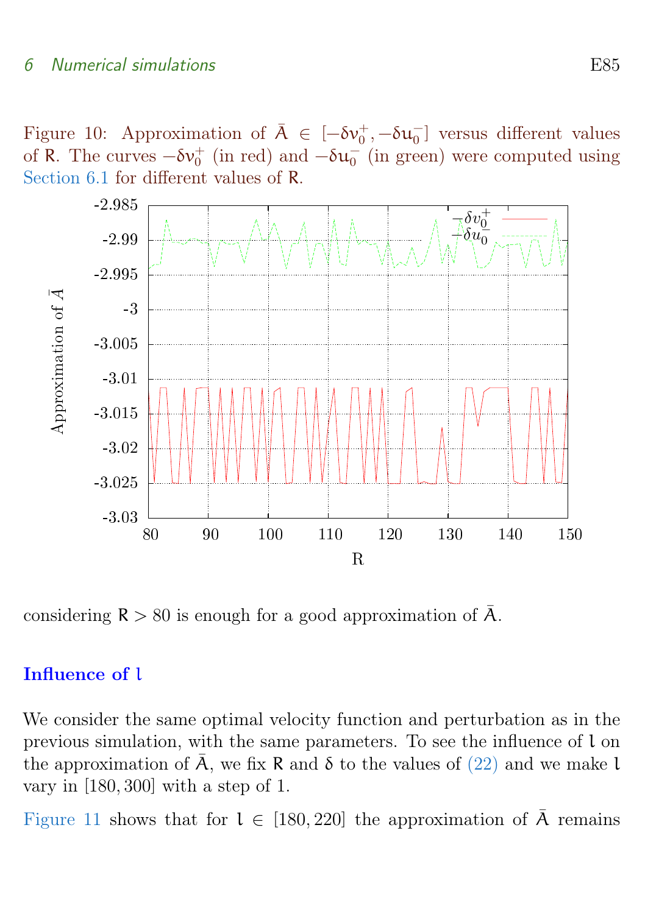Figure 10: Approximation of $\bar{A} \in [-\delta v_0^+, -\delta u_0^-]$ versus different values of $R$. The curves $-\delta v_0^+$ (in red) and $-\delta u_0^-$ (in green) were computed using Section 6.1 for different values of $R$.

considering $R > 80$ is enough for a good approximation of $\bar{A}$.

### Influence of $l$

We consider the same optimal velocity function and perturbation as in the previous simulation, with the same parameters. To see the influence of $l$ on the approximation of $\bar{A}$, we fix $R$ and $\delta$ to the values of (22) and we make $l$ vary in $[180, 300]$ with a step of 1.

Figure 11 shows that for $l \in [180, 220]$ the approximation of $\bar{A}$ remains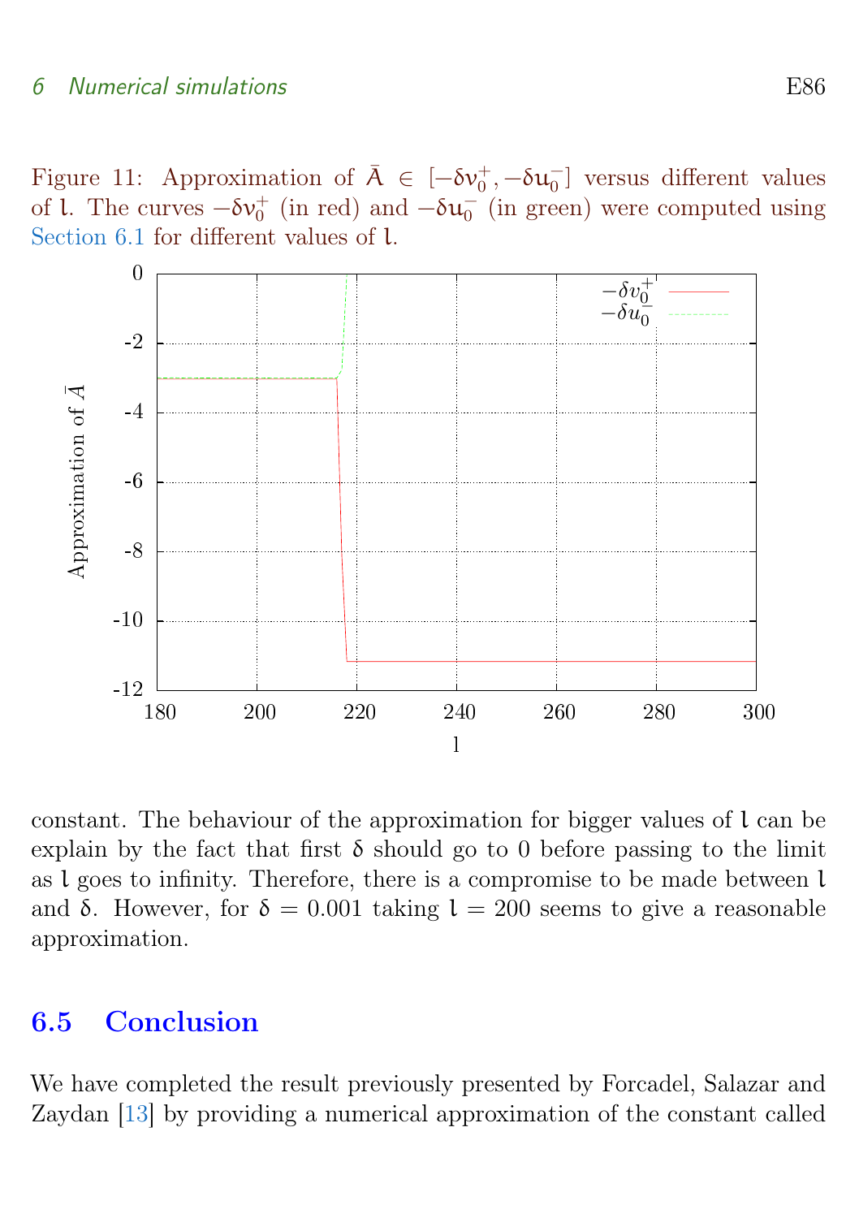Figure 11: Approximation of $\bar{A} \in [-\delta v_0^+, -\delta u_0^-]$ versus different values of $l$. The curves $-\delta v_0^+$ (in red) and $-\delta u_0^-$ (in green) were computed using Section 6.1 for different values of $l$.

constant. The behaviour of the approximation for bigger values of $l$ can be explain by the fact that first $\delta$ should go to 0 before passing to the limit as $l$ goes to infinity. Therefore, there is a compromise to be made between $l$ and $\delta$. However, for $\delta = 0.001$ taking $l = 200$ seems to give a reasonable approximation.

## 6.5 Conclusion

We have completed the result previously presented by Forcadel, Salazar and Zaydan [13] by providing a numerical approximation of the constant called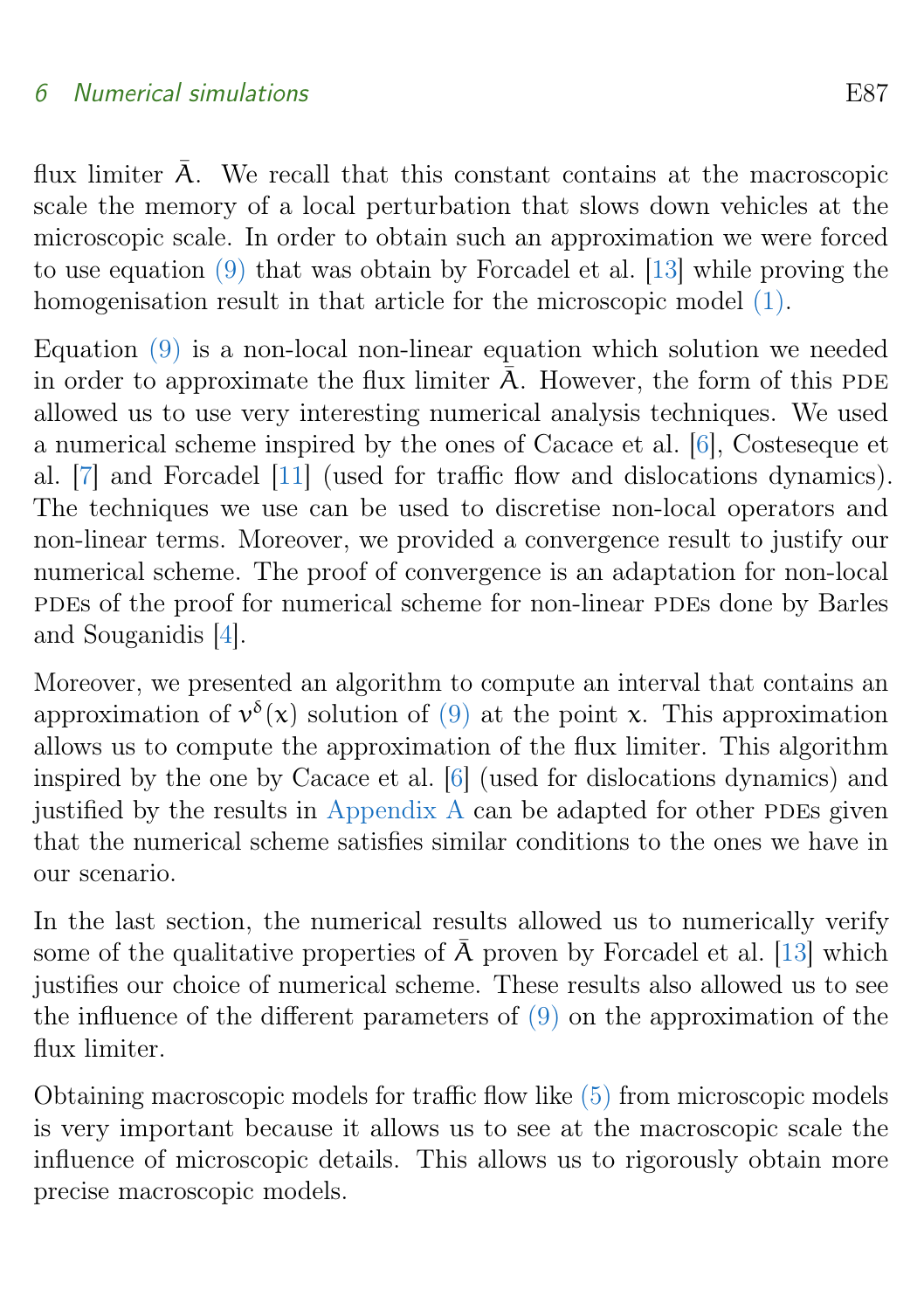flux limiter $\bar{A}$. We recall that this constant contains at the macroscopic scale the memory of a local perturbation that slows down vehicles at the microscopic scale. In order to obtain such an approximation we were forced to use equation (9) that was obtain by Forcadel et al. [13] while proving the homogenisation result in that article for the microscopic model (1).

Equation (9) is a non-local non-linear equation which solution we needed in order to approximate the flux limiter $\bar{A}$. However, the form of this PDE allowed us to use very interesting numerical analysis techniques. We used a numerical scheme inspired by the ones of Cacace et al. [6], Costeseque et al. [7] and Forcadel [11] (used for traffic flow and dislocations dynamics). The techniques we use can be used to discretise non-local operators and non-linear terms. Moreover, we provided a convergence result to justify our numerical scheme. The proof of convergence is an adaptation for non-local PDEs of the proof for numerical scheme for non-linear PDEs done by Barles and Souganidis [4].

Moreover, we presented an algorithm to compute an interval that contains an approximation of $\nu^{\delta}(x)$ solution of (9) at the point $x$. This approximation allows us to compute the approximation of the flux limiter. This algorithm inspired by the one by Cacace et al. [6] (used for dislocations dynamics) and justified by the results in Appendix A can be adapted for other PDEs given that the numerical scheme satisfies similar conditions to the ones we have in our scenario.

In the last section, the numerical results allowed us to numerically verify some of the qualitative properties of $\bar{A}$ proven by Forcadel et al. [13] which justifies our choice of numerical scheme. These results also allowed us to see the influence of the different parameters of (9) on the approximation of the flux limiter.

Obtaining macroscopic models for traffic flow like (5) from microscopic models is very important because it allows us to see at the macroscopic scale the influence of microscopic details. This allows us to rigorously obtain more precise macroscopic models.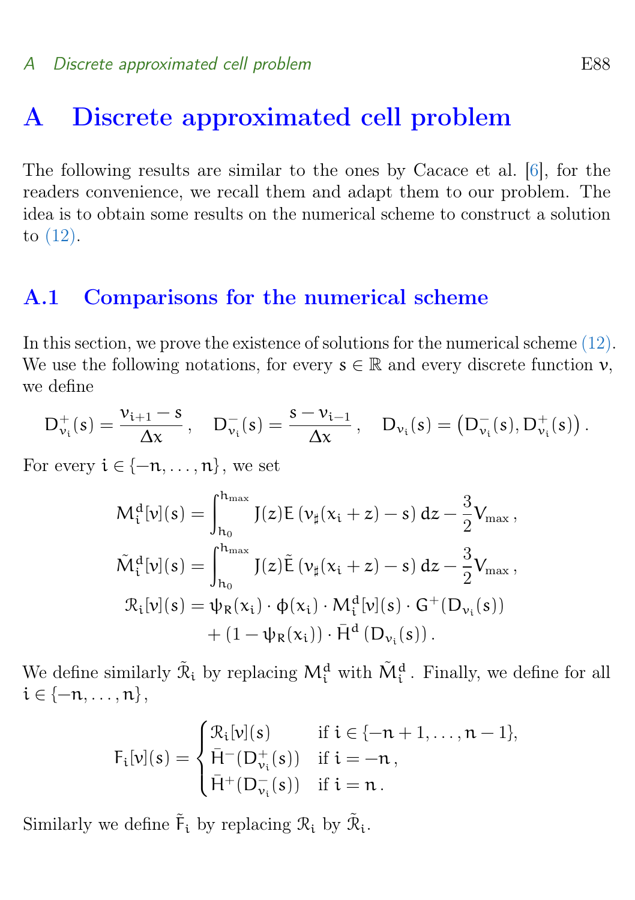# A Discrete approximated cell problem

The following results are similar to the ones by Cacace et al. [6], for the readers convenience, we recall them and adapt them to our problem. The idea is to obtain some results on the numerical scheme to construct a solution to (12).

## A.1 Comparisons for the numerical scheme

In this section, we prove the existence of solutions for the numerical scheme (12). We use the following notations, for every $s \in \mathbb{R}$ and every discrete function $\nu$, we define

$$D^+_{\nu_i}(s) = \frac{\nu_{i+1} - s}{\Delta x}\,, \quad D^-_{\nu_i}(s) = \frac{s - \nu_{i-1}}{\Delta x}\,, \quad D_{\nu_i}(s) = \left(D^-_{\nu_i}(s), D^+_{\nu_i}(s)\right).$$

For every $i \in \{-n, \dots, n\}$, we set

$$\begin{aligned}
M^d_i[\nu](s) &= \int_{h_0}^{h_{\max}} J(z) E\left(\nu_\sharp(x_i + z) - s\right) dz - \frac{3}{2} V_{\max}\,,\\
\tilde{M}^d_i[\nu](s) &= \int_{h_0}^{h_{\max}} J(z) \tilde{E}\left(\nu_\sharp(x_i + z) - s\right) dz - \frac{3}{2} V_{\max}\,,\\
\mathcal{R}_i[\nu](s) &= \psi_R(x_i) \cdot \phi(x_i) \cdot M^d_i[\nu](s) \cdot G^+(D_{\nu_i}(s))\\
&\quad + (1 - \psi_R(x_i)) \cdot \bar{H}^d\left(D_{\nu_i}(s)\right).
\end{aligned}$$

We define similarly $\tilde{\mathcal{R}}_i$ by replacing $M^d_i$ with $\tilde{M}^d_i$. Finally, we define for all $i \in \{-n, \dots, n\}$,

$$F_i[\nu](s) = \begin{cases} \mathcal{R}_i[\nu](s) & \text{if } i \in \{-n+1, \dots, n-1\},\\ \bar{H}^-(D^+_{\nu_i}(s)) & \text{if } i = -n\,,\\ \bar{H}^+(D^-_{\nu_i}(s)) & \text{if } i = n\,. \end{cases}$$

Similarly we define $\tilde{F}_i$ by replacing $\mathcal{R}_i$ by $\tilde{\mathcal{R}}_i$.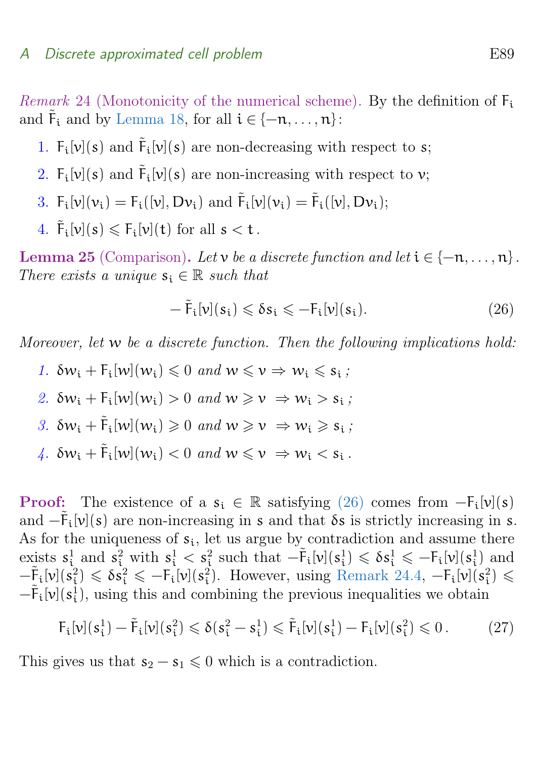*Remark* 24 (Monotonicity of the numerical scheme). By the definition of $F_i$ and $\tilde{F}_i$ and by Lemma 18, for all $i \in \{-n, \ldots, n\}$:

1. $F_i[v](s)$ and $\tilde{F}_i[v](s)$ are non-decreasing with respect to $s$;
2. $F_i[v](s)$ and $\tilde{F}_i[v](s)$ are non-increasing with respect to $v$;
3. $F_i[v](v_i) = F_i([v], Dv_i)$ and $\tilde{F}_i[v](v_i) = \tilde{F}_i([v], Dv_i)$;
4. $\tilde{F}_i[v](s) \leqslant F_i[v](t)$ for all $s < t$.

**Lemma 25** (Comparison)**.** *Let $v$ be a discrete function and let $i \in \{-n, \ldots, n\}$. There exists a unique $s_i \in \mathbb{R}$ such that*

$$-\tilde{F}_i[v](s_i) \leqslant \delta s_i \leqslant -F_i[v](s_i). \tag{26}$$

*Moreover, let $w$ be a discrete function. Then the following implications hold:*

1. *$\delta w_i + F_i[w](w_i) \leqslant 0$ and $w \leqslant v \Rightarrow w_i \leqslant s_i$ ;*
2. *$\delta w_i + F_i[w](w_i) > 0$ and $w \geqslant v \Rightarrow w_i > s_i$ ;*
3. *$\delta w_i + \tilde{F}_i[w](w_i) \geqslant 0$ and $w \geqslant v \Rightarrow w_i \geqslant s_i$ ;*
4. *$\delta w_i + \tilde{F}_i[w](w_i) < 0$ and $w \leqslant v \Rightarrow w_i < s_i$ .*

**Proof:** The existence of a $s_i \in \mathbb{R}$ satisfying (26) comes from $-F_i[v](s)$ and $-\tilde{F}_i[v](s)$ are non-increasing in $s$ and that $\delta s$ is strictly increasing in $s$. As for the uniqueness of $s_i$, let us argue by contradiction and assume there exists $s_i^1$ and $s_i^2$ with $s_i^1 < s_i^2$ such that $-\tilde{F}_i[v](s_i^1) \leqslant \delta s_i^1 \leqslant -F_i[v](s_i^1)$ and $-\tilde{F}_i[v](s_i^2) \leqslant \delta s_i^2 \leqslant -F_i[v](s_i^2)$. However, using Remark 24.4, $-F_i[v](s_i^2) \leqslant -\tilde{F}_i[v](s_i^1)$, using this and combining the previous inequalities we obtain

$$F_i[v](s_i^1) - \tilde{F}_i[v](s_i^2) \leqslant \delta(s_i^2 - s_i^1) \leqslant \tilde{F}_i[v](s_i^1) - F_i[v](s_i^2) \leqslant 0\,. \tag{27}$$

This gives us that $s_2 - s_1 \leqslant 0$ which is a contradiction.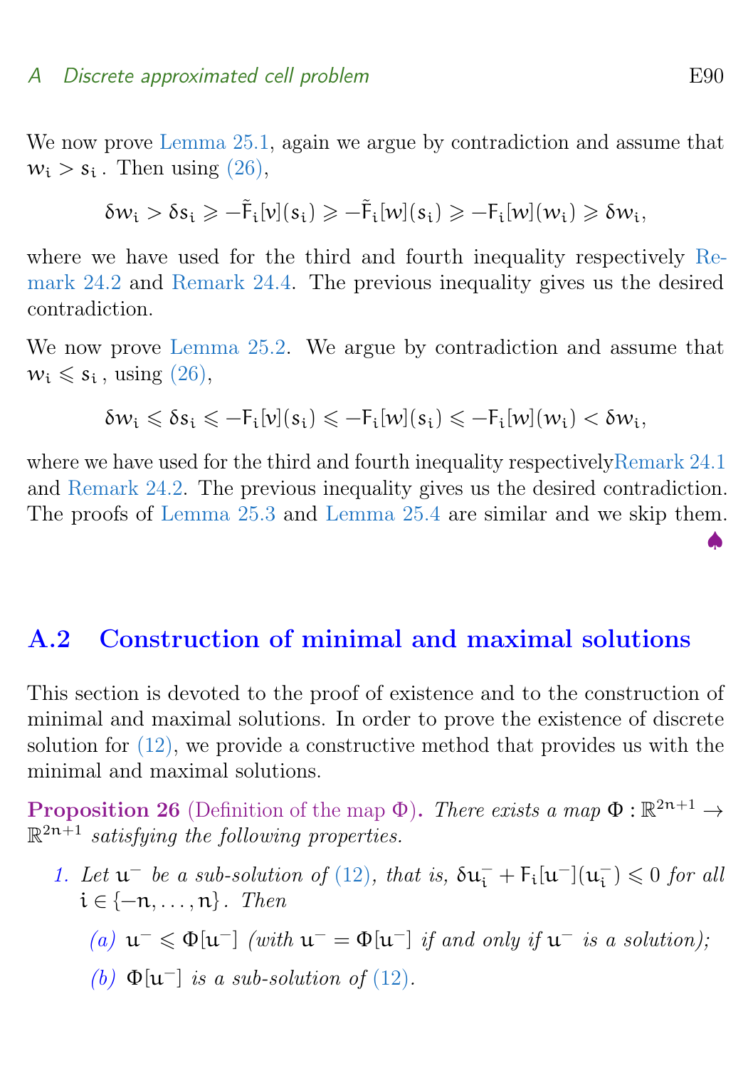We now prove Lemma 25.1, again we argue by contradiction and assume that $w_i > s_i$. Then using (26),

$$\delta w_i > \delta s_i \geqslant -\tilde{F}_i[v](s_i) \geqslant -\tilde{F}_i[w](s_i) \geqslant -F_i[w](w_i) \geqslant \delta w_i,$$

where we have used for the third and fourth inequality respectively Remark 24.2 and Remark 24.4. The previous inequality gives us the desired contradiction.

We now prove Lemma 25.2. We argue by contradiction and assume that $w_i \leqslant s_i$, using (26),

$$\delta w_i \leqslant \delta s_i \leqslant -F_i[v](s_i) \leqslant -F_i[w](s_i) \leqslant -F_i[w](w_i) < \delta w_i,$$

where we have used for the third and fourth inequality respectivelyRemark 24.1 and Remark 24.2. The previous inequality gives us the desired contradiction. The proofs of Lemma 25.3 and Lemma 25.4 are similar and we skip them. ♠

## A.2 Construction of minimal and maximal solutions

This section is devoted to the proof of existence and to the construction of minimal and maximal solutions. In order to prove the existence of discrete solution for (12), we provide a constructive method that provides us with the minimal and maximal solutions.

**Proposition 26** (Definition of the map $\Phi$)**.** *There exists a map $\Phi : \mathbb{R}^{2n+1} \to \mathbb{R}^{2n+1}$ satisfying the following properties.*

1. *Let $u^-$ be a sub-solution of (12), that is, $\delta u_i^- + F_i[u^-](u_i^-) \leqslant 0$ for all $i \in \{-n, \ldots, n\}$. Then*
   - (a) *$u^- \leqslant \Phi[u^-]$ (with $u^- = \Phi[u^-]$ if and only if $u^-$ is a solution);*
   - (b) *$\Phi[u^-]$ is a sub-solution of (12).*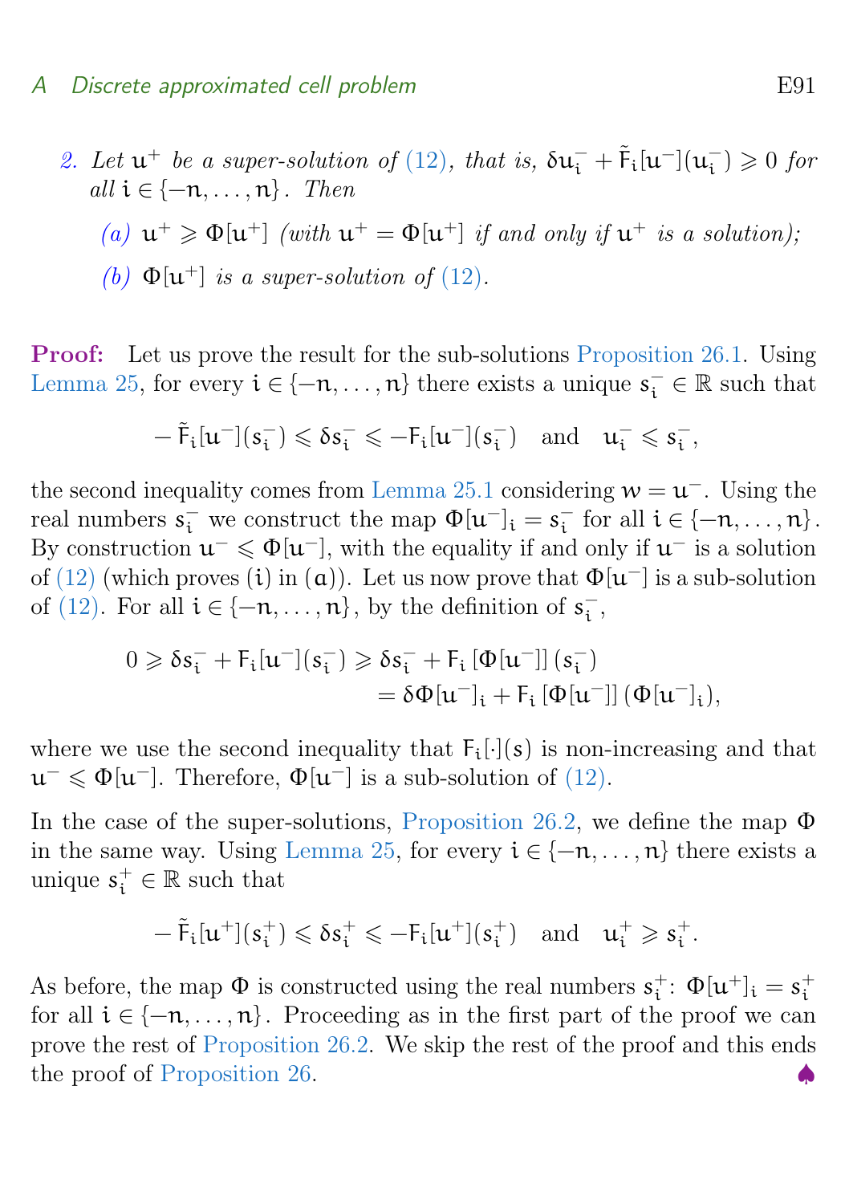2. *Let $u^+$ be a super-solution of (12), that is, $\delta u_i^- + \tilde{F}_i[u^-](u_i^-) \geqslant 0$ for all $i \in \{-n, \ldots, n\}$. Then*

   (a) $u^+ \geqslant \Phi[u^+]$ *(with $u^+ = \Phi[u^+]$ if and only if $u^+$ is a solution);*

   (b) $\Phi[u^+]$ *is a super-solution of (12).*

**Proof:** Let us prove the result for the sub-solutions Proposition 26.1. Using Lemma 25, for every $i \in \{-n, \ldots, n\}$ there exists a unique $s_i^- \in \mathbb{R}$ such that

$$-\tilde{F}_i[u^-](s_i^-) \leqslant \delta s_i^- \leqslant -F_i[u^-](s_i^-) \quad \text{and} \quad u_i^- \leqslant s_i^-,$$

the second inequality comes from Lemma 25.1 considering $w = u^-$. Using the real numbers $s_i^-$ we construct the map $\Phi[u^-]_i = s_i^-$ for all $i \in \{-n, \ldots, n\}$. By construction $u^- \leqslant \Phi[u^-]$, with the equality if and only if $u^-$ is a solution of (12) (which proves (i) in (a)). Let us now prove that $\Phi[u^-]$ is a sub-solution of (12). For all $i \in \{-n, \ldots, n\}$, by the definition of $s_i^-$,

$$\begin{aligned} 0 \geqslant \delta s_i^- + F_i[u^-](s_i^-) &\geqslant \delta s_i^- + F_i\left[\Phi[u^-]\right](s_i^-) \\ &= \delta \Phi[u^-]_i + F_i\left[\Phi[u^-]\right](\Phi[u^-]_i), \end{aligned}$$

where we use the second inequality that $F_i[\cdot](s)$ is non-increasing and that $u^- \leqslant \Phi[u^-]$. Therefore, $\Phi[u^-]$ is a sub-solution of (12).

In the case of the super-solutions, Proposition 26.2, we define the map $\Phi$ in the same way. Using Lemma 25, for every $i \in \{-n, \ldots, n\}$ there exists a unique $s_i^+ \in \mathbb{R}$ such that

$$-\tilde{F}_i[u^+](s_i^+) \leqslant \delta s_i^+ \leqslant -F_i[u^+](s_i^+) \quad \text{and} \quad u_i^+ \geqslant s_i^+.$$

As before, the map $\Phi$ is constructed using the real numbers $s_i^+$: $\Phi[u^+]_i = s_i^+$ for all $i \in \{-n, \ldots, n\}$. Proceeding as in the first part of the proof we can prove the rest of Proposition 26.2. We skip the rest of the proof and this ends the proof of Proposition 26. ♠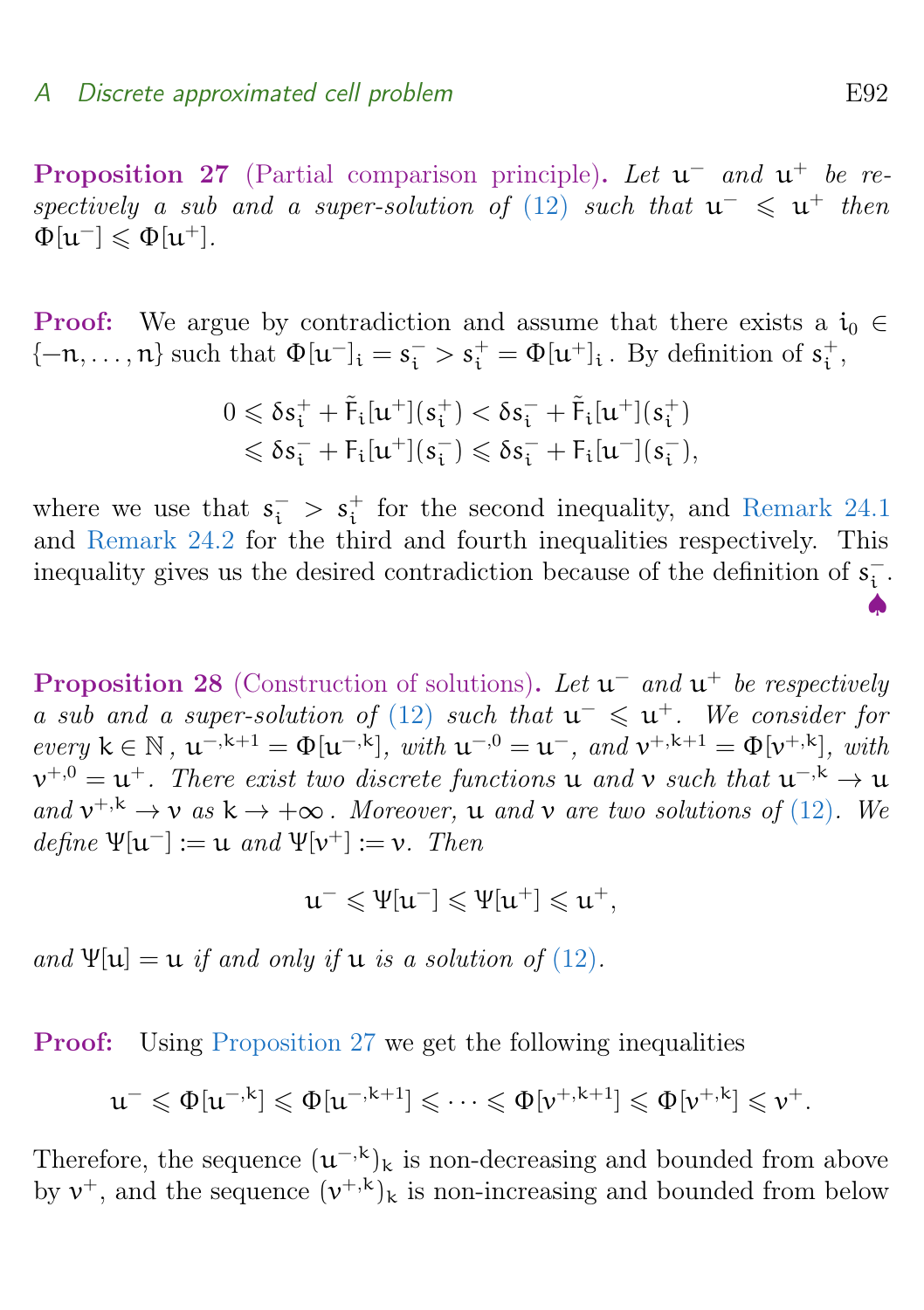**Proposition 27** (Partial comparison principle). *Let $u^-$ and $u^+$ be respectively a sub and a super-solution of (12) such that $u^- \leqslant u^+$ then $\Phi[u^-] \leqslant \Phi[u^+]$.*

**Proof:** We argue by contradiction and assume that there exists a $i_0 \in \{-n, \dots, n\}$ such that $\Phi[u^-]_i = s_i^- > s_i^+ = \Phi[u^+]_i$. By definition of $s_i^+$,

$$\begin{aligned} 0 \leqslant \delta s_i^+ + \tilde{F}_i[u^+](s_i^+) &< \delta s_i^- + \tilde{F}_i[u^+](s_i^+) \\ &\leqslant \delta s_i^- + F_i[u^+](s_i^-) \leqslant \delta s_i^- + F_i[u^-](s_i^-), \end{aligned}$$

where we use that $s_i^- > s_i^+$ for the second inequality, and Remark 24.1 and Remark 24.2 for the third and fourth inequalities respectively. This inequality gives us the desired contradiction because of the definition of $s_i^-$. ♠

**Proposition 28** (Construction of solutions). *Let $u^-$ and $u^+$ be respectively a sub and a super-solution of (12) such that $u^- \leqslant u^+$. We consider for every $k \in \mathbb{N}$, $u^{-,k+1} = \Phi[u^{-,k}]$, with $u^{-,0} = u^-$, and $v^{+,k+1} = \Phi[v^{+,k}]$, with $v^{+,0} = u^+$. There exist two discrete functions $u$ and $v$ such that $u^{-,k} \to u$ and $v^{+,k} \to v$ as $k \to +\infty$. Moreover, $u$ and $v$ are two solutions of (12). We define $\Psi[u^-] := u$ and $\Psi[v^+] := v$. Then*

$$u^- \leqslant \Psi[u^-] \leqslant \Psi[u^+] \leqslant u^+,$$

*and $\Psi[u] = u$ if and only if $u$ is a solution of (12).*

**Proof:** Using Proposition 27 we get the following inequalities

$$u^- \leqslant \Phi[u^{-,k}] \leqslant \Phi[u^{-,k+1}] \leqslant \cdots \leqslant \Phi[v^{+,k+1}] \leqslant \Phi[v^{+,k}] \leqslant v^+.$$

Therefore, the sequence $(u^{-,k})_k$ is non-decreasing and bounded from above by $v^+$, and the sequence $(v^{+,k})_k$ is non-increasing and bounded from below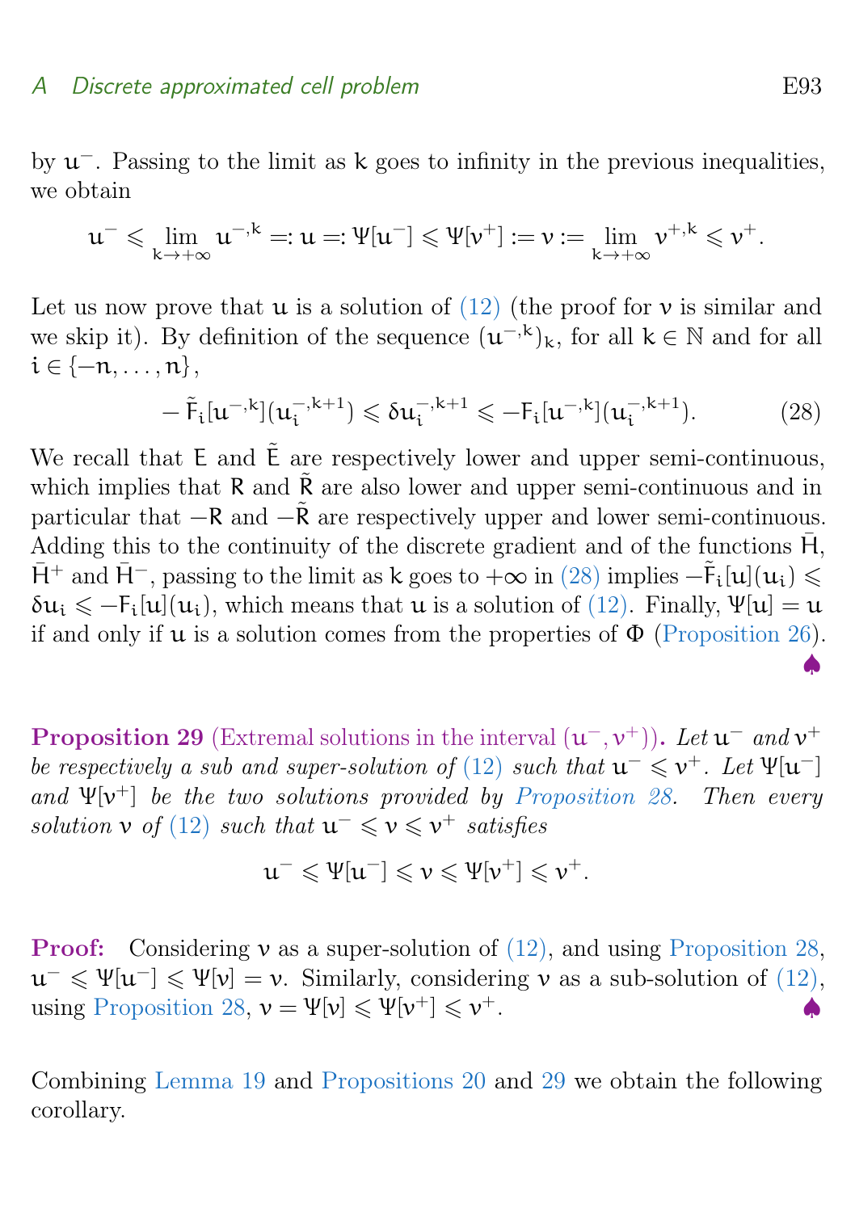by $u^-$. Passing to the limit as $k$ goes to infinity in the previous inequalities, we obtain

$$u^- \leqslant \lim_{k\to+\infty} u^{-,k} =: u =: \Psi[u^-] \leqslant \Psi[v^+] := v := \lim_{k\to+\infty} v^{+,k} \leqslant v^+.$$

Let us now prove that $u$ is a solution of (12) (the proof for $v$ is similar and we skip it). By definition of the sequence $(u^{-,k})_k$, for all $k \in \mathbb{N}$ and for all $i \in \{-n, \dots, n\}$,

$$-\tilde{F}_i[u^{-,k}](u_i^{-,k+1}) \leqslant \delta u_i^{-,k+1} \leqslant -F_i[u^{-,k}](u_i^{-,k+1}). \tag{28}$$

We recall that $E$ and $\tilde{E}$ are respectively lower and upper semi-continuous, which implies that $R$ and $\tilde{R}$ are also lower and upper semi-continuous and in particular that $-R$ and $-\tilde{R}$ are respectively upper and lower semi-continuous. Adding this to the continuity of the discrete gradient and of the functions $\bar{H}$, $\bar{H}^+$ and $\bar{H}^-$, passing to the limit as $k$ goes to $+\infty$ in (28) implies $-\tilde{F}_i[u](u_i) \leqslant \delta u_i \leqslant -F_i[u](u_i)$, which means that $u$ is a solution of (12). Finally, $\Psi[u] = u$ if and only if $u$ is a solution comes from the properties of $\Phi$ (Proposition 26). ♠

**Proposition 29** (Extremal solutions in the interval $(u^-, v^+)$)**.** *Let $u^-$ and $v^+$ be respectively a sub and super-solution of (12) such that $u^- \leqslant v^+$. Let $\Psi[u^-]$ and $\Psi[v^+]$ be the two solutions provided by Proposition 28. Then every solution $v$ of (12) such that $u^- \leqslant v \leqslant v^+$ satisfies*

$$u^- \leqslant \Psi[u^-] \leqslant v \leqslant \Psi[v^+] \leqslant v^+.$$

**Proof:** Considering $v$ as a super-solution of (12), and using Proposition 28, $u^- \leqslant \Psi[u^-] \leqslant \Psi[v] = v$. Similarly, considering $v$ as a sub-solution of (12), using Proposition 28, $v = \Psi[v] \leqslant \Psi[v^+] \leqslant v^+$. ♠

Combining Lemma 19 and Propositions 20 and 29 we obtain the following corollary.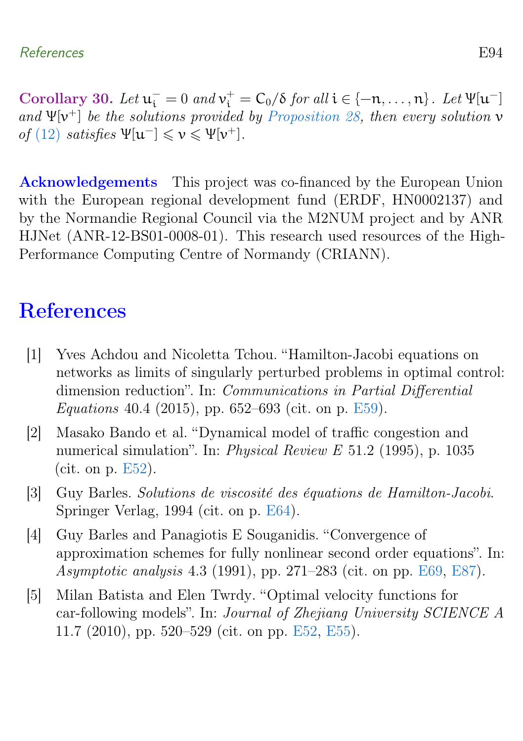**Corollary 30.** *Let $u_i^- = 0$ and $v_i^+ = C_0/\delta$ for all $i \in \{-n, \dots, n\}$. Let $\Psi[u^-]$ and $\Psi[v^+]$ be the solutions provided by Proposition 28, then every solution $v$ of (12) satisfies $\Psi[u^-] \leqslant v \leqslant \Psi[v^+]$.*

**Acknowledgements** This project was co-financed by the European Union with the European regional development fund (ERDF, HN0002137) and by the Normandie Regional Council via the M2NUM project and by ANR HJNet (ANR-12-BS01-0008-01). This research used resources of the High-Performance Computing Centre of Normandy (CRIANN).

# References

[1] Yves Achdou and Nicoletta Tchou. "Hamilton-Jacobi equations on networks as limits of singularly perturbed problems in optimal control: dimension reduction". In: *Communications in Partial Differential Equations* 40.4 (2015), pp. 652–693 (cit. on p. E59).

[2] Masako Bando et al. "Dynamical model of traffic congestion and numerical simulation". In: *Physical Review E* 51.2 (1995), p. 1035 (cit. on p. E52).

[3] Guy Barles. *Solutions de viscosité des équations de Hamilton-Jacobi*. Springer Verlag, 1994 (cit. on p. E64).

[4] Guy Barles and Panagiotis E Souganidis. "Convergence of approximation schemes for fully nonlinear second order equations". In: *Asymptotic analysis* 4.3 (1991), pp. 271–283 (cit. on pp. E69, E87).

[5] Milan Batista and Elen Twrdy. "Optimal velocity functions for car-following models". In: *Journal of Zhejiang University SCIENCE A* 11.7 (2010), pp. 520–529 (cit. on pp. E52, E55).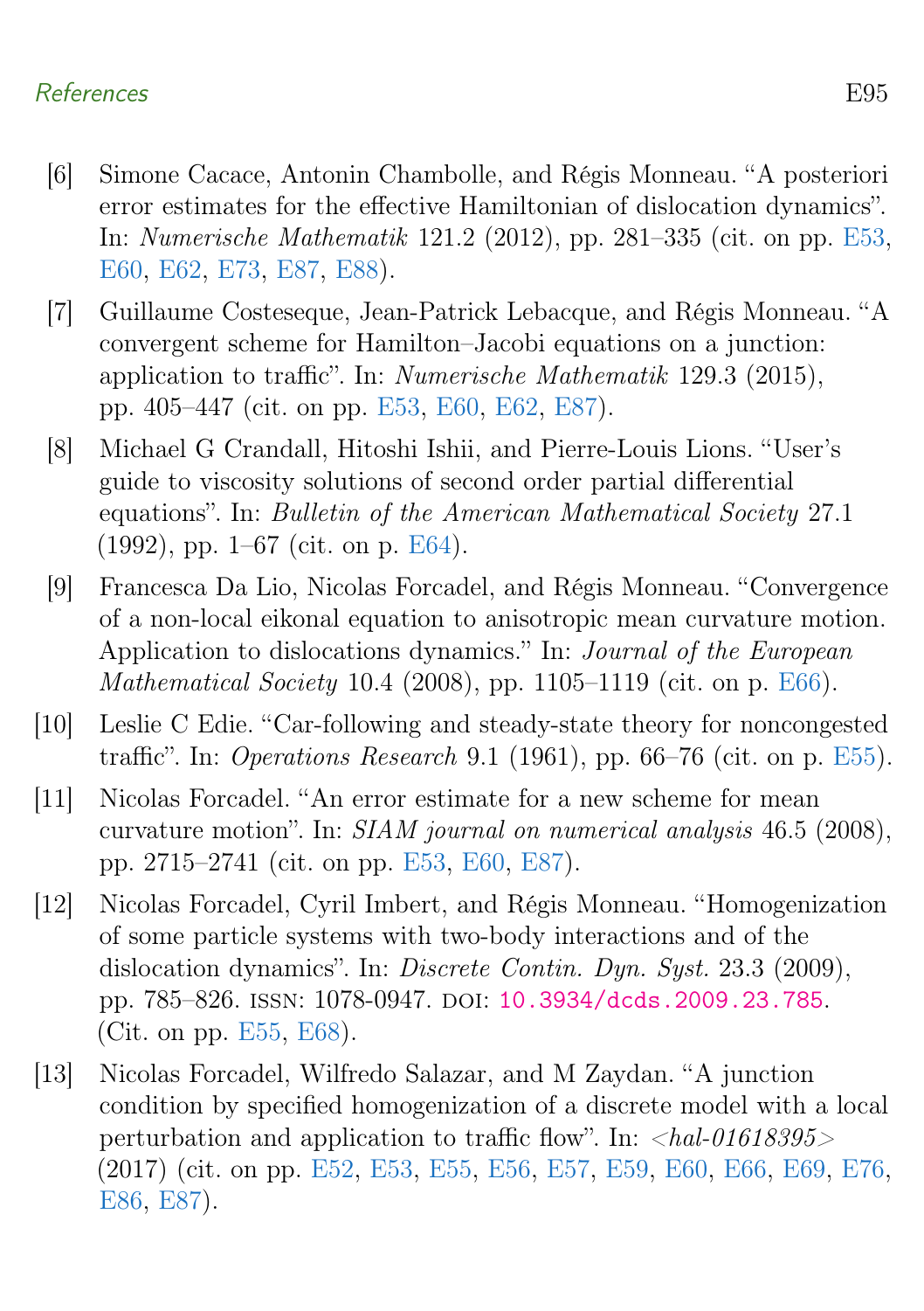[6] Simone Cacace, Antonin Chambolle, and Régis Monneau. “A posteriori error estimates for the effective Hamiltonian of dislocation dynamics”. In: *Numerische Mathematik* 121.2 (2012), pp. 281–335 (cit. on pp. E53, E60, E62, E73, E87, E88).

[7] Guillaume Costeseque, Jean-Patrick Lebacque, and Régis Monneau. “A convergent scheme for Hamilton–Jacobi equations on a junction: application to traffic”. In: *Numerische Mathematik* 129.3 (2015), pp. 405–447 (cit. on pp. E53, E60, E62, E87).

[8] Michael G Crandall, Hitoshi Ishii, and Pierre-Louis Lions. “User's guide to viscosity solutions of second order partial differential equations”. In: *Bulletin of the American Mathematical Society* 27.1 (1992), pp. 1–67 (cit. on p. E64).

[9] Francesca Da Lio, Nicolas Forcadel, and Régis Monneau. “Convergence of a non-local eikonal equation to anisotropic mean curvature motion. Application to dislocations dynamics.” In: *Journal of the European Mathematical Society* 10.4 (2008), pp. 1105–1119 (cit. on p. E66).

[10] Leslie C Edie. “Car-following and steady-state theory for noncongested traffic”. In: *Operations Research* 9.1 (1961), pp. 66–76 (cit. on p. E55).

[11] Nicolas Forcadel. “An error estimate for a new scheme for mean curvature motion”. In: *SIAM journal on numerical analysis* 46.5 (2008), pp. 2715–2741 (cit. on pp. E53, E60, E87).

[12] Nicolas Forcadel, Cyril Imbert, and Régis Monneau. “Homogenization of some particle systems with two-body interactions and of the dislocation dynamics”. In: *Discrete Contin. Dyn. Syst.* 23.3 (2009), pp. 785–826. ISSN: 1078-0947. DOI: 10.3934/dcds.2009.23.785. (Cit. on pp. E55, E68).

[13] Nicolas Forcadel, Wilfredo Salazar, and M Zaydan. “A junction condition by specified homogenization of a discrete model with a local perturbation and application to traffic flow”. In: *<hal-01618395>* (2017) (cit. on pp. E52, E53, E55, E56, E57, E59, E60, E66, E69, E76, E86, E87).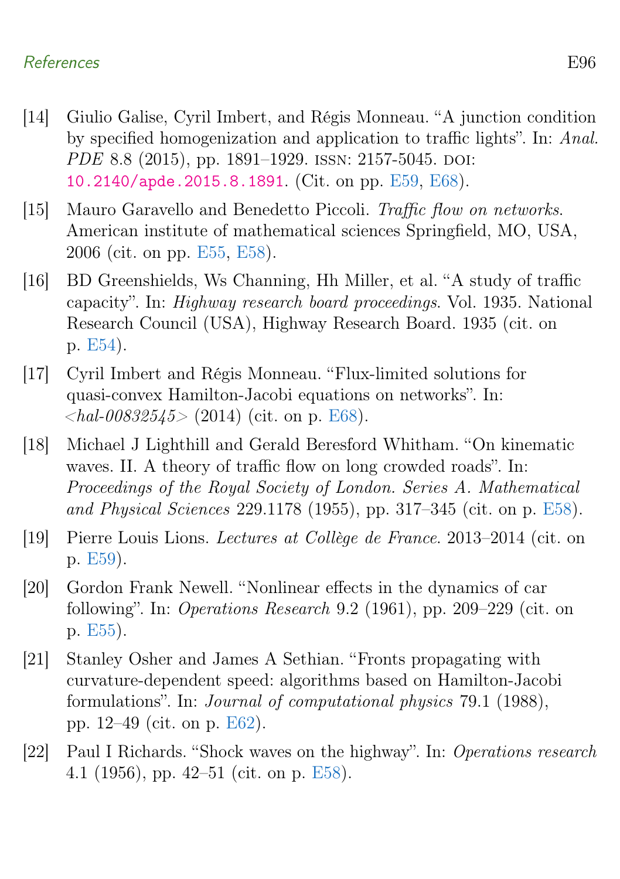[14] Giulio Galise, Cyril Imbert, and Régis Monneau. “A junction condition by specified homogenization and application to traffic lights”. In: *Anal. PDE* 8.8 (2015), pp. 1891–1929. ISSN: 2157-5045. DOI: 10.2140/apde.2015.8.1891. (Cit. on pp. E59, E68).

[15] Mauro Garavello and Benedetto Piccoli. *Traffic flow on networks*. American institute of mathematical sciences Springfield, MO, USA, 2006 (cit. on pp. E55, E58).

[16] BD Greenshields, Ws Channing, Hh Miller, et al. “A study of traffic capacity”. In: *Highway research board proceedings*. Vol. 1935. National Research Council (USA), Highway Research Board. 1935 (cit. on p. E54).

[17] Cyril Imbert and Régis Monneau. “Flux-limited solutions for quasi-convex Hamilton-Jacobi equations on networks”. In: *<hal-00832545>* (2014) (cit. on p. E68).

[18] Michael J Lighthill and Gerald Beresford Whitham. “On kinematic waves. II. A theory of traffic flow on long crowded roads”. In: *Proceedings of the Royal Society of London. Series A. Mathematical and Physical Sciences* 229.1178 (1955), pp. 317–345 (cit. on p. E58).

[19] Pierre Louis Lions. *Lectures at Collège de France*. 2013–2014 (cit. on p. E59).

[20] Gordon Frank Newell. “Nonlinear effects in the dynamics of car following”. In: *Operations Research* 9.2 (1961), pp. 209–229 (cit. on p. E55).

[21] Stanley Osher and James A Sethian. “Fronts propagating with curvature-dependent speed: algorithms based on Hamilton-Jacobi formulations”. In: *Journal of computational physics* 79.1 (1988), pp. 12–49 (cit. on p. E62).

[22] Paul I Richards. “Shock waves on the highway”. In: *Operations research* 4.1 (1956), pp. 42–51 (cit. on p. E58).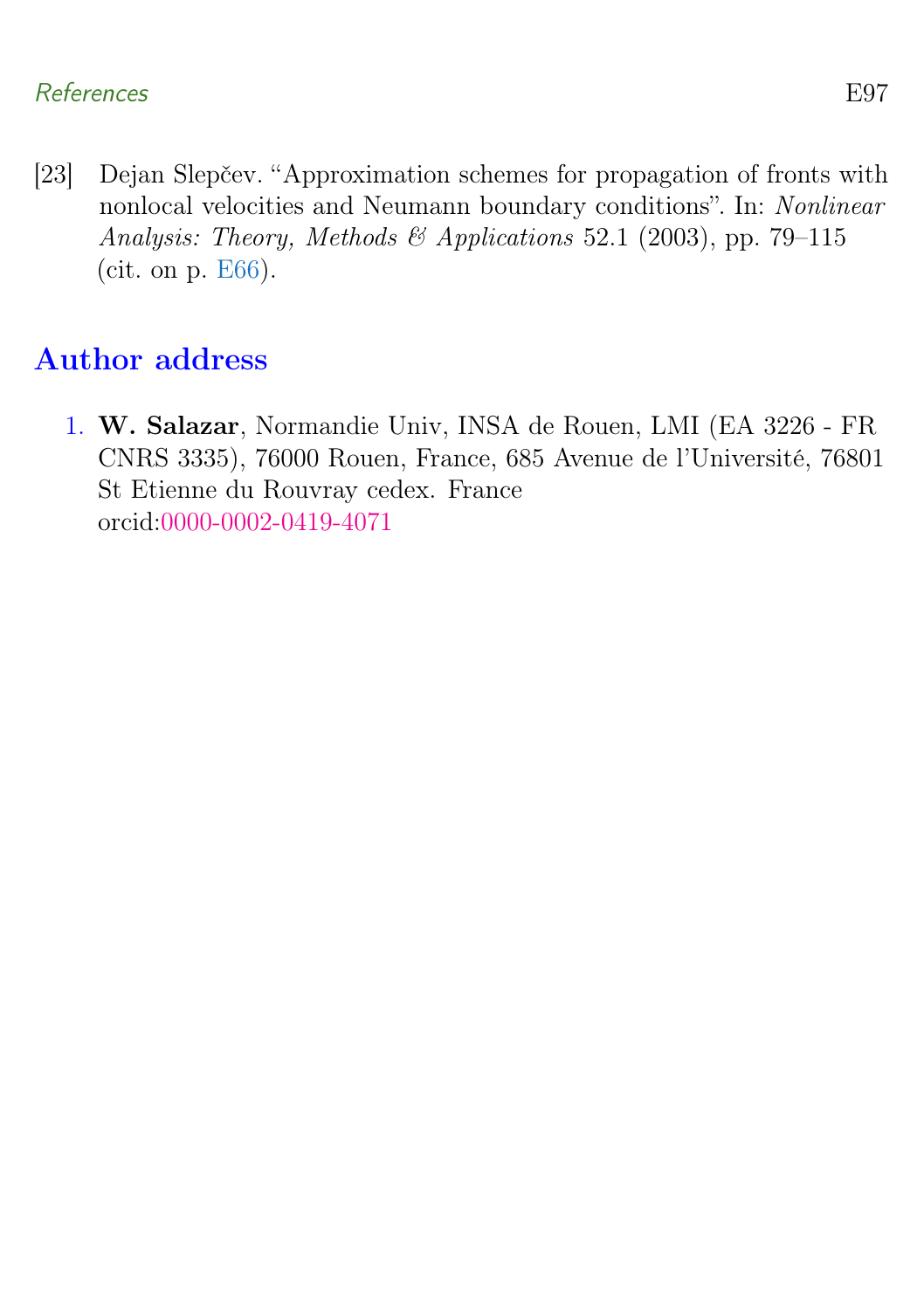[23] Dejan Slepčev. "Approximation schemes for propagation of fronts with nonlocal velocities and Neumann boundary conditions". In: *Nonlinear Analysis: Theory, Methods & Applications* 52.1 (2003), pp. 79–115 (cit. on p. E66).

## Author address

1. **W. Salazar**, Normandie Univ, INSA de Rouen, LMI (EA 3226 - FR CNRS 3335), 76000 Rouen, France, 685 Avenue de l'Université, 76801 St Etienne du Rouvray cedex. France
orcid:0000-0002-0419-4071